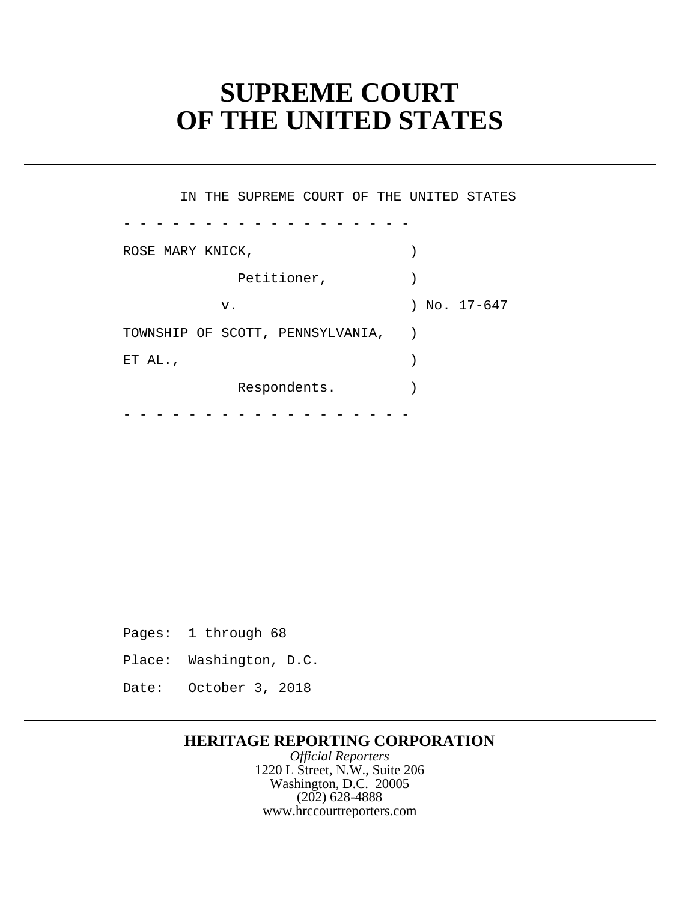# SUPREME COURT OF THE UNITED STATES

IN THE SUPREME COURT OF THE UNITED STATES

```
- - - - - - - - - - - - - - - - - -
ROSE MARY KNICK,                   )
            Petitioner,            )
          v.                       ) No. 17-647
TOWNSHIP OF SCOTT, PENNSYLVANIA,   )
ET AL.,                            )
            Respondents.           )
- - - - - - - - - - - - - - - - - -
```

Pages: 1 through 68

Place: Washington, D.C.

Date: October 3, 2018

**HERITAGE REPORTING CORPORATION**

*Official Reporters*

1220 L Street, N.W., Suite 206

Washington, D.C. 20005

(202) 628-4888

www.hrccourtreporters.com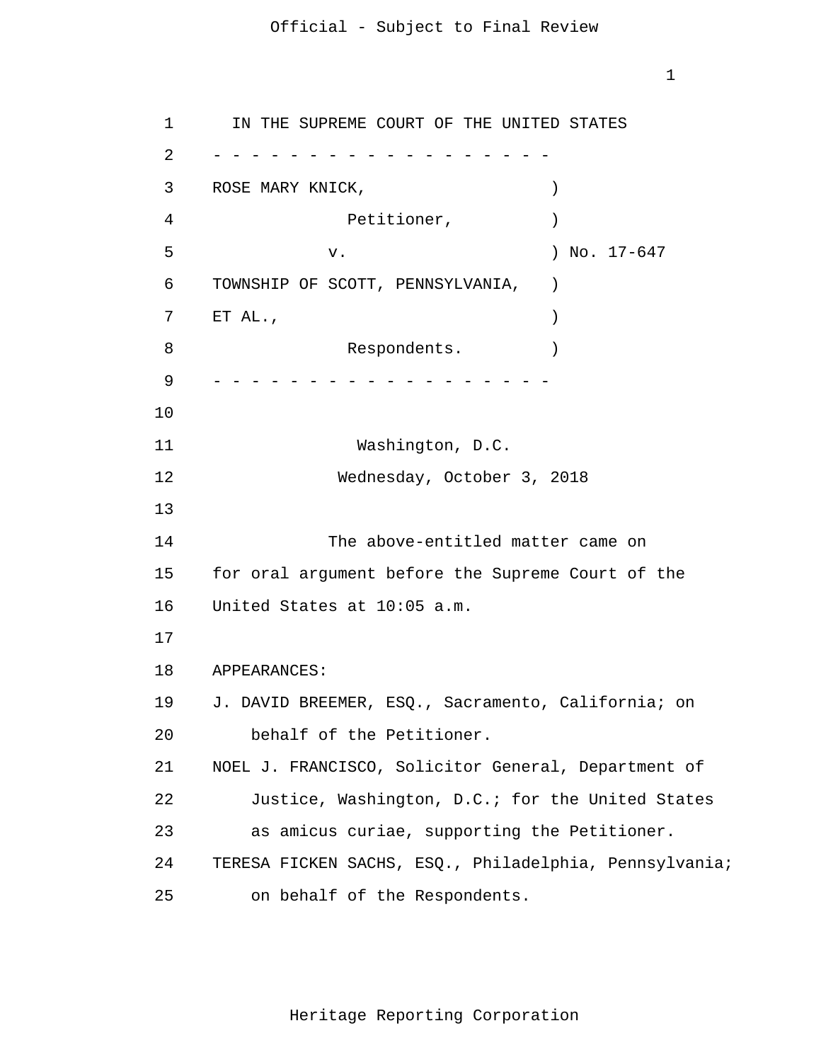IN THE SUPREME COURT OF THE UNITED STATES

- - - - - - - - - - - - - - - - - - -

ROSE MARY KNICK, )
Petitioner, )
v. ) No. 17-647
TOWNSHIP OF SCOTT, PENNSYLVANIA, )
ET AL., )
Respondents. )

- - - - - - - - - - - - - - - - - - -

Washington, D.C.

Wednesday, October 3, 2018

The above-entitled matter came on for oral argument before the Supreme Court of the United States at 10:05 a.m.

APPEARANCES:

J. DAVID BREEMER, ESQ., Sacramento, California; on behalf of the Petitioner.

NOEL J. FRANCISCO, Solicitor General, Department of Justice, Washington, D.C.; for the United States as amicus curiae, supporting the Petitioner.

TERESA FICKEN SACHS, ESQ., Philadelphia, Pennsylvania; on behalf of the Respondents.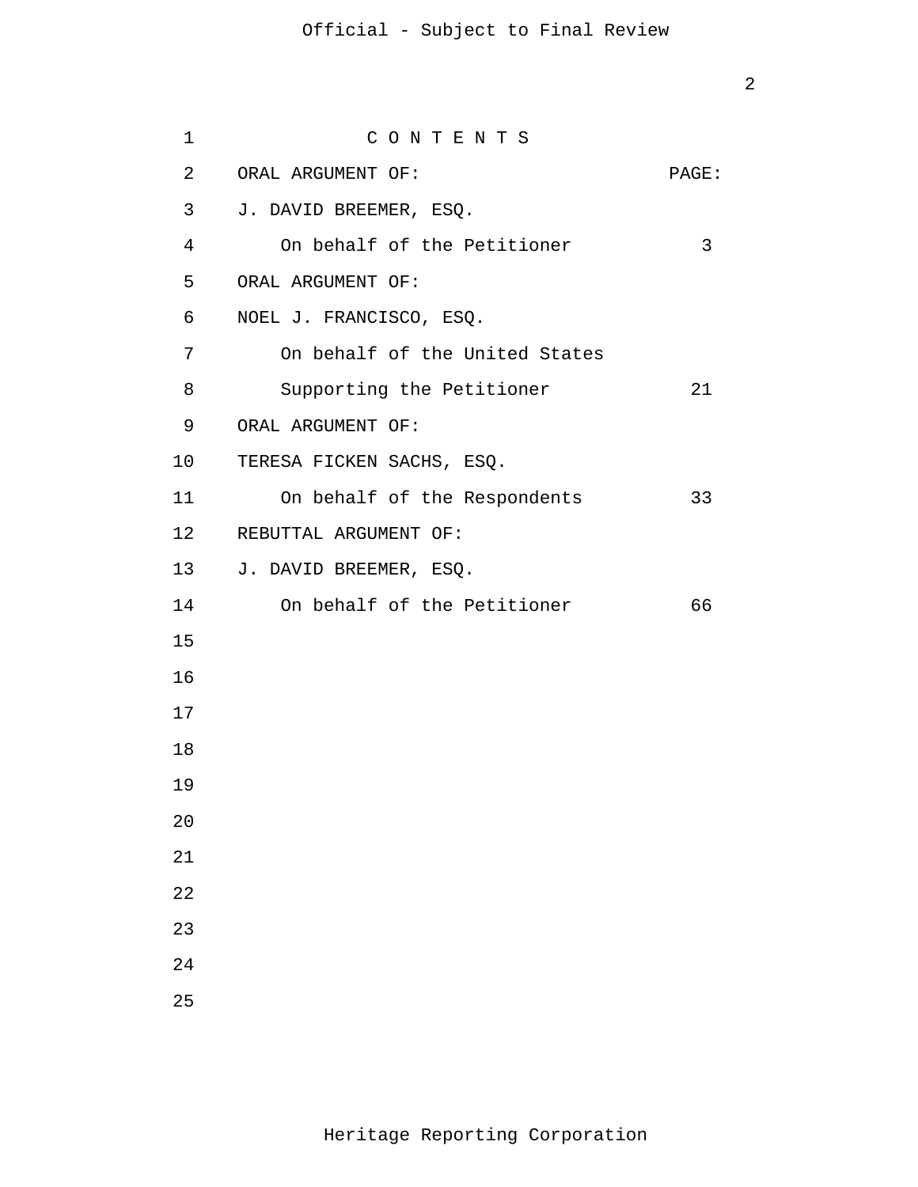C O N T E N T S

| ORAL ARGUMENT OF: | PAGE: |
|---|---|
| J. DAVID BREEMER, ESQ. | |
| On behalf of the Petitioner | 3 |
| ORAL ARGUMENT OF: | |
| NOEL J. FRANCISCO, ESQ. | |
| On behalf of the United States Supporting the Petitioner | 21 |
| ORAL ARGUMENT OF: | |
| TERESA FICKEN SACHS, ESQ. | |
| On behalf of the Respondents | 33 |
| REBUTTAL ARGUMENT OF: | |
| J. DAVID BREEMER, ESQ. | |
| On behalf of the Petitioner | 66 |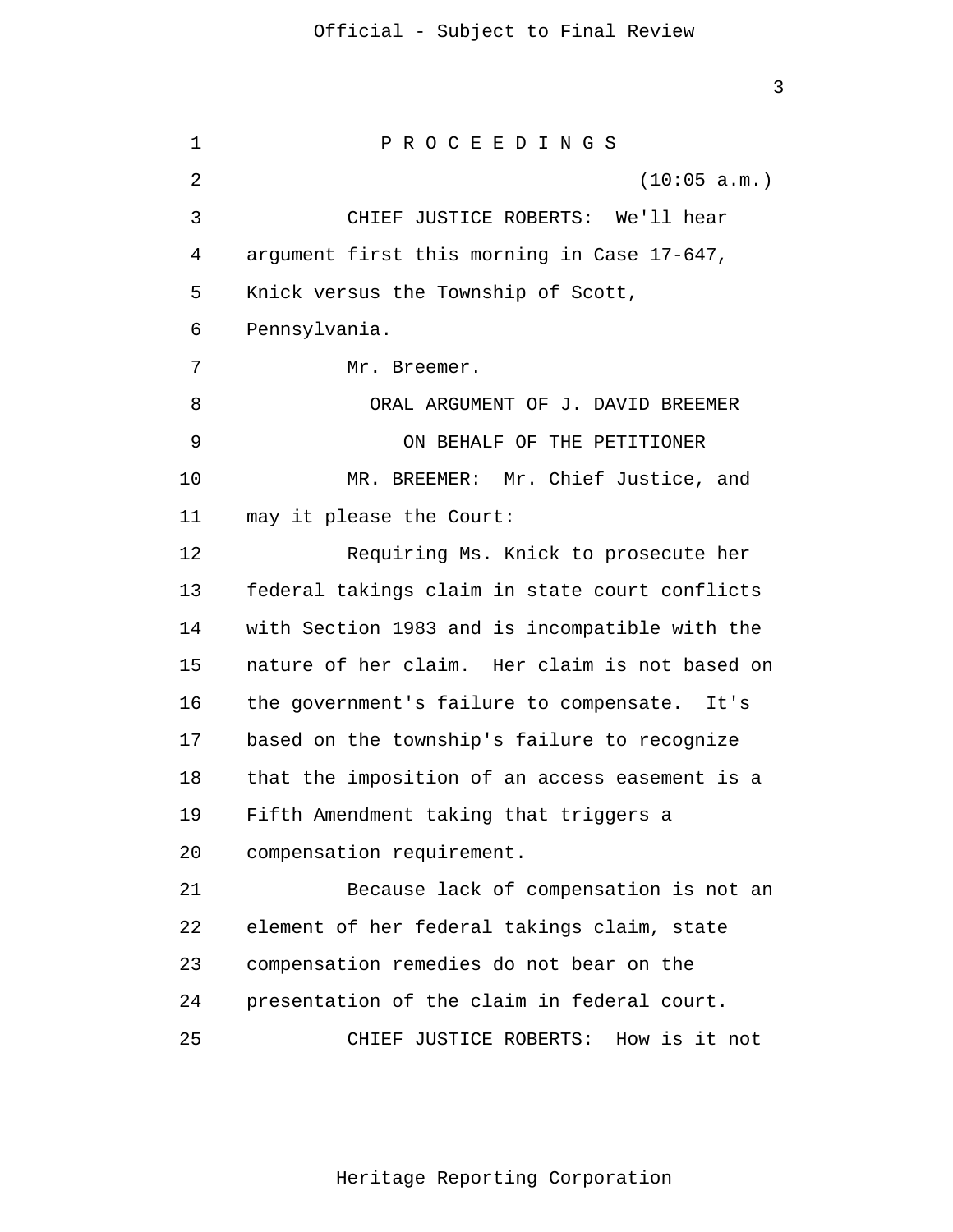P R O C E E D I N G S

(10:05 a.m.)

CHIEF JUSTICE ROBERTS: We'll hear argument first this morning in Case 17-647, Knick versus the Township of Scott, Pennsylvania.

Mr. Breemer.

ORAL ARGUMENT OF J. DAVID BREEMER

ON BEHALF OF THE PETITIONER

MR. BREEMER: Mr. Chief Justice, and may it please the Court:

Requiring Ms. Knick to prosecute her federal takings claim in state court conflicts with Section 1983 and is incompatible with the nature of her claim. Her claim is not based on the government's failure to compensate. It's based on the township's failure to recognize that the imposition of an access easement is a Fifth Amendment taking that triggers a compensation requirement.

Because lack of compensation is not an element of her federal takings claim, state compensation remedies do not bear on the presentation of the claim in federal court.

CHIEF JUSTICE ROBERTS: How is it not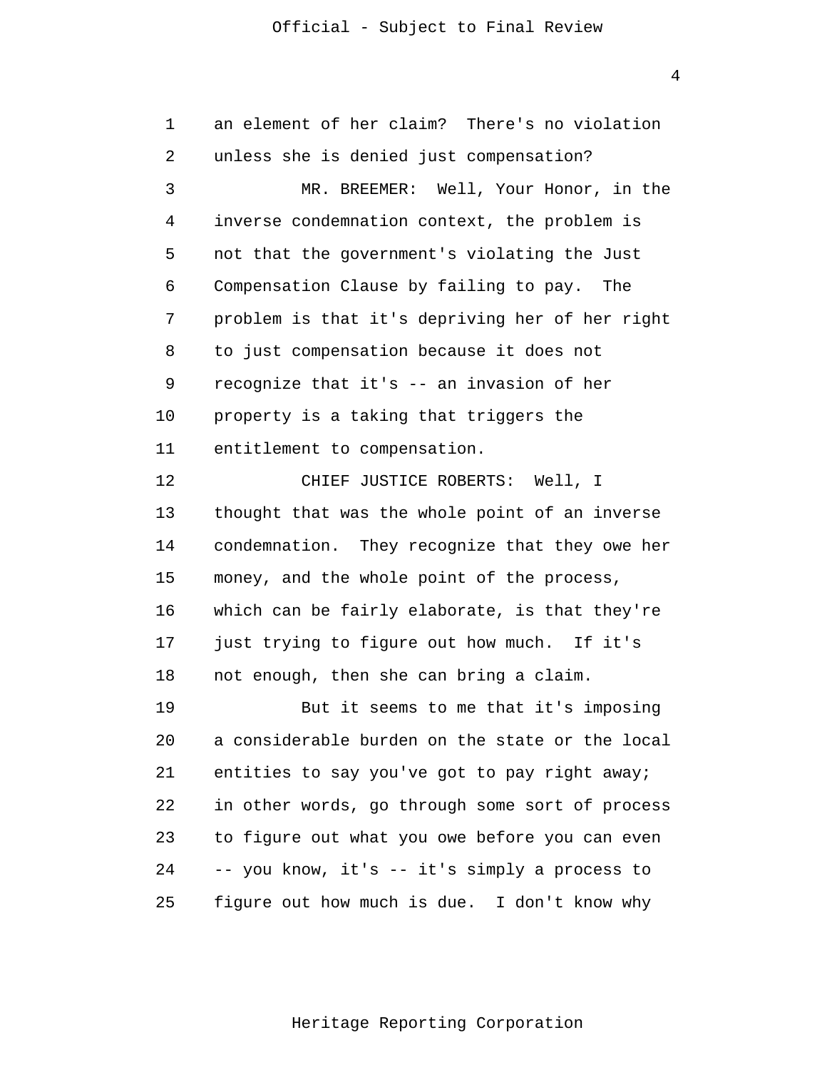an element of her claim? There's no violation unless she is denied just compensation?

MR. BREEMER: Well, Your Honor, in the inverse condemnation context, the problem is not that the government's violating the Just Compensation Clause by failing to pay. The problem is that it's depriving her of her right to just compensation because it does not recognize that it's -- an invasion of her property is a taking that triggers the entitlement to compensation.

CHIEF JUSTICE ROBERTS: Well, I thought that was the whole point of an inverse condemnation. They recognize that they owe her money, and the whole point of the process, which can be fairly elaborate, is that they're just trying to figure out how much. If it's not enough, then she can bring a claim.

But it seems to me that it's imposing a considerable burden on the state or the local entities to say you've got to pay right away; in other words, go through some sort of process to figure out what you owe before you can even -- you know, it's -- it's simply a process to figure out how much is due. I don't know why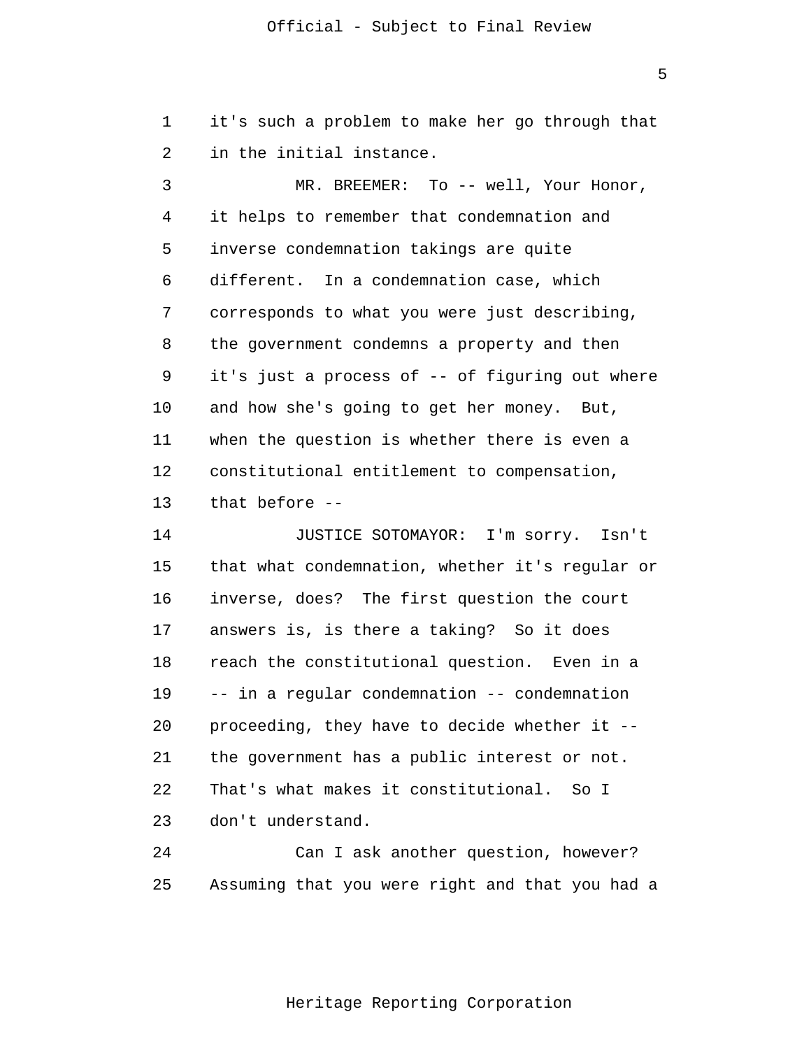it's such a problem to make her go through that in the initial instance.

MR. BREEMER: To -- well, Your Honor, it helps to remember that condemnation and inverse condemnation takings are quite different. In a condemnation case, which corresponds to what you were just describing, the government condemns a property and then it's just a process of -- of figuring out where and how she's going to get her money. But, when the question is whether there is even a constitutional entitlement to compensation, that before --

JUSTICE SOTOMAYOR: I'm sorry. Isn't that what condemnation, whether it's regular or inverse, does? The first question the court answers is, is there a taking? So it does reach the constitutional question. Even in a -- in a regular condemnation -- condemnation proceeding, they have to decide whether it -- the government has a public interest or not. That's what makes it constitutional. So I don't understand.

Can I ask another question, however? Assuming that you were right and that you had a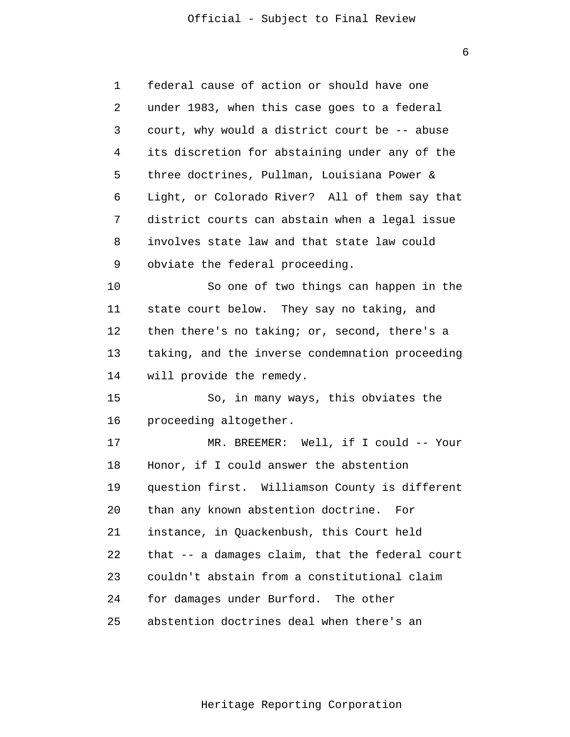federal cause of action or should have one under 1983, when this case goes to a federal court, why would a district court be -- abuse its discretion for abstaining under any of the three doctrines, Pullman, Louisiana Power & Light, or Colorado River? All of them say that district courts can abstain when a legal issue involves state law and that state law could obviate the federal proceeding.

So one of two things can happen in the state court below. They say no taking, and then there's no taking; or, second, there's a taking, and the inverse condemnation proceeding will provide the remedy.

So, in many ways, this obviates the proceeding altogether.

MR. BREEMER: Well, if I could -- Your Honor, if I could answer the abstention question first. Williamson County is different than any known abstention doctrine. For instance, in Quackenbush, this Court held that -- a damages claim, that the federal court couldn't abstain from a constitutional claim for damages under Burford. The other abstention doctrines deal when there's an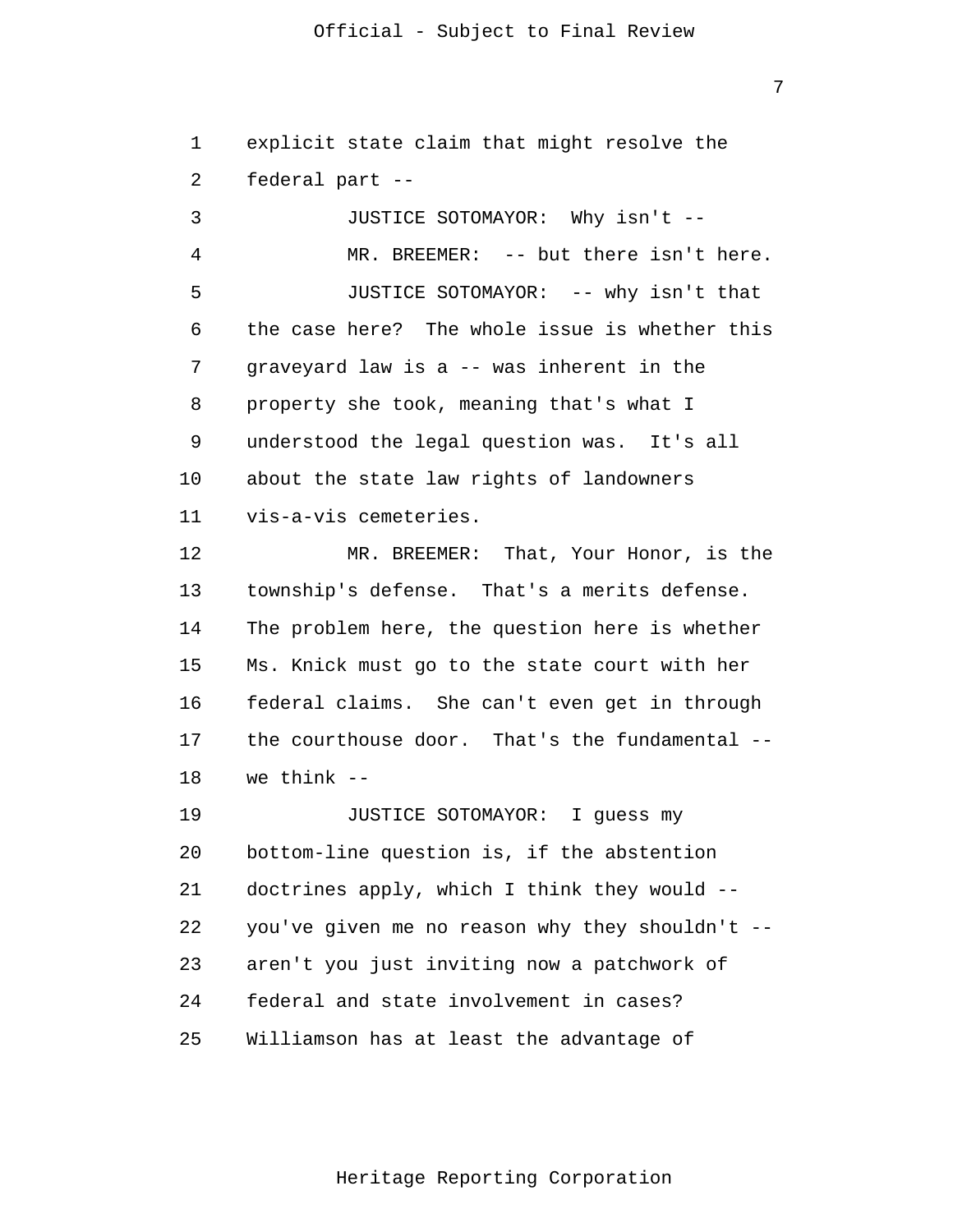explicit state claim that might resolve the federal part --

JUSTICE SOTOMAYOR: Why isn't --

MR. BREEMER: -- but there isn't here.

JUSTICE SOTOMAYOR: -- why isn't that the case here? The whole issue is whether this graveyard law is a -- was inherent in the property she took, meaning that's what I understood the legal question was. It's all about the state law rights of landowners vis-a-vis cemeteries.

MR. BREEMER: That, Your Honor, is the township's defense. That's a merits defense. The problem here, the question here is whether Ms. Knick must go to the state court with her federal claims. She can't even get in through the courthouse door. That's the fundamental -- we think --

JUSTICE SOTOMAYOR: I guess my bottom-line question is, if the abstention doctrines apply, which I think they would -- you've given me no reason why they shouldn't -- aren't you just inviting now a patchwork of federal and state involvement in cases? Williamson has at least the advantage of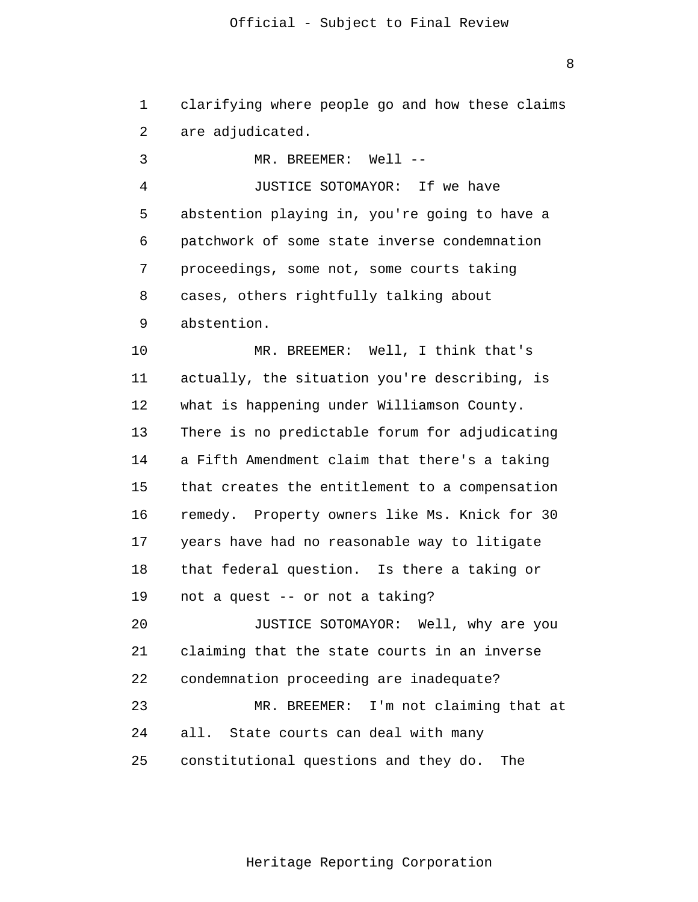clarifying where people go and how these claims are adjudicated.

MR. BREEMER: Well --

JUSTICE SOTOMAYOR: If we have abstention playing in, you're going to have a patchwork of some state inverse condemnation proceedings, some not, some courts taking cases, others rightfully talking about abstention.

MR. BREEMER: Well, I think that's actually, the situation you're describing, is what is happening under Williamson County. There is no predictable forum for adjudicating a Fifth Amendment claim that there's a taking that creates the entitlement to a compensation remedy. Property owners like Ms. Knick for 30 years have had no reasonable way to litigate that federal question. Is there a taking or not a quest -- or not a taking?

JUSTICE SOTOMAYOR: Well, why are you claiming that the state courts in an inverse condemnation proceeding are inadequate?

MR. BREEMER: I'm not claiming that at all. State courts can deal with many constitutional questions and they do. The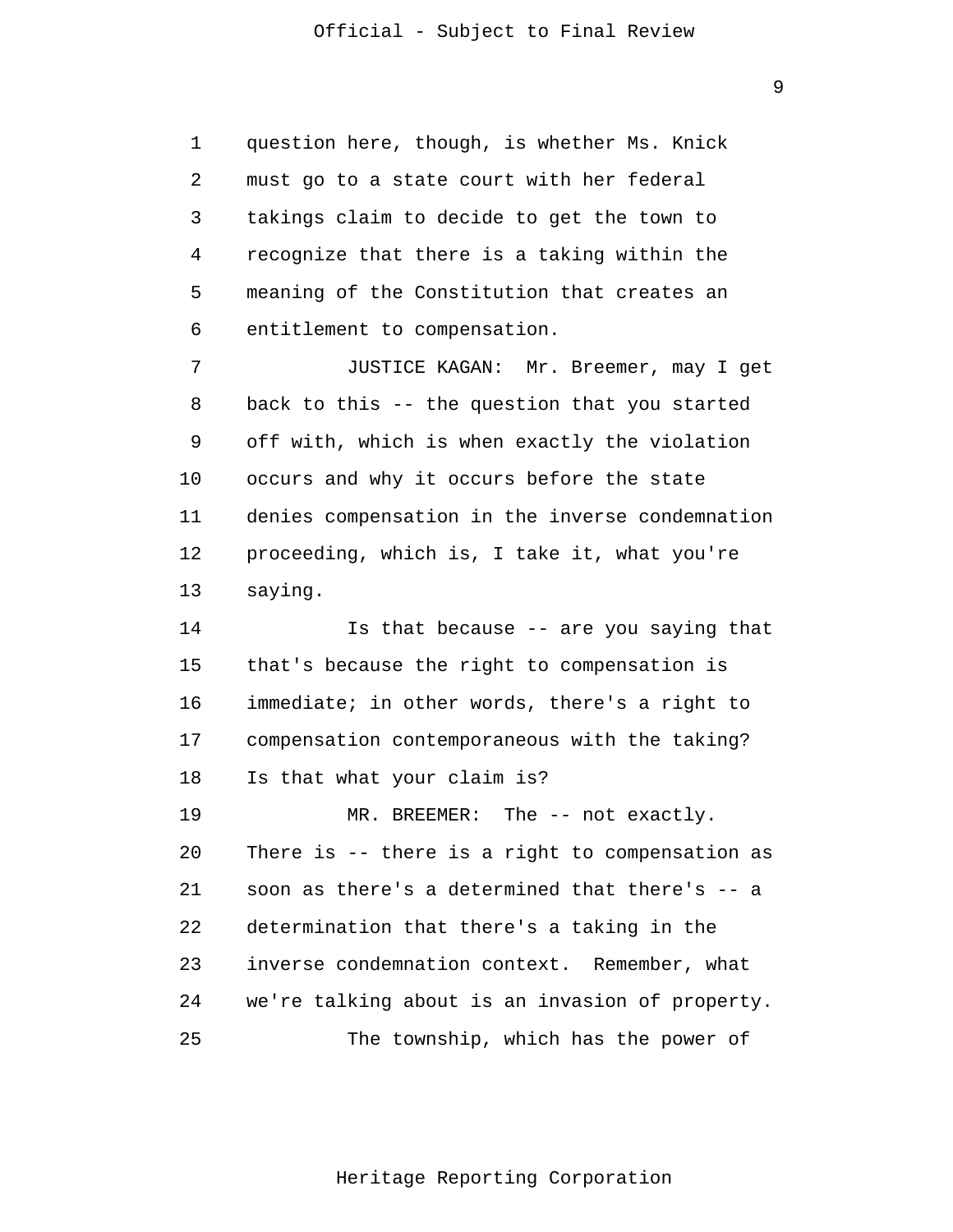question here, though, is whether Ms. Knick must go to a state court with her federal takings claim to decide to get the town to recognize that there is a taking within the meaning of the Constitution that creates an entitlement to compensation.

JUSTICE KAGAN: Mr. Breemer, may I get back to this -- the question that you started off with, which is when exactly the violation occurs and why it occurs before the state denies compensation in the inverse condemnation proceeding, which is, I take it, what you're saying.

Is that because -- are you saying that that's because the right to compensation is immediate; in other words, there's a right to compensation contemporaneous with the taking? Is that what your claim is?

MR. BREEMER: The -- not exactly. There is -- there is a right to compensation as soon as there's a determined that there's -- a determination that there's a taking in the inverse condemnation context. Remember, what we're talking about is an invasion of property.

The township, which has the power of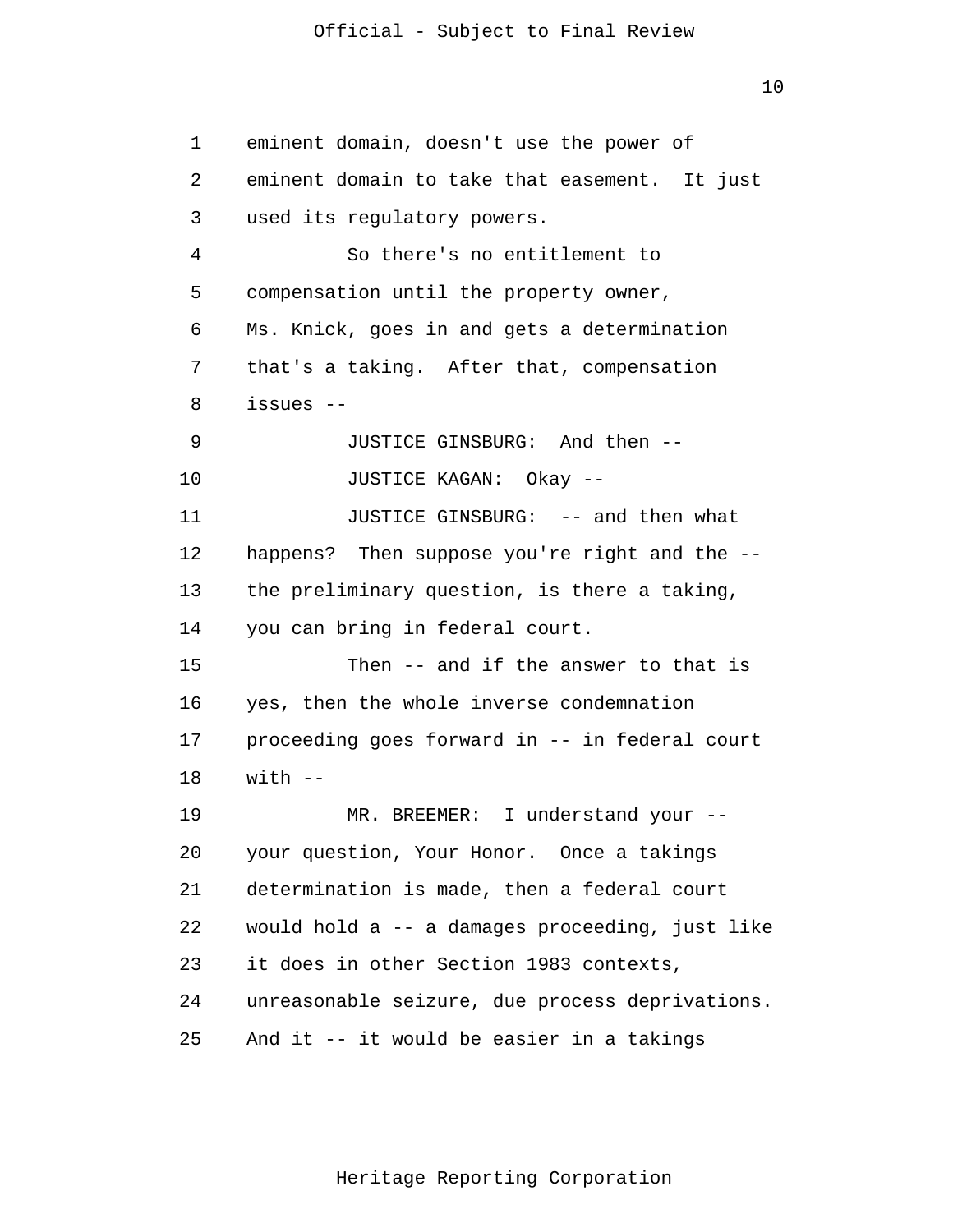1 eminent domain, doesn't use the power of
2 eminent domain to take that easement. It just
3 used its regulatory powers.
4 So there's no entitlement to
5 compensation until the property owner,
6 Ms. Knick, goes in and gets a determination
7 that's a taking. After that, compensation
8 issues --
9 JUSTICE GINSBURG: And then --
10 JUSTICE KAGAN: Okay --
11 JUSTICE GINSBURG: -- and then what
12 happens? Then suppose you're right and the --
13 the preliminary question, is there a taking,
14 you can bring in federal court.
15 Then -- and if the answer to that is
16 yes, then the whole inverse condemnation
17 proceeding goes forward in -- in federal court
18 with --
19 MR. BREEMER: I understand your --
20 your question, Your Honor. Once a takings
21 determination is made, then a federal court
22 would hold a -- a damages proceeding, just like
23 it does in other Section 1983 contexts,
24 unreasonable seizure, due process deprivations.
25 And it -- it would be easier in a takings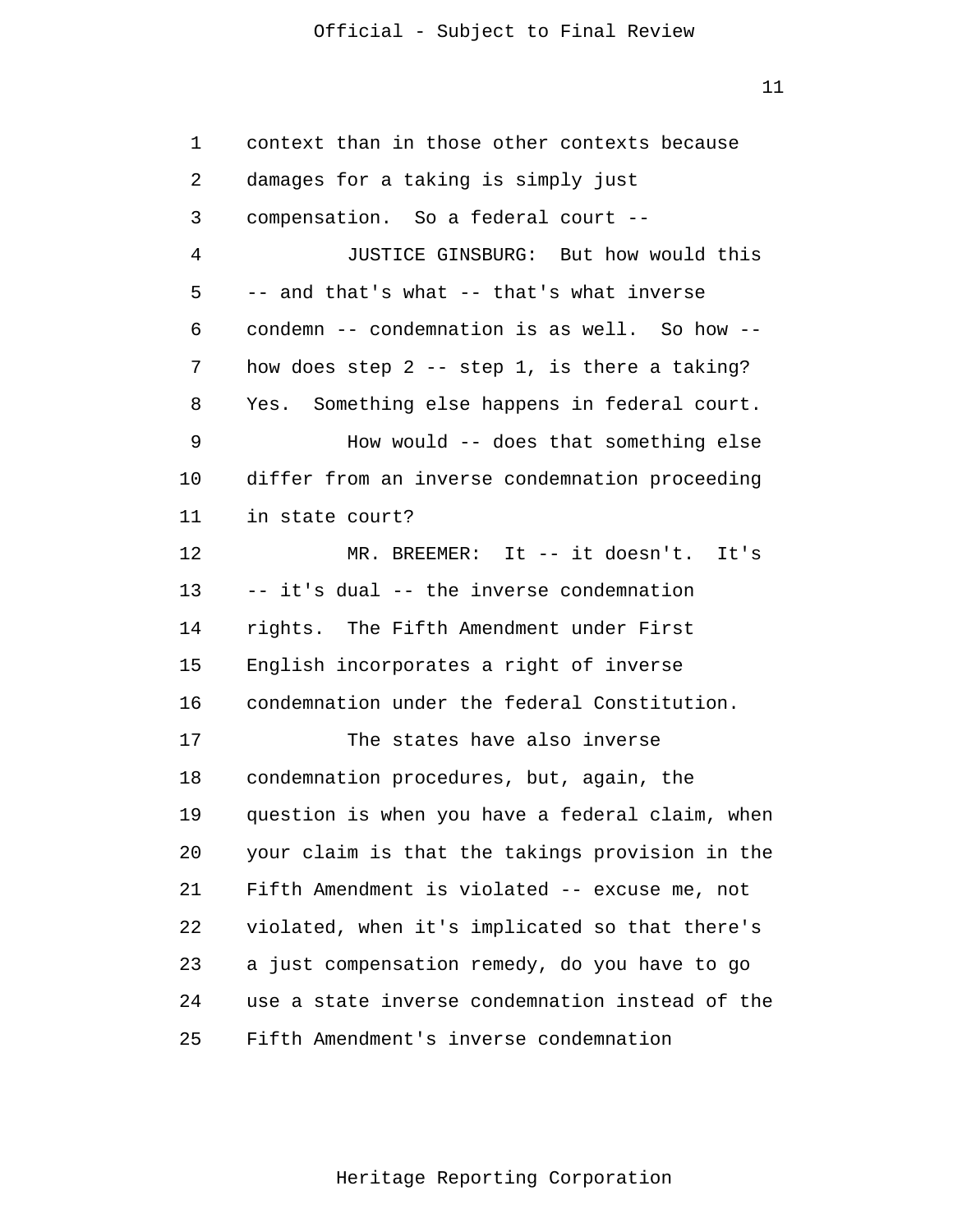context than in those other contexts because damages for a taking is simply just compensation. So a federal court --

JUSTICE GINSBURG: But how would this -- and that's what -- that's what inverse condemn -- condemnation is as well. So how -- how does step 2 -- step 1, is there a taking? Yes. Something else happens in federal court.

How would -- does that something else differ from an inverse condemnation proceeding in state court?

MR. BREEMER: It -- it doesn't. It's -- it's dual -- the inverse condemnation rights. The Fifth Amendment under First English incorporates a right of inverse condemnation under the federal Constitution.

The states have also inverse condemnation procedures, but, again, the question is when you have a federal claim, when your claim is that the takings provision in the Fifth Amendment is violated -- excuse me, not violated, when it's implicated so that there's a just compensation remedy, do you have to go use a state inverse condemnation instead of the Fifth Amendment's inverse condemnation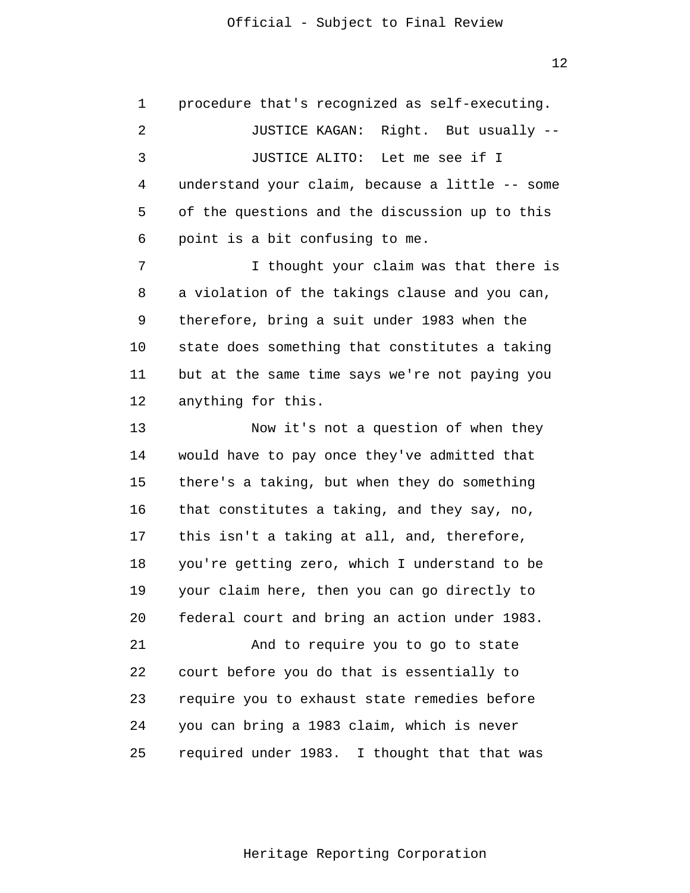procedure that's recognized as self-executing.

JUSTICE KAGAN: Right. But usually --

JUSTICE ALITO: Let me see if I understand your claim, because a little -- some of the questions and the discussion up to this point is a bit confusing to me.

I thought your claim was that there is a violation of the takings clause and you can, therefore, bring a suit under 1983 when the state does something that constitutes a taking but at the same time says we're not paying you anything for this.

Now it's not a question of when they would have to pay once they've admitted that there's a taking, but when they do something that constitutes a taking, and they say, no, this isn't a taking at all, and, therefore, you're getting zero, which I understand to be your claim here, then you can go directly to federal court and bring an action under 1983.

And to require you to go to state court before you do that is essentially to require you to exhaust state remedies before you can bring a 1983 claim, which is never required under 1983. I thought that that was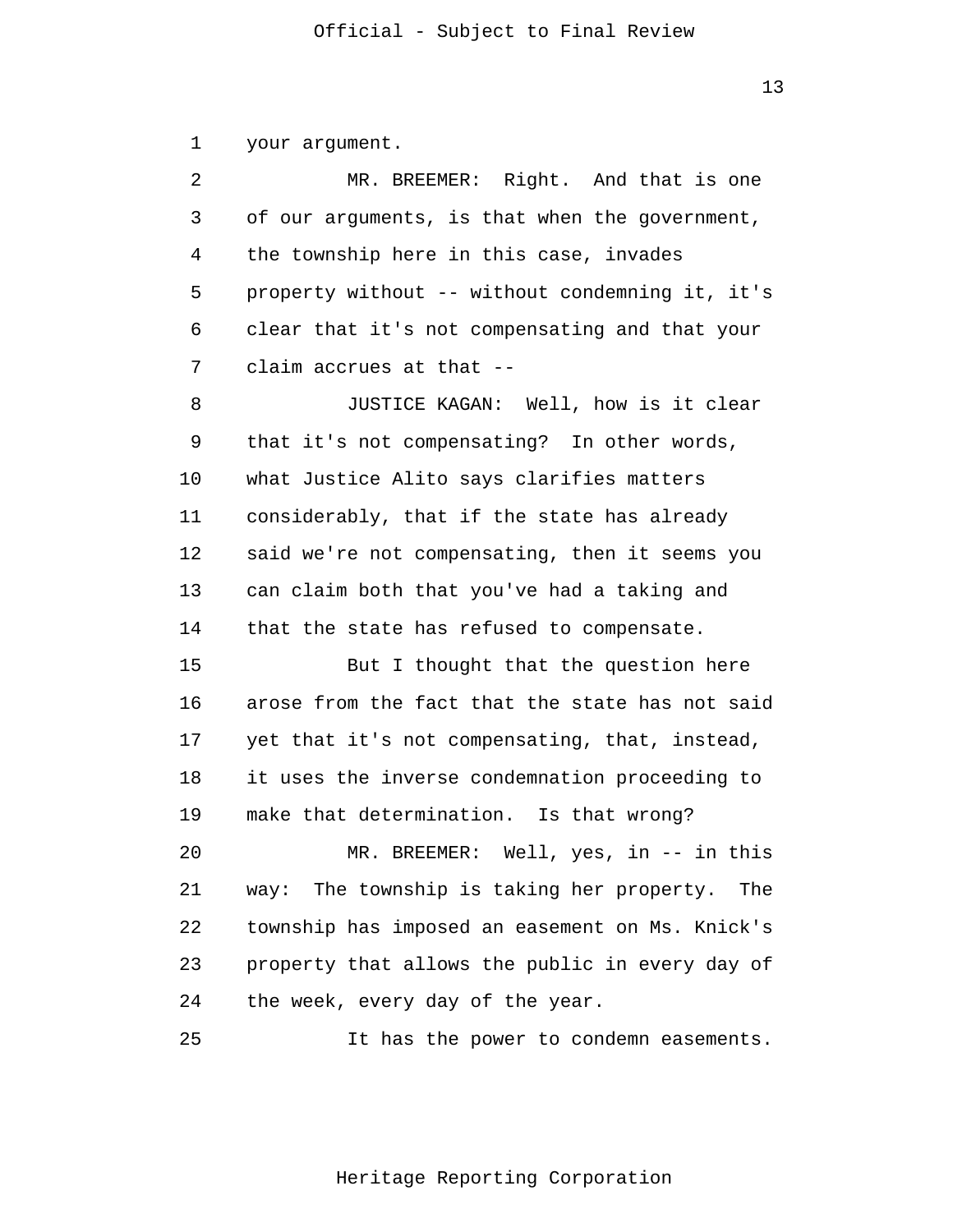your argument.

MR. BREEMER: Right. And that is one of our arguments, is that when the government, the township here in this case, invades property without -- without condemning it, it's clear that it's not compensating and that your claim accrues at that --

JUSTICE KAGAN: Well, how is it clear that it's not compensating? In other words, what Justice Alito says clarifies matters considerably, that if the state has already said we're not compensating, then it seems you can claim both that you've had a taking and that the state has refused to compensate.

But I thought that the question here arose from the fact that the state has not said yet that it's not compensating, that, instead, it uses the inverse condemnation proceeding to make that determination. Is that wrong?

MR. BREEMER: Well, yes, in -- in this way: The township is taking her property. The township has imposed an easement on Ms. Knick's property that allows the public in every day of the week, every day of the year.

It has the power to condemn easements.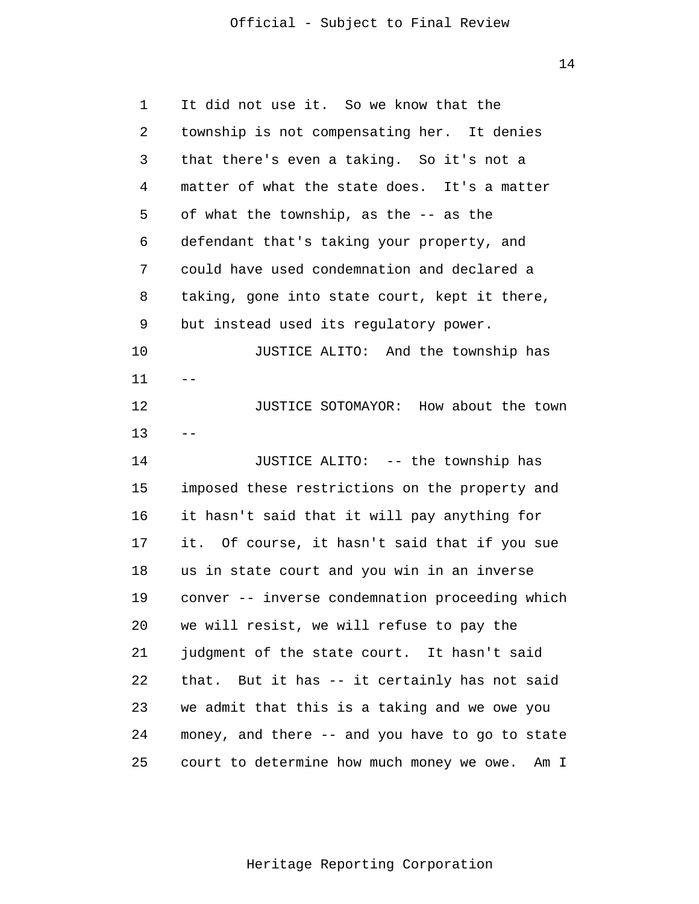It did not use it. So we know that the township is not compensating her. It denies that there's even a taking. So it's not a matter of what the state does. It's a matter of what the township, as the -- as the defendant that's taking your property, and could have used condemnation and declared a taking, gone into state court, kept it there, but instead used its regulatory power.

JUSTICE ALITO: And the township has --

JUSTICE SOTOMAYOR: How about the town --

JUSTICE ALITO: -- the township has imposed these restrictions on the property and it hasn't said that it will pay anything for it. Of course, it hasn't said that if you sue us in state court and you win in an inverse conver -- inverse condemnation proceeding which we will resist, we will refuse to pay the judgment of the state court. It hasn't said that. But it has -- it certainly has not said we admit that this is a taking and we owe you money, and there -- and you have to go to state court to determine how much money we owe. Am I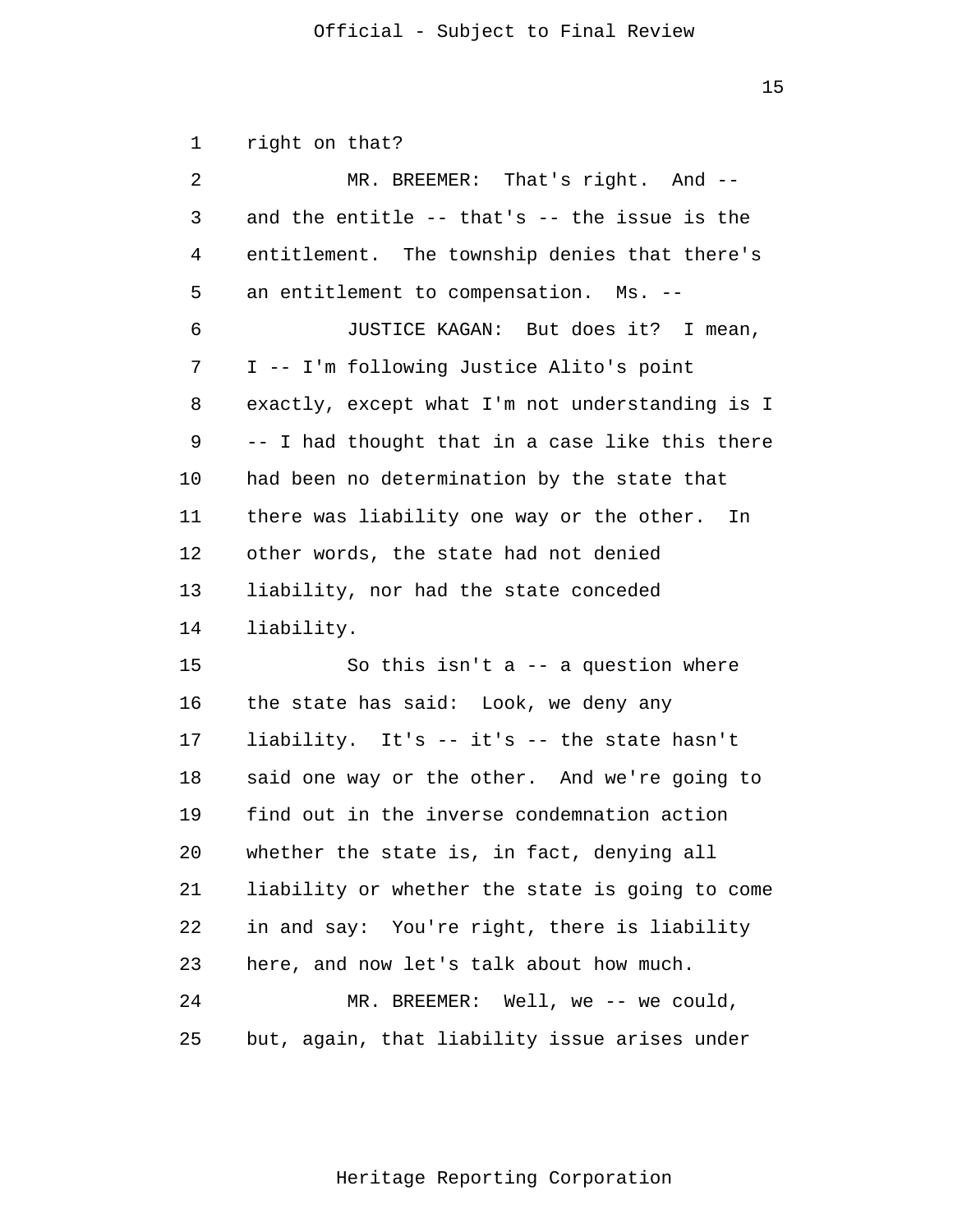right on that?

MR. BREEMER: That's right. And -- and the entitle -- that's -- the issue is the entitlement. The township denies that there's an entitlement to compensation. Ms. --

JUSTICE KAGAN: But does it? I mean, I -- I'm following Justice Alito's point exactly, except what I'm not understanding is I -- I had thought that in a case like this there had been no determination by the state that there was liability one way or the other. In other words, the state had not denied liability, nor had the state conceded liability.

So this isn't a -- a question where the state has said: Look, we deny any liability. It's -- it's -- the state hasn't said one way or the other. And we're going to find out in the inverse condemnation action whether the state is, in fact, denying all liability or whether the state is going to come in and say: You're right, there is liability here, and now let's talk about how much.

MR. BREEMER: Well, we -- we could, but, again, that liability issue arises under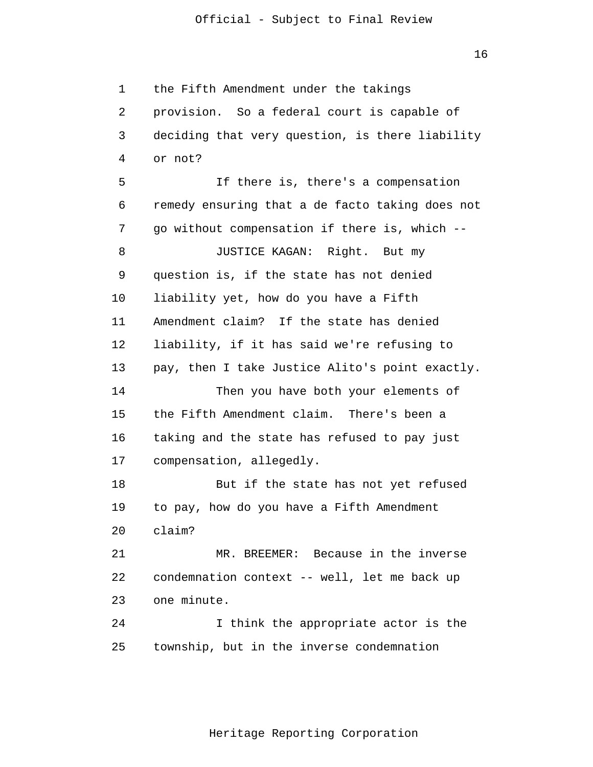the Fifth Amendment under the takings provision. So a federal court is capable of deciding that very question, is there liability or not?

If there is, there's a compensation remedy ensuring that a de facto taking does not go without compensation if there is, which --

JUSTICE KAGAN: Right. But my question is, if the state has not denied liability yet, how do you have a Fifth Amendment claim? If the state has denied liability, if it has said we're refusing to pay, then I take Justice Alito's point exactly.

Then you have both your elements of the Fifth Amendment claim. There's been a taking and the state has refused to pay just compensation, allegedly.

But if the state has not yet refused to pay, how do you have a Fifth Amendment claim?

MR. BREEMER: Because in the inverse condemnation context -- well, let me back up one minute.

I think the appropriate actor is the township, but in the inverse condemnation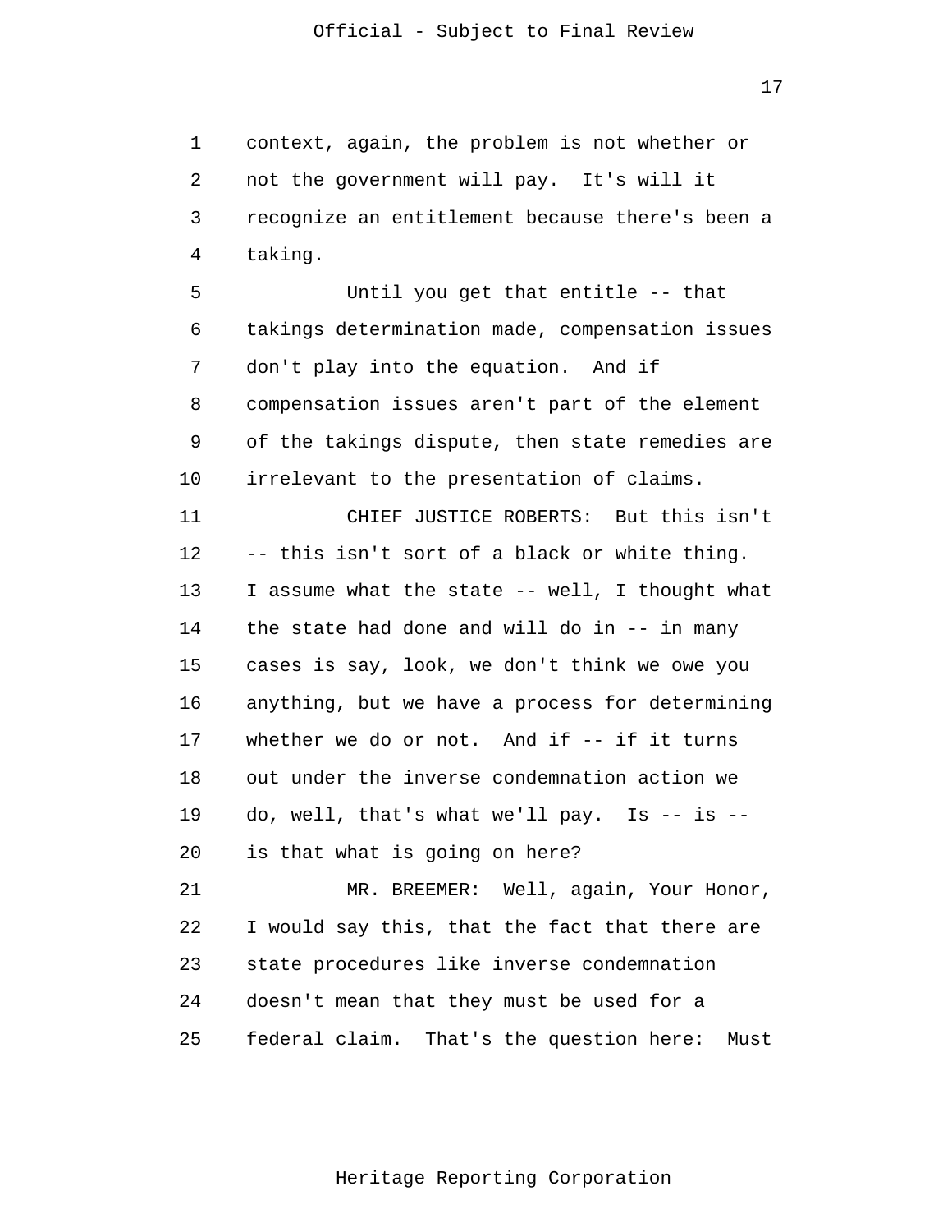context, again, the problem is not whether or not the government will pay. It's will it recognize an entitlement because there's been a taking.

Until you get that entitle -- that takings determination made, compensation issues don't play into the equation. And if compensation issues aren't part of the element of the takings dispute, then state remedies are irrelevant to the presentation of claims.

CHIEF JUSTICE ROBERTS: But this isn't -- this isn't sort of a black or white thing. I assume what the state -- well, I thought what the state had done and will do in -- in many cases is say, look, we don't think we owe you anything, but we have a process for determining whether we do or not. And if -- if it turns out under the inverse condemnation action we do, well, that's what we'll pay. Is -- is -- is that what is going on here?

MR. BREEMER: Well, again, Your Honor, I would say this, that the fact that there are state procedures like inverse condemnation doesn't mean that they must be used for a federal claim. That's the question here: Must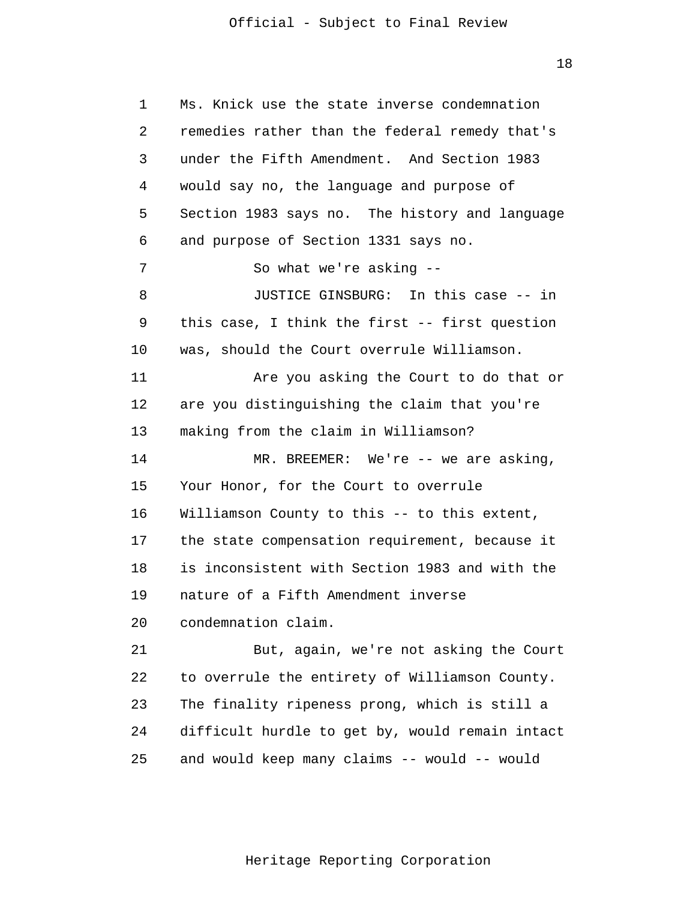Ms. Knick use the state inverse condemnation remedies rather than the federal remedy that's under the Fifth Amendment. And Section 1983 would say no, the language and purpose of Section 1983 says no. The history and language and purpose of Section 1331 says no.

So what we're asking --

JUSTICE GINSBURG: In this case -- in this case, I think the first -- first question was, should the Court overrule Williamson.

Are you asking the Court to do that or are you distinguishing the claim that you're making from the claim in Williamson?

MR. BREEMER: We're -- we are asking, Your Honor, for the Court to overrule Williamson County to this -- to this extent, the state compensation requirement, because it is inconsistent with Section 1983 and with the nature of a Fifth Amendment inverse condemnation claim.

But, again, we're not asking the Court to overrule the entirety of Williamson County. The finality ripeness prong, which is still a difficult hurdle to get by, would remain intact and would keep many claims -- would -- would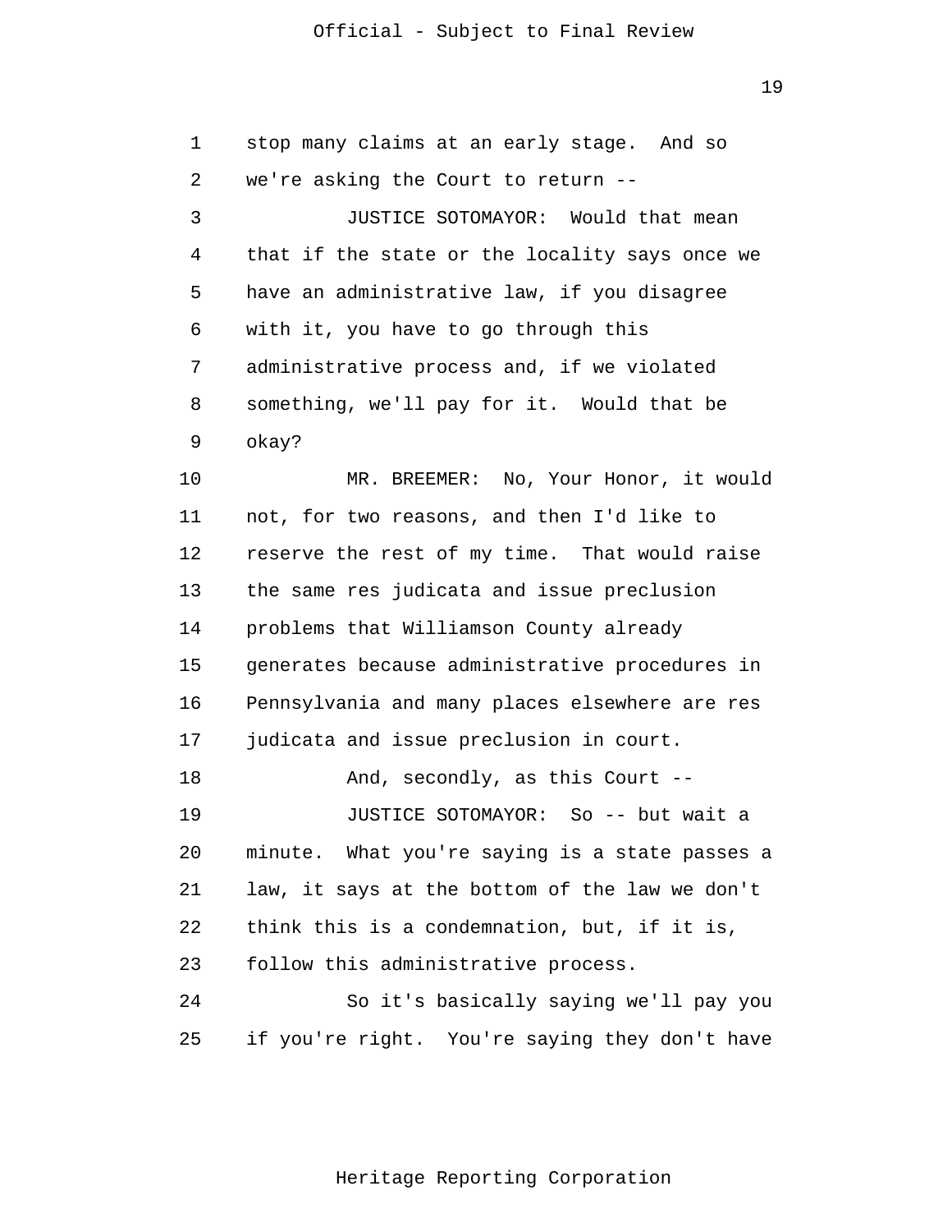stop many claims at an early stage. And so we're asking the Court to return --

JUSTICE SOTOMAYOR: Would that mean that if the state or the locality says once we have an administrative law, if you disagree with it, you have to go through this administrative process and, if we violated something, we'll pay for it. Would that be okay?

MR. BREEMER: No, Your Honor, it would not, for two reasons, and then I'd like to reserve the rest of my time. That would raise the same res judicata and issue preclusion problems that Williamson County already generates because administrative procedures in Pennsylvania and many places elsewhere are res judicata and issue preclusion in court.

And, secondly, as this Court --

JUSTICE SOTOMAYOR: So -- but wait a minute. What you're saying is a state passes a law, it says at the bottom of the law we don't think this is a condemnation, but, if it is, follow this administrative process.

So it's basically saying we'll pay you if you're right. You're saying they don't have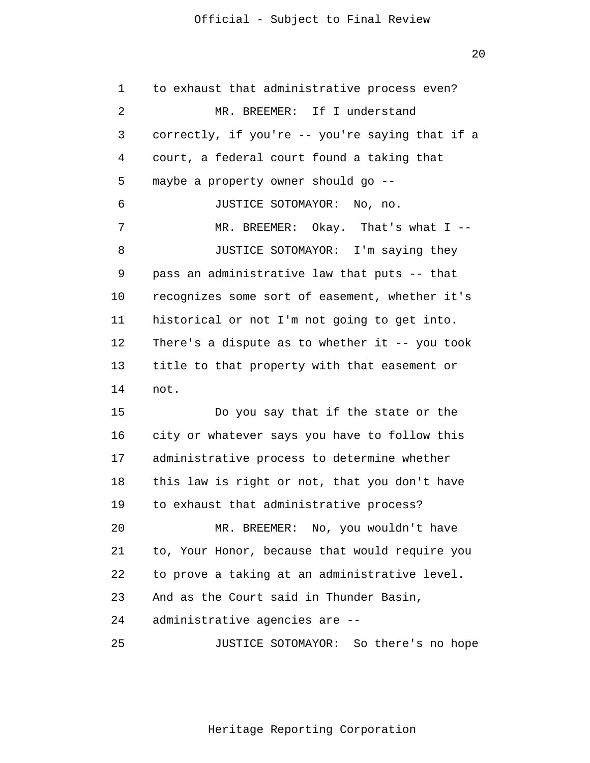to exhaust that administrative process even?

MR. BREEMER: If I understand correctly, if you're -- you're saying that if a court, a federal court found a taking that maybe a property owner should go --

JUSTICE SOTOMAYOR: No, no.

MR. BREEMER: Okay. That's what I --

JUSTICE SOTOMAYOR: I'm saying they pass an administrative law that puts -- that recognizes some sort of easement, whether it's historical or not I'm not going to get into. There's a dispute as to whether it -- you took title to that property with that easement or not.

Do you say that if the state or the city or whatever says you have to follow this administrative process to determine whether this law is right or not, that you don't have to exhaust that administrative process?

MR. BREEMER: No, you wouldn't have to, Your Honor, because that would require you to prove a taking at an administrative level. And as the Court said in Thunder Basin, administrative agencies are --

JUSTICE SOTOMAYOR: So there's no hope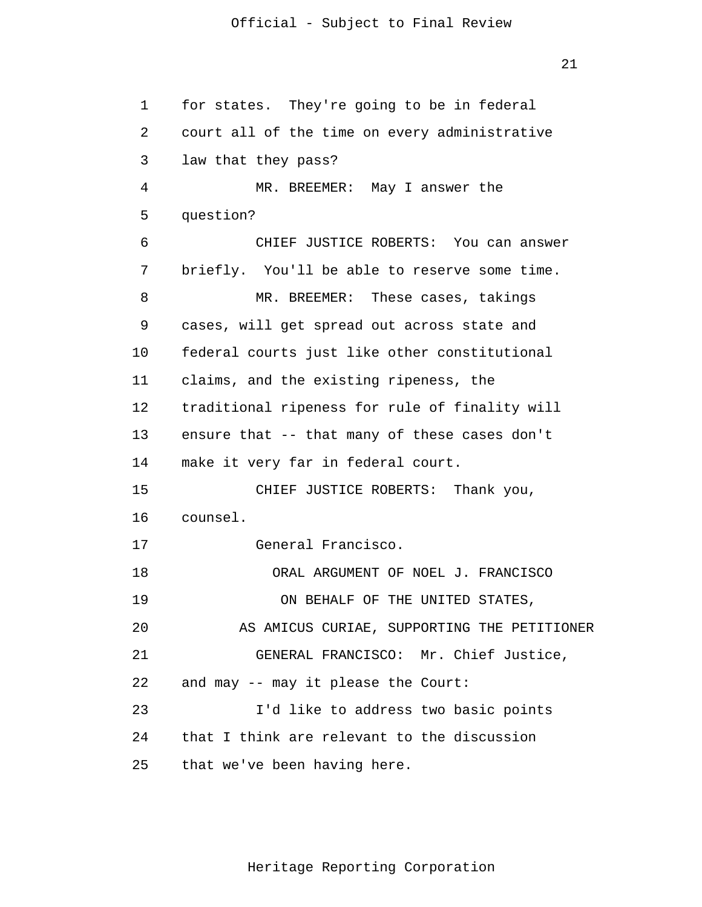for states. They're going to be in federal court all of the time on every administrative law that they pass?

MR. BREEMER: May I answer the question?

CHIEF JUSTICE ROBERTS: You can answer briefly. You'll be able to reserve some time.

MR. BREEMER: These cases, takings cases, will get spread out across state and federal courts just like other constitutional claims, and the existing ripeness, the traditional ripeness for rule of finality will ensure that -- that many of these cases don't make it very far in federal court.

CHIEF JUSTICE ROBERTS: Thank you, counsel.

General Francisco.

ORAL ARGUMENT OF NOEL J. FRANCISCO
ON BEHALF OF THE UNITED STATES,
AS AMICUS CURIAE, SUPPORTING THE PETITIONER

GENERAL FRANCISCO: Mr. Chief Justice, and may -- may it please the Court:

I'd like to address two basic points that I think are relevant to the discussion that we've been having here.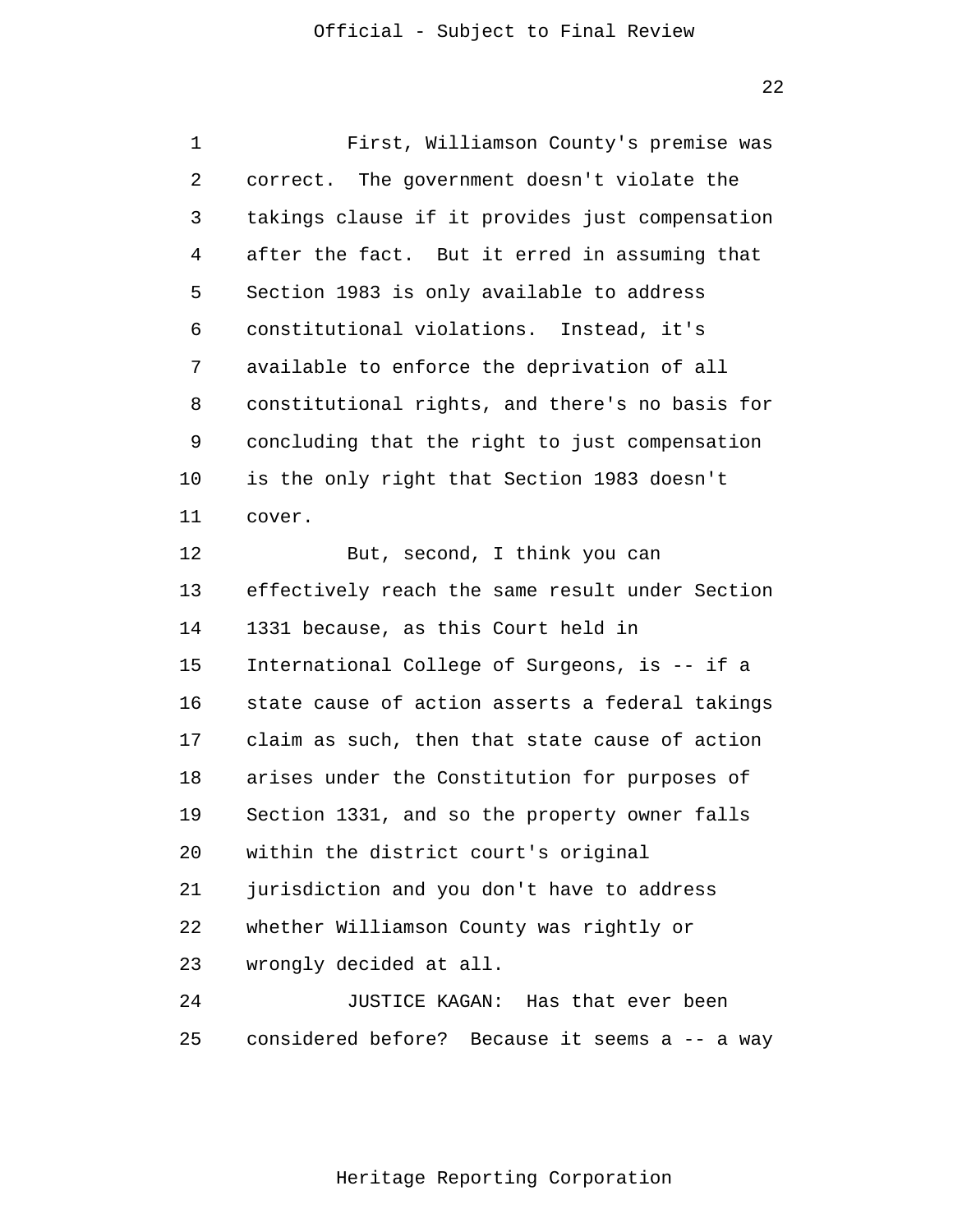First, Williamson County's premise was correct. The government doesn't violate the takings clause if it provides just compensation after the fact. But it erred in assuming that Section 1983 is only available to address constitutional violations. Instead, it's available to enforce the deprivation of all constitutional rights, and there's no basis for concluding that the right to just compensation is the only right that Section 1983 doesn't cover.

But, second, I think you can effectively reach the same result under Section 1331 because, as this Court held in International College of Surgeons, is -- if a state cause of action asserts a federal takings claim as such, then that state cause of action arises under the Constitution for purposes of Section 1331, and so the property owner falls within the district court's original jurisdiction and you don't have to address whether Williamson County was rightly or wrongly decided at all.

JUSTICE KAGAN: Has that ever been considered before? Because it seems a -- a way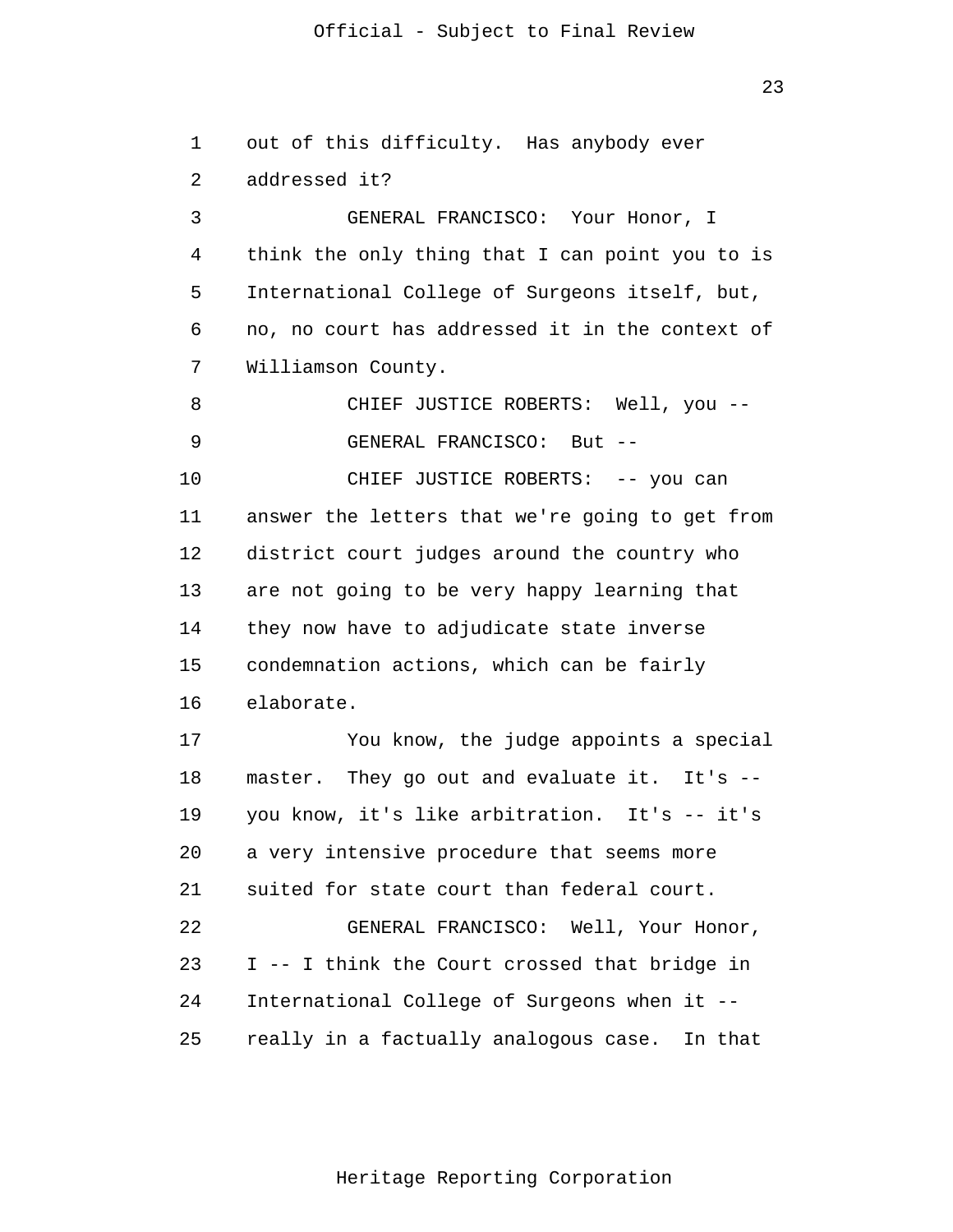out of this difficulty. Has anybody ever addressed it?

GENERAL FRANCISCO: Your Honor, I think the only thing that I can point you to is International College of Surgeons itself, but, no, no court has addressed it in the context of Williamson County.

CHIEF JUSTICE ROBERTS: Well, you --

GENERAL FRANCISCO: But --

CHIEF JUSTICE ROBERTS: -- you can answer the letters that we're going to get from district court judges around the country who are not going to be very happy learning that they now have to adjudicate state inverse condemnation actions, which can be fairly elaborate.

You know, the judge appoints a special master. They go out and evaluate it. It's -- you know, it's like arbitration. It's -- it's a very intensive procedure that seems more suited for state court than federal court.

GENERAL FRANCISCO: Well, Your Honor, I -- I think the Court crossed that bridge in International College of Surgeons when it -- really in a factually analogous case. In that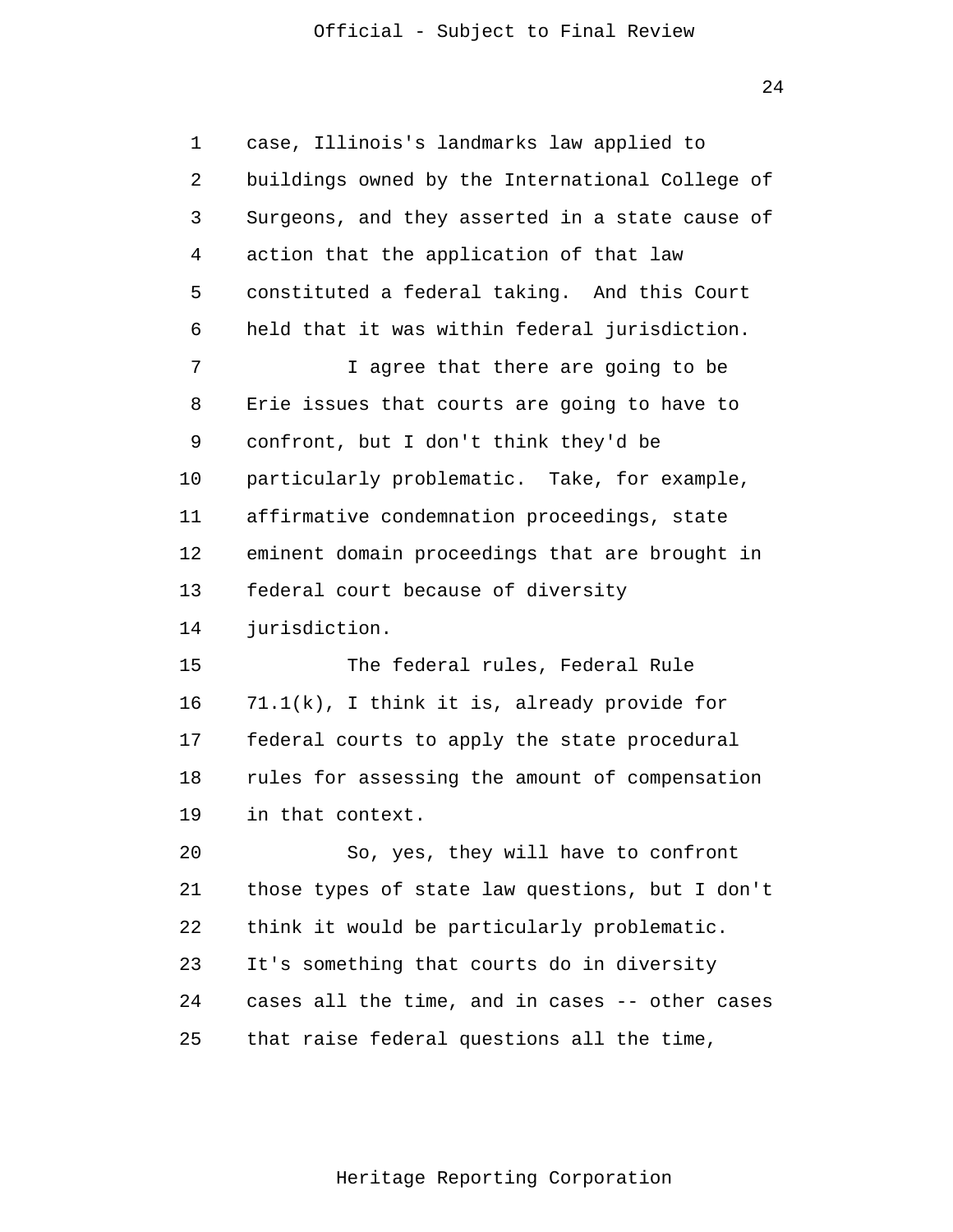case, Illinois's landmarks law applied to buildings owned by the International College of Surgeons, and they asserted in a state cause of action that the application of that law constituted a federal taking. And this Court held that it was within federal jurisdiction.

I agree that there are going to be Erie issues that courts are going to have to confront, but I don't think they'd be particularly problematic. Take, for example, affirmative condemnation proceedings, state eminent domain proceedings that are brought in federal court because of diversity jurisdiction.

The federal rules, Federal Rule 71.1(k), I think it is, already provide for federal courts to apply the state procedural rules for assessing the amount of compensation in that context.

So, yes, they will have to confront those types of state law questions, but I don't think it would be particularly problematic. It's something that courts do in diversity cases all the time, and in cases -- other cases that raise federal questions all the time,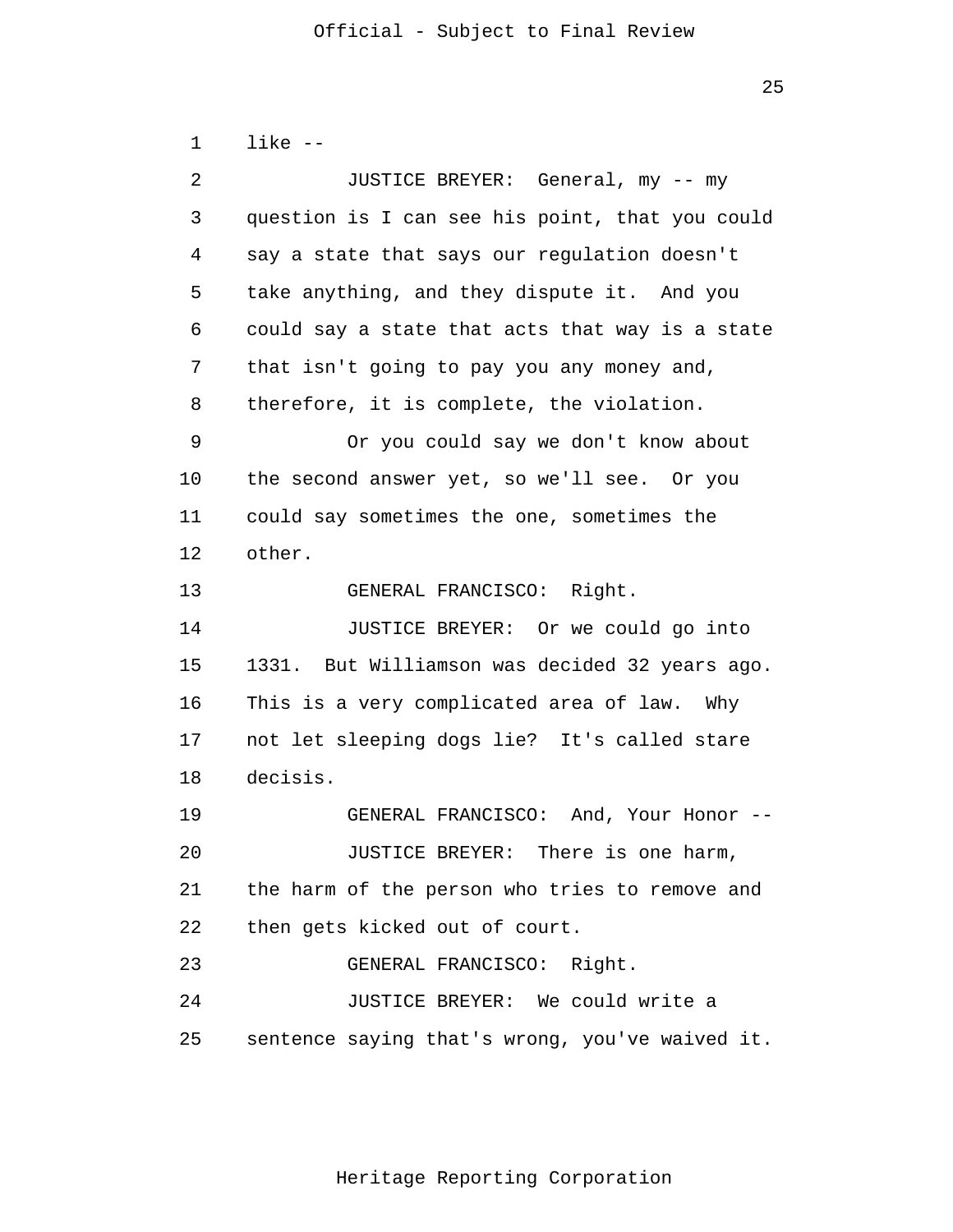like --

JUSTICE BREYER: General, my -- my question is I can see his point, that you could say a state that says our regulation doesn't take anything, and they dispute it. And you could say a state that acts that way is a state that isn't going to pay you any money and, therefore, it is complete, the violation.

Or you could say we don't know about the second answer yet, so we'll see. Or you could say sometimes the one, sometimes the other.

GENERAL FRANCISCO: Right.

JUSTICE BREYER: Or we could go into 1331. But Williamson was decided 32 years ago. This is a very complicated area of law. Why not let sleeping dogs lie? It's called stare decisis.

GENERAL FRANCISCO: And, Your Honor --

JUSTICE BREYER: There is one harm, the harm of the person who tries to remove and then gets kicked out of court.

GENERAL FRANCISCO: Right.

JUSTICE BREYER: We could write a sentence saying that's wrong, you've waived it.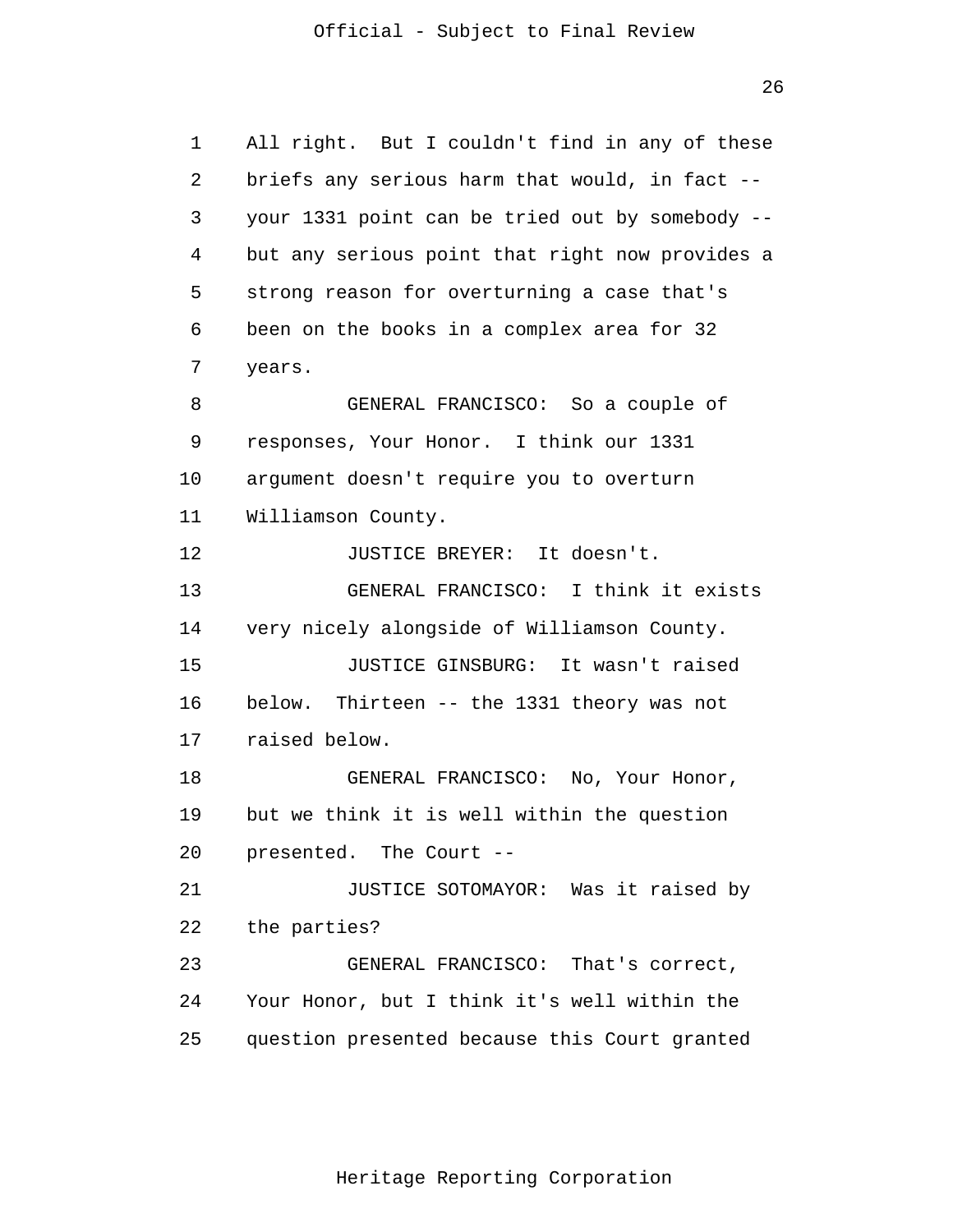All right. But I couldn't find in any of these briefs any serious harm that would, in fact -- your 1331 point can be tried out by somebody -- but any serious point that right now provides a strong reason for overturning a case that's been on the books in a complex area for 32 years.

GENERAL FRANCISCO: So a couple of responses, Your Honor. I think our 1331 argument doesn't require you to overturn Williamson County.

JUSTICE BREYER: It doesn't.

GENERAL FRANCISCO: I think it exists very nicely alongside of Williamson County.

JUSTICE GINSBURG: It wasn't raised below. Thirteen -- the 1331 theory was not raised below.

GENERAL FRANCISCO: No, Your Honor, but we think it is well within the question presented. The Court --

JUSTICE SOTOMAYOR: Was it raised by the parties?

GENERAL FRANCISCO: That's correct, Your Honor, but I think it's well within the question presented because this Court granted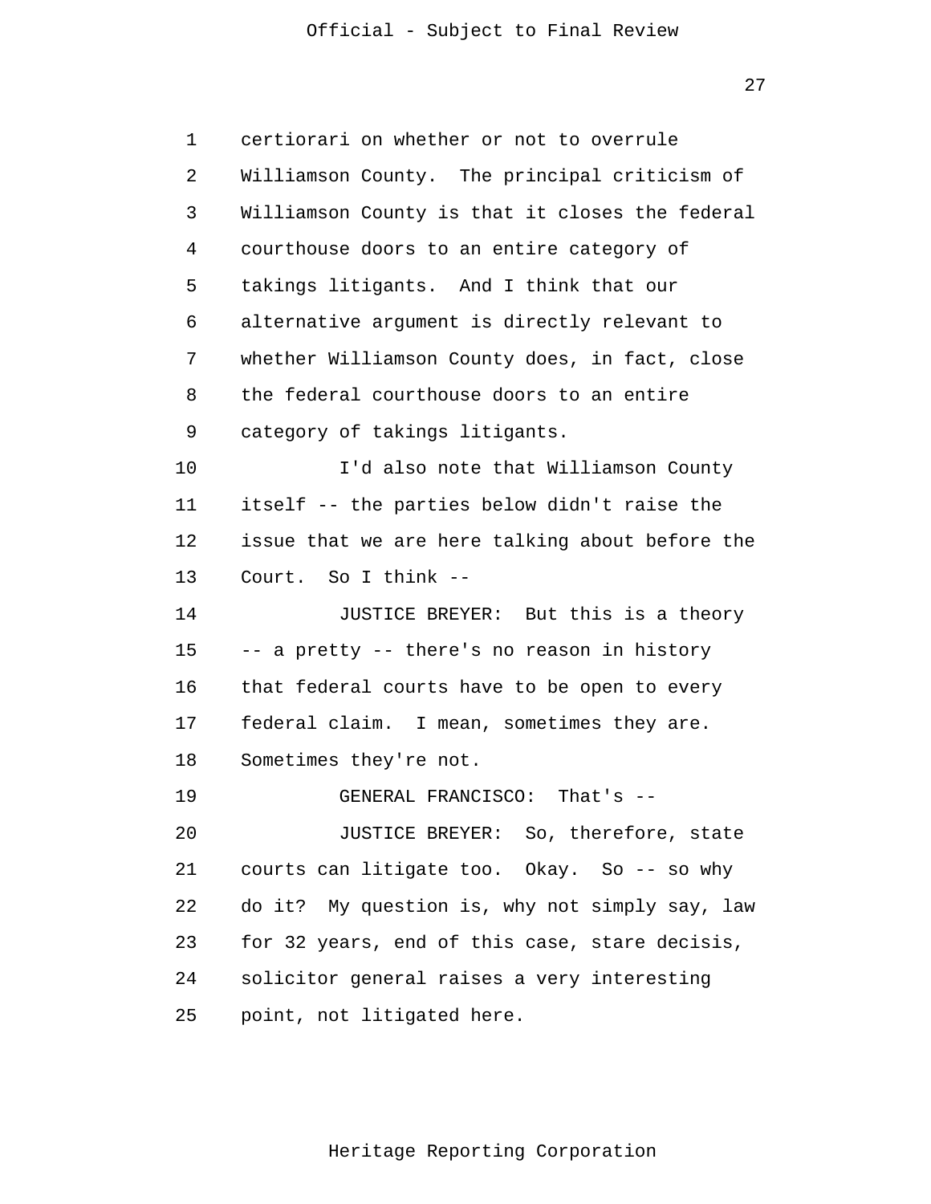certiorari on whether or not to overrule Williamson County. The principal criticism of Williamson County is that it closes the federal courthouse doors to an entire category of takings litigants. And I think that our alternative argument is directly relevant to whether Williamson County does, in fact, close the federal courthouse doors to an entire category of takings litigants.

I'd also note that Williamson County itself -- the parties below didn't raise the issue that we are here talking about before the Court. So I think --

JUSTICE BREYER: But this is a theory -- a pretty -- there's no reason in history that federal courts have to be open to every federal claim. I mean, sometimes they are. Sometimes they're not.

GENERAL FRANCISCO: That's --

JUSTICE BREYER: So, therefore, state courts can litigate too. Okay. So -- so why do it? My question is, why not simply say, law for 32 years, end of this case, stare decisis, solicitor general raises a very interesting point, not litigated here.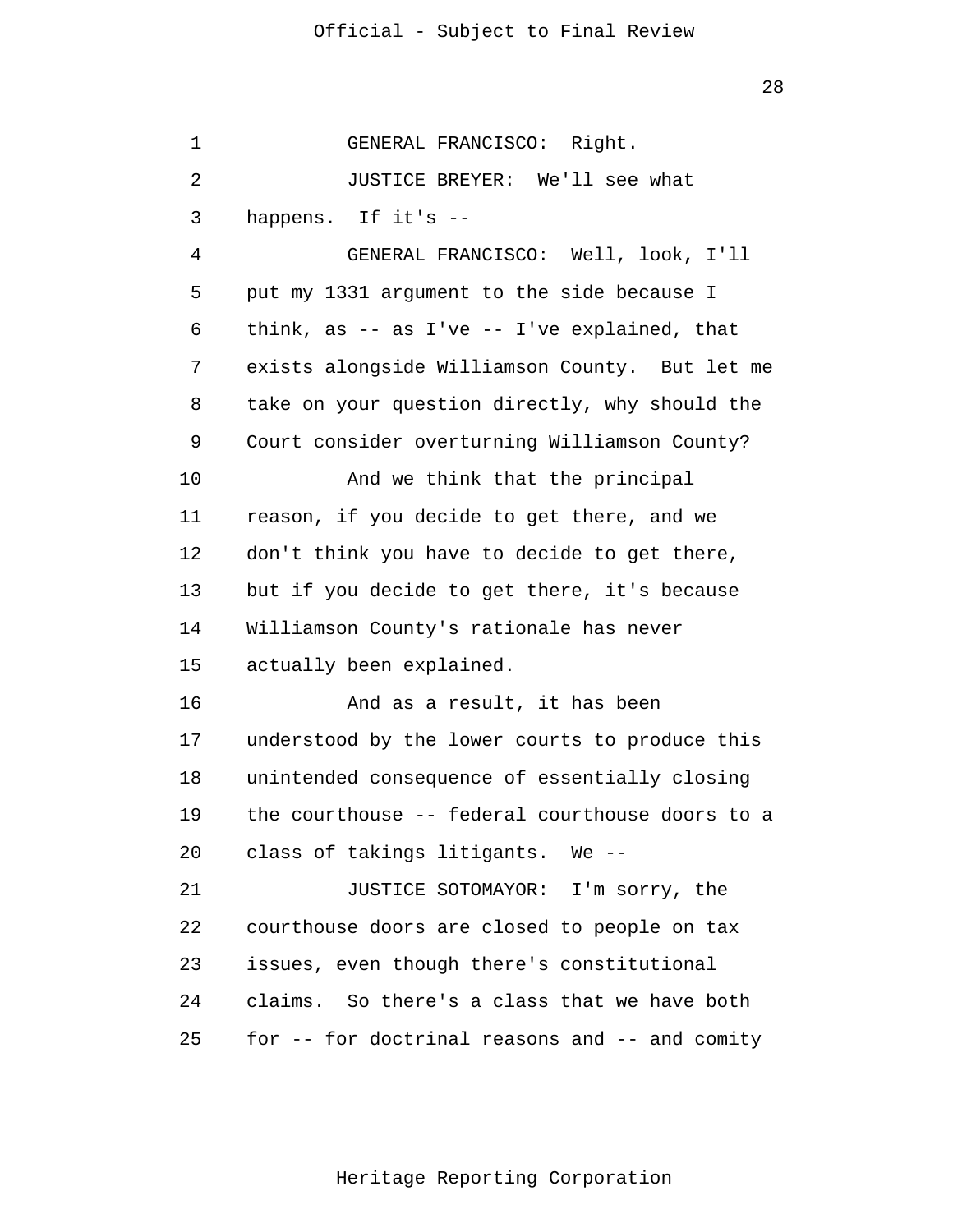GENERAL FRANCISCO: Right.

JUSTICE BREYER: We'll see what happens. If it's --

GENERAL FRANCISCO: Well, look, I'll put my 1331 argument to the side because I think, as -- as I've -- I've explained, that exists alongside Williamson County. But let me take on your question directly, why should the Court consider overturning Williamson County?

And we think that the principal reason, if you decide to get there, and we don't think you have to decide to get there, but if you decide to get there, it's because Williamson County's rationale has never actually been explained.

And as a result, it has been understood by the lower courts to produce this unintended consequence of essentially closing the courthouse -- federal courthouse doors to a class of takings litigants. We --

JUSTICE SOTOMAYOR: I'm sorry, the courthouse doors are closed to people on tax issues, even though there's constitutional claims. So there's a class that we have both for -- for doctrinal reasons and -- and comity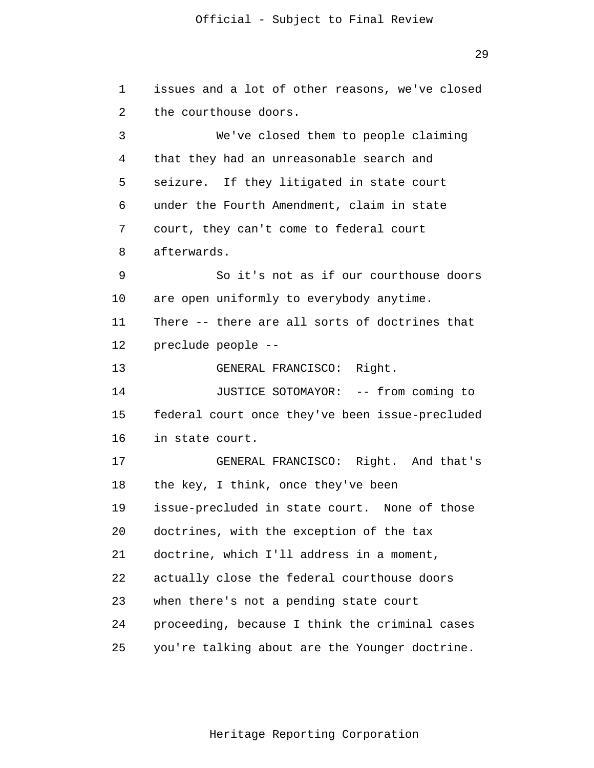issues and a lot of other reasons, we've closed the courthouse doors.

We've closed them to people claiming that they had an unreasonable search and seizure. If they litigated in state court under the Fourth Amendment, claim in state court, they can't come to federal court afterwards.

So it's not as if our courthouse doors are open uniformly to everybody anytime. There -- there are all sorts of doctrines that preclude people --

GENERAL FRANCISCO: Right.

JUSTICE SOTOMAYOR: -- from coming to federal court once they've been issue-precluded in state court.

GENERAL FRANCISCO: Right. And that's the key, I think, once they've been issue-precluded in state court. None of those doctrines, with the exception of the tax doctrine, which I'll address in a moment, actually close the federal courthouse doors when there's not a pending state court proceeding, because I think the criminal cases you're talking about are the Younger doctrine.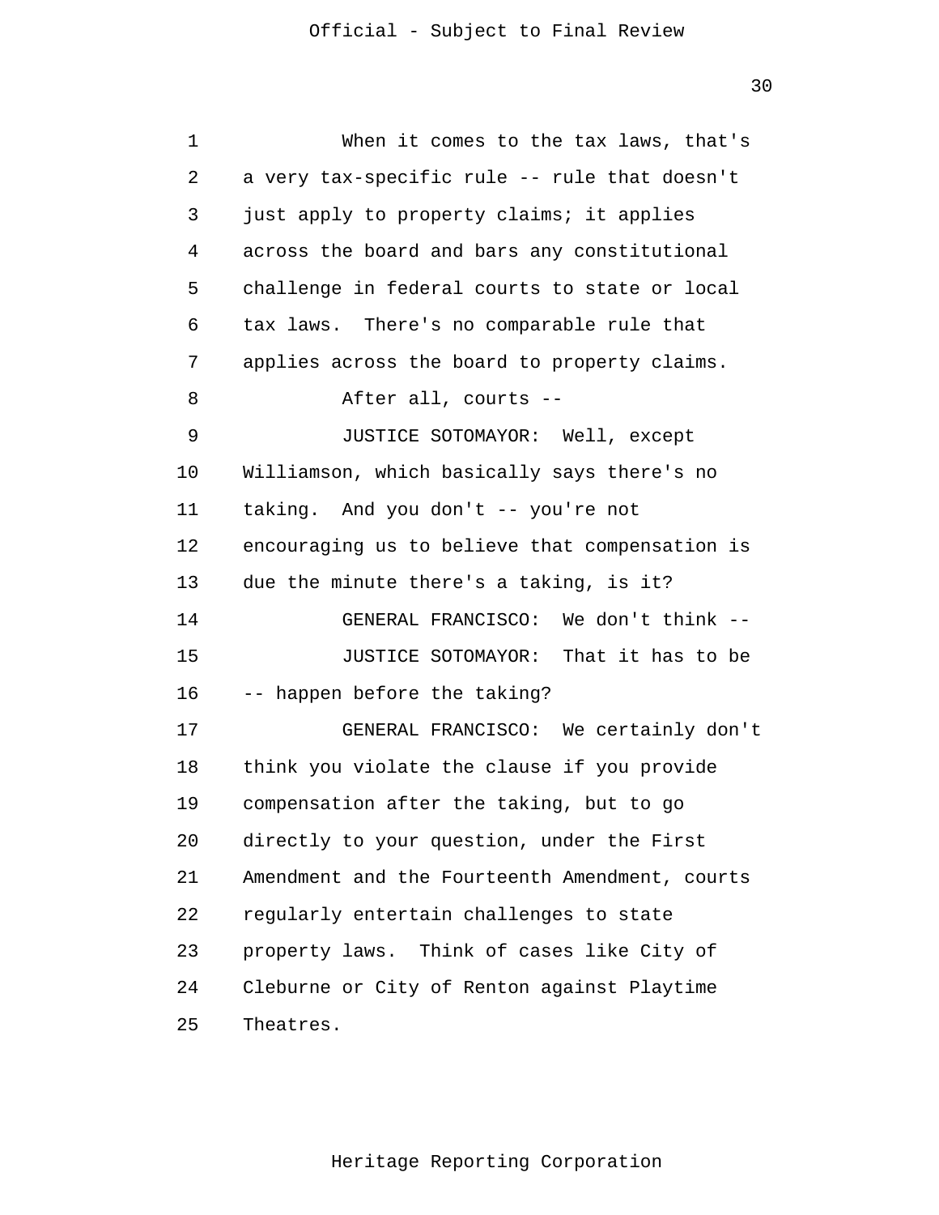When it comes to the tax laws, that's a very tax-specific rule -- rule that doesn't just apply to property claims; it applies across the board and bars any constitutional challenge in federal courts to state or local tax laws. There's no comparable rule that applies across the board to property claims.

After all, courts --

JUSTICE SOTOMAYOR: Well, except Williamson, which basically says there's no taking. And you don't -- you're not encouraging us to believe that compensation is due the minute there's a taking, is it?

GENERAL FRANCISCO: We don't think --

JUSTICE SOTOMAYOR: That it has to be -- happen before the taking?

GENERAL FRANCISCO: We certainly don't think you violate the clause if you provide compensation after the taking, but to go directly to your question, under the First Amendment and the Fourteenth Amendment, courts regularly entertain challenges to state property laws. Think of cases like City of Cleburne or City of Renton against Playtime Theatres.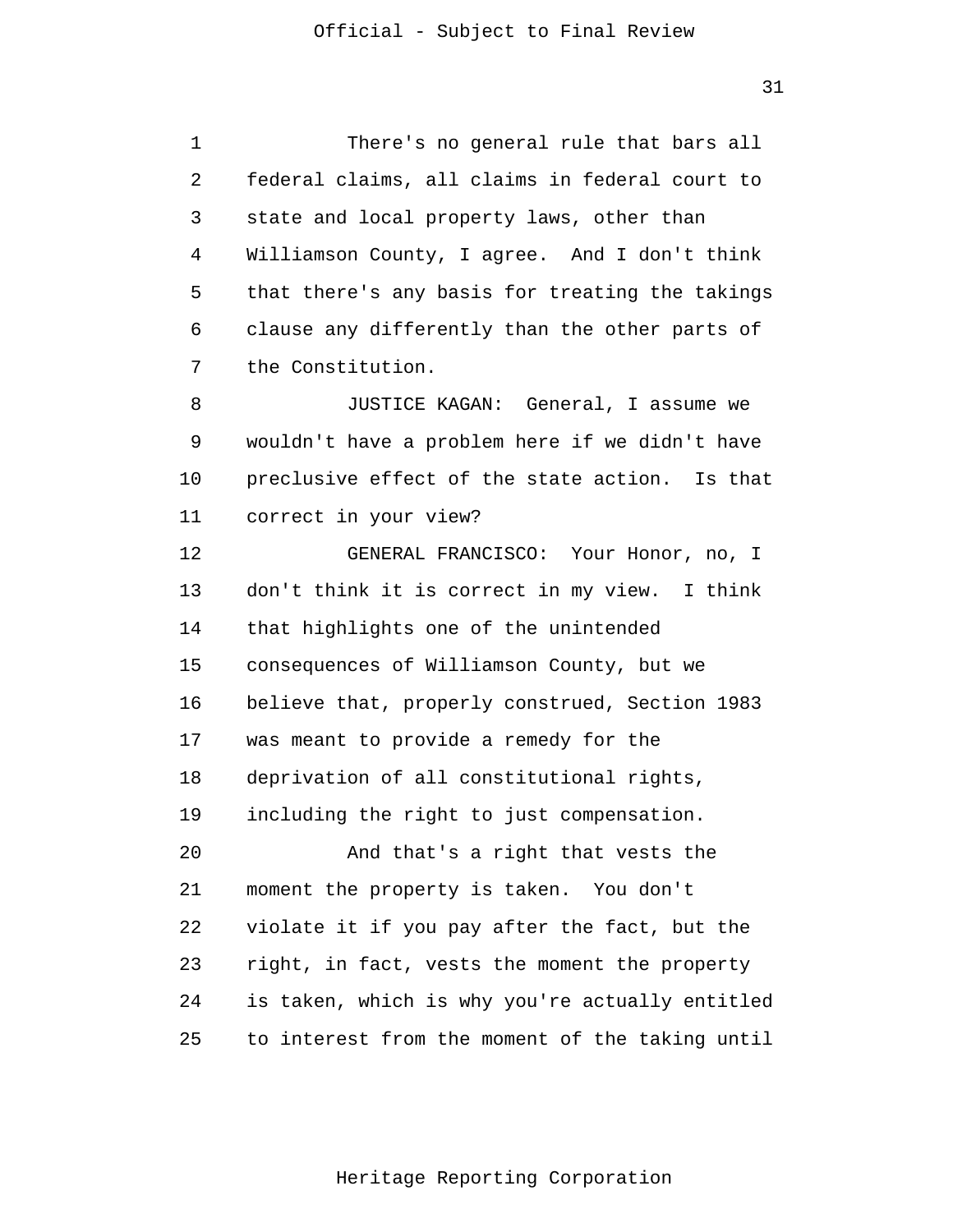There's no general rule that bars all federal claims, all claims in federal court to state and local property laws, other than Williamson County, I agree. And I don't think that there's any basis for treating the takings clause any differently than the other parts of the Constitution.

JUSTICE KAGAN: General, I assume we wouldn't have a problem here if we didn't have preclusive effect of the state action. Is that correct in your view?

GENERAL FRANCISCO: Your Honor, no, I don't think it is correct in my view. I think that highlights one of the unintended consequences of Williamson County, but we believe that, properly construed, Section 1983 was meant to provide a remedy for the deprivation of all constitutional rights, including the right to just compensation.

And that's a right that vests the moment the property is taken. You don't violate it if you pay after the fact, but the right, in fact, vests the moment the property is taken, which is why you're actually entitled to interest from the moment of the taking until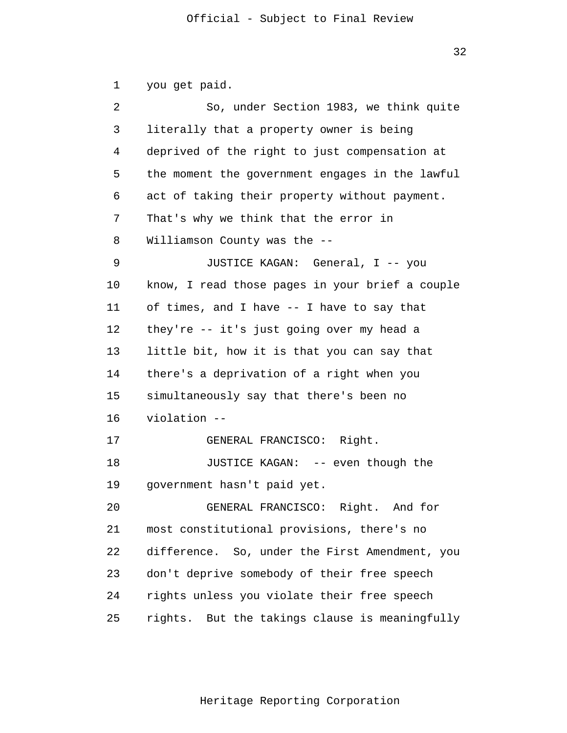you get paid.

So, under Section 1983, we think quite literally that a property owner is being deprived of the right to just compensation at the moment the government engages in the lawful act of taking their property without payment. That's why we think that the error in Williamson County was the --

JUSTICE KAGAN: General, I -- you know, I read those pages in your brief a couple of times, and I have -- I have to say that they're -- it's just going over my head a little bit, how it is that you can say that there's a deprivation of a right when you simultaneously say that there's been no violation --

GENERAL FRANCISCO: Right.

JUSTICE KAGAN: -- even though the government hasn't paid yet.

GENERAL FRANCISCO: Right. And for most constitutional provisions, there's no difference. So, under the First Amendment, you don't deprive somebody of their free speech rights unless you violate their free speech rights. But the takings clause is meaningfully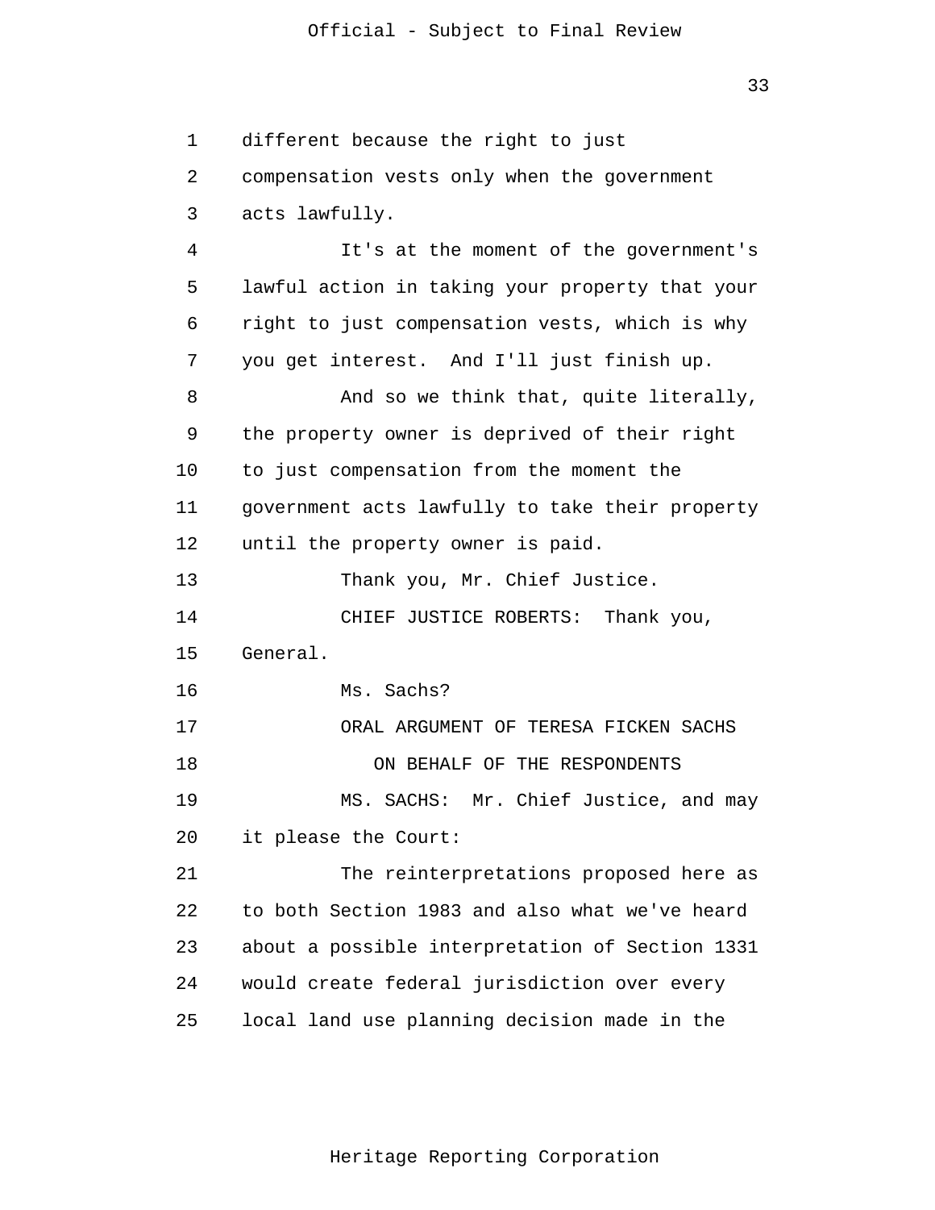different because the right to just compensation vests only when the government acts lawfully.

It's at the moment of the government's lawful action in taking your property that your right to just compensation vests, which is why you get interest. And I'll just finish up.

And so we think that, quite literally, the property owner is deprived of their right to just compensation from the moment the government acts lawfully to take their property until the property owner is paid.

Thank you, Mr. Chief Justice.

CHIEF JUSTICE ROBERTS: Thank you, General.

Ms. Sachs?

ORAL ARGUMENT OF TERESA FICKEN SACHS

ON BEHALF OF THE RESPONDENTS

MS. SACHS: Mr. Chief Justice, and may it please the Court:

The reinterpretations proposed here as to both Section 1983 and also what we've heard about a possible interpretation of Section 1331 would create federal jurisdiction over every local land use planning decision made in the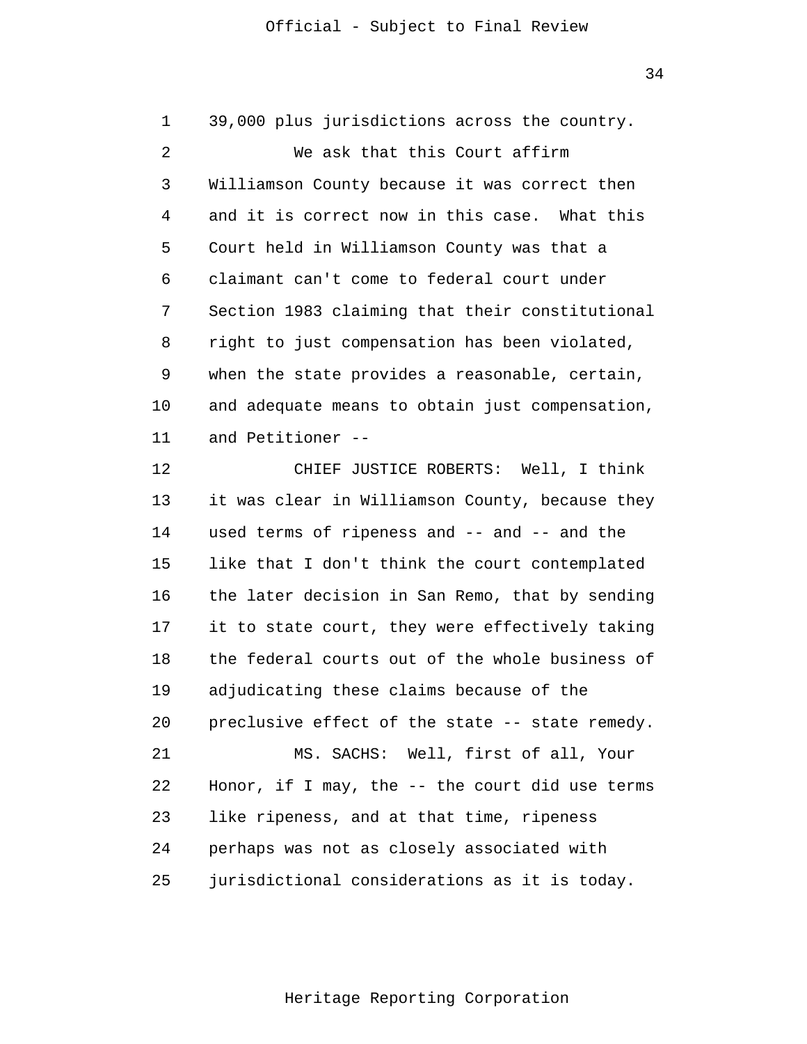39,000 plus jurisdictions across the country.

We ask that this Court affirm Williamson County because it was correct then and it is correct now in this case. What this Court held in Williamson County was that a claimant can't come to federal court under Section 1983 claiming that their constitutional right to just compensation has been violated, when the state provides a reasonable, certain, and adequate means to obtain just compensation, and Petitioner --

CHIEF JUSTICE ROBERTS: Well, I think it was clear in Williamson County, because they used terms of ripeness and -- and -- and the like that I don't think the court contemplated the later decision in San Remo, that by sending it to state court, they were effectively taking the federal courts out of the whole business of adjudicating these claims because of the preclusive effect of the state -- state remedy.

MS. SACHS: Well, first of all, Your Honor, if I may, the -- the court did use terms like ripeness, and at that time, ripeness perhaps was not as closely associated with jurisdictional considerations as it is today.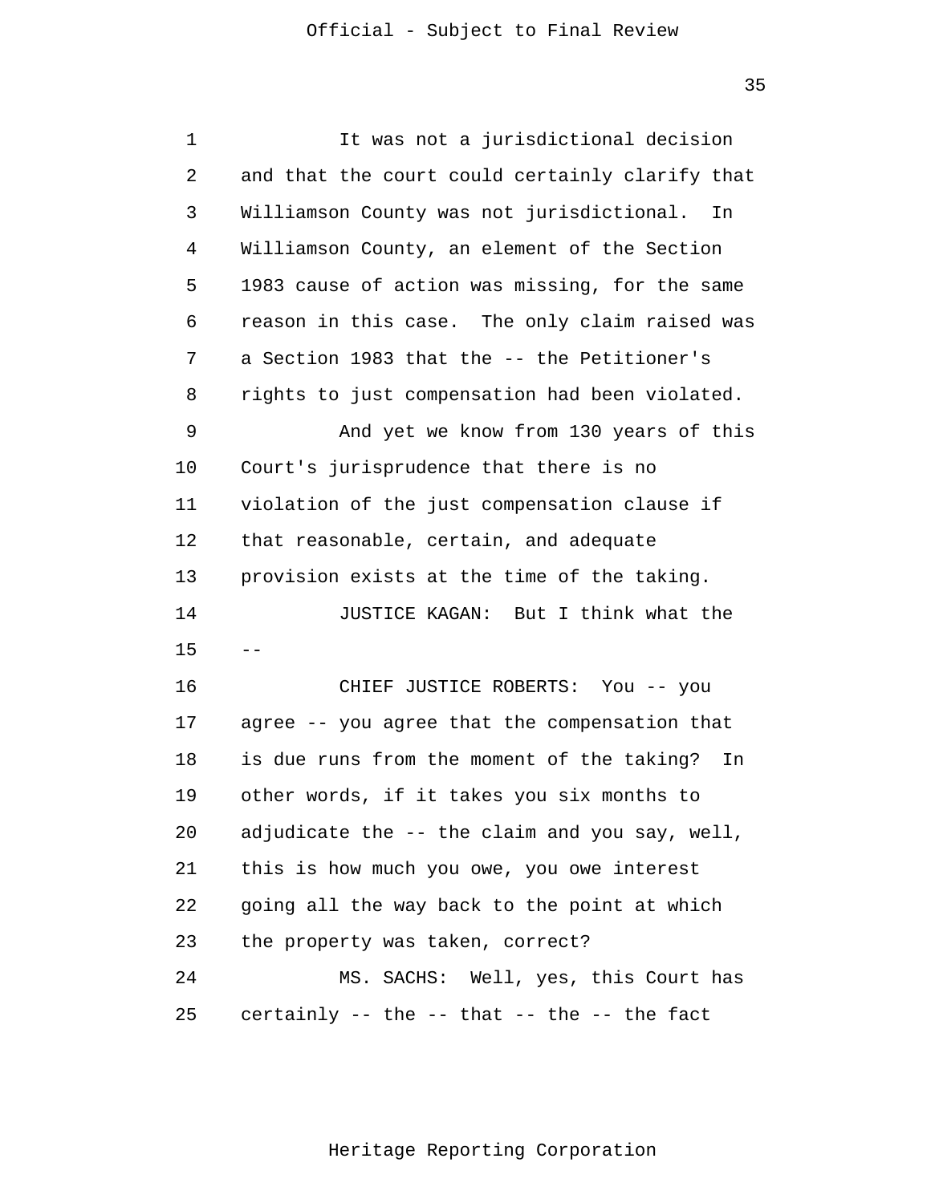It was not a jurisdictional decision and that the court could certainly clarify that Williamson County was not jurisdictional. In Williamson County, an element of the Section 1983 cause of action was missing, for the same reason in this case. The only claim raised was a Section 1983 that the -- the Petitioner's rights to just compensation had been violated.

And yet we know from 130 years of this Court's jurisprudence that there is no violation of the just compensation clause if that reasonable, certain, and adequate provision exists at the time of the taking.

JUSTICE KAGAN: But I think what the --

CHIEF JUSTICE ROBERTS: You -- you agree -- you agree that the compensation that is due runs from the moment of the taking? In other words, if it takes you six months to adjudicate the -- the claim and you say, well, this is how much you owe, you owe interest going all the way back to the point at which the property was taken, correct?

MS. SACHS: Well, yes, this Court has certainly -- the -- that -- the -- the fact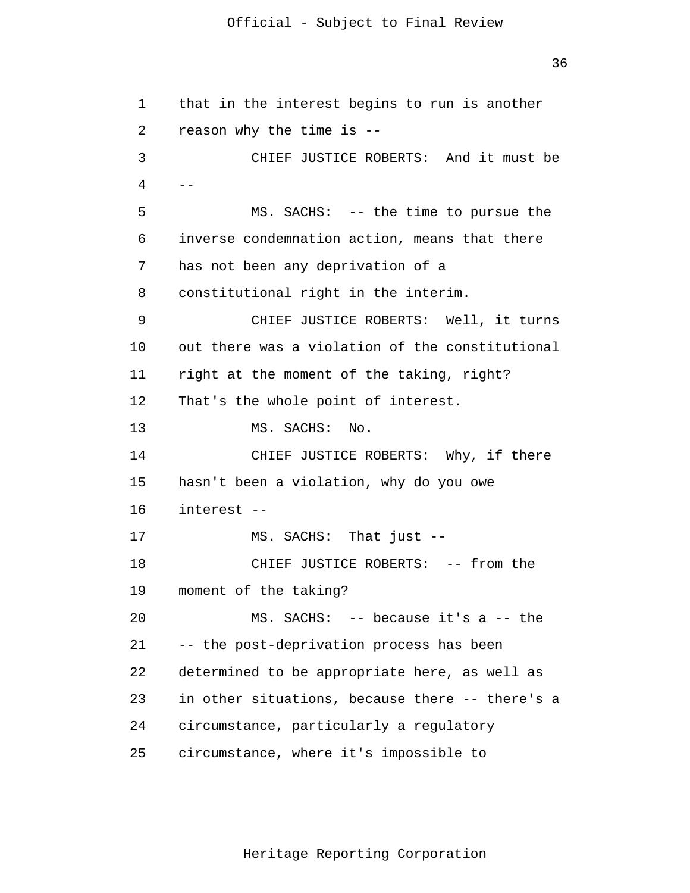that in the interest begins to run is another reason why the time is --

CHIEF JUSTICE ROBERTS: And it must be --

MS. SACHS: -- the time to pursue the inverse condemnation action, means that there has not been any deprivation of a constitutional right in the interim.

CHIEF JUSTICE ROBERTS: Well, it turns out there was a violation of the constitutional right at the moment of the taking, right? That's the whole point of interest.

MS. SACHS: No.

CHIEF JUSTICE ROBERTS: Why, if there hasn't been a violation, why do you owe interest --

MS. SACHS: That just --

CHIEF JUSTICE ROBERTS: -- from the moment of the taking?

MS. SACHS: -- because it's a -- the -- the post-deprivation process has been determined to be appropriate here, as well as in other situations, because there -- there's a circumstance, particularly a regulatory circumstance, where it's impossible to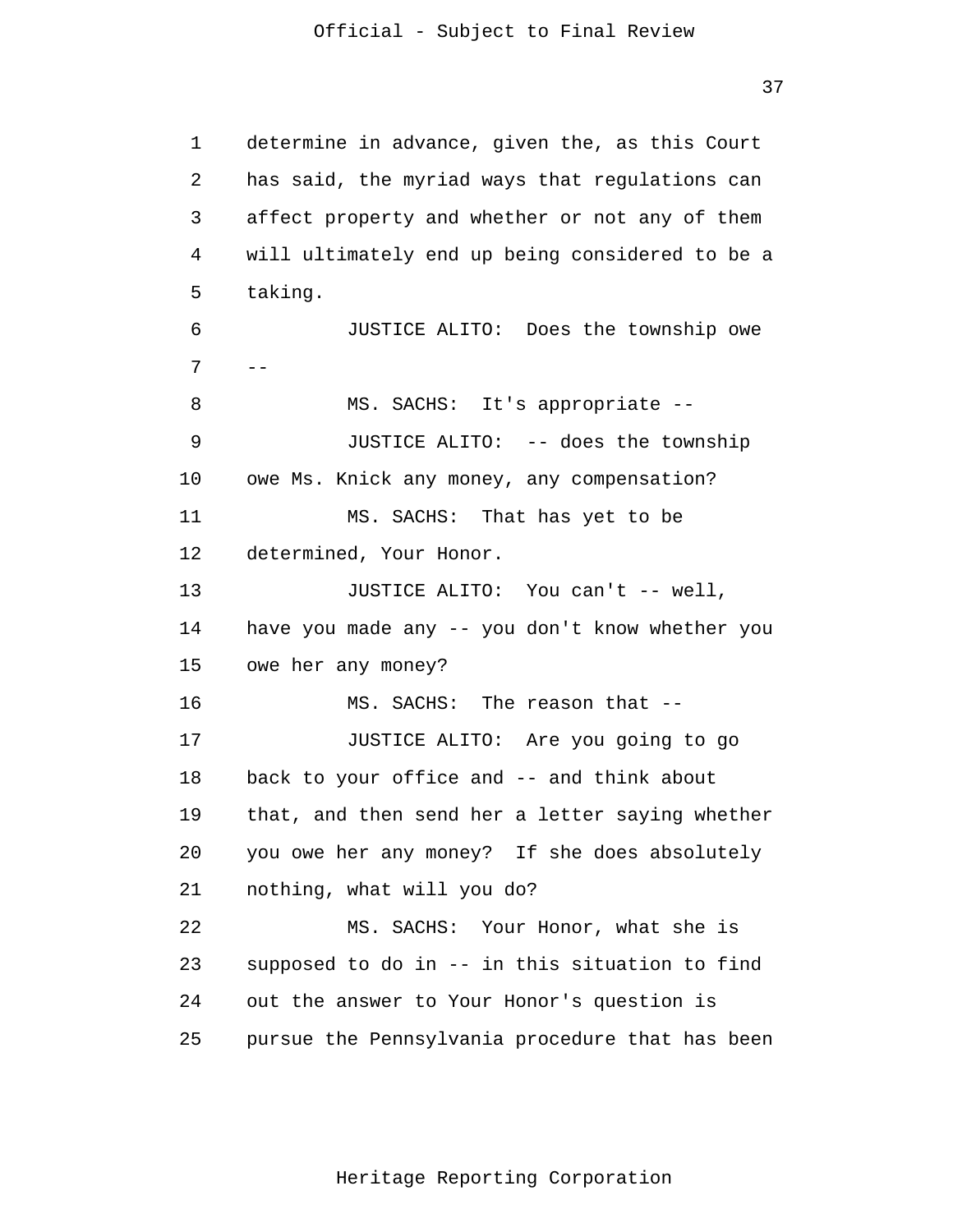determine in advance, given the, as this Court has said, the myriad ways that regulations can affect property and whether or not any of them will ultimately end up being considered to be a taking.

JUSTICE ALITO: Does the township owe --

MS. SACHS: It's appropriate --

JUSTICE ALITO: -- does the township owe Ms. Knick any money, any compensation?

MS. SACHS: That has yet to be determined, Your Honor.

JUSTICE ALITO: You can't -- well, have you made any -- you don't know whether you owe her any money?

MS. SACHS: The reason that --

JUSTICE ALITO: Are you going to go back to your office and -- and think about that, and then send her a letter saying whether you owe her any money? If she does absolutely nothing, what will you do?

MS. SACHS: Your Honor, what she is supposed to do in -- in this situation to find out the answer to Your Honor's question is pursue the Pennsylvania procedure that has been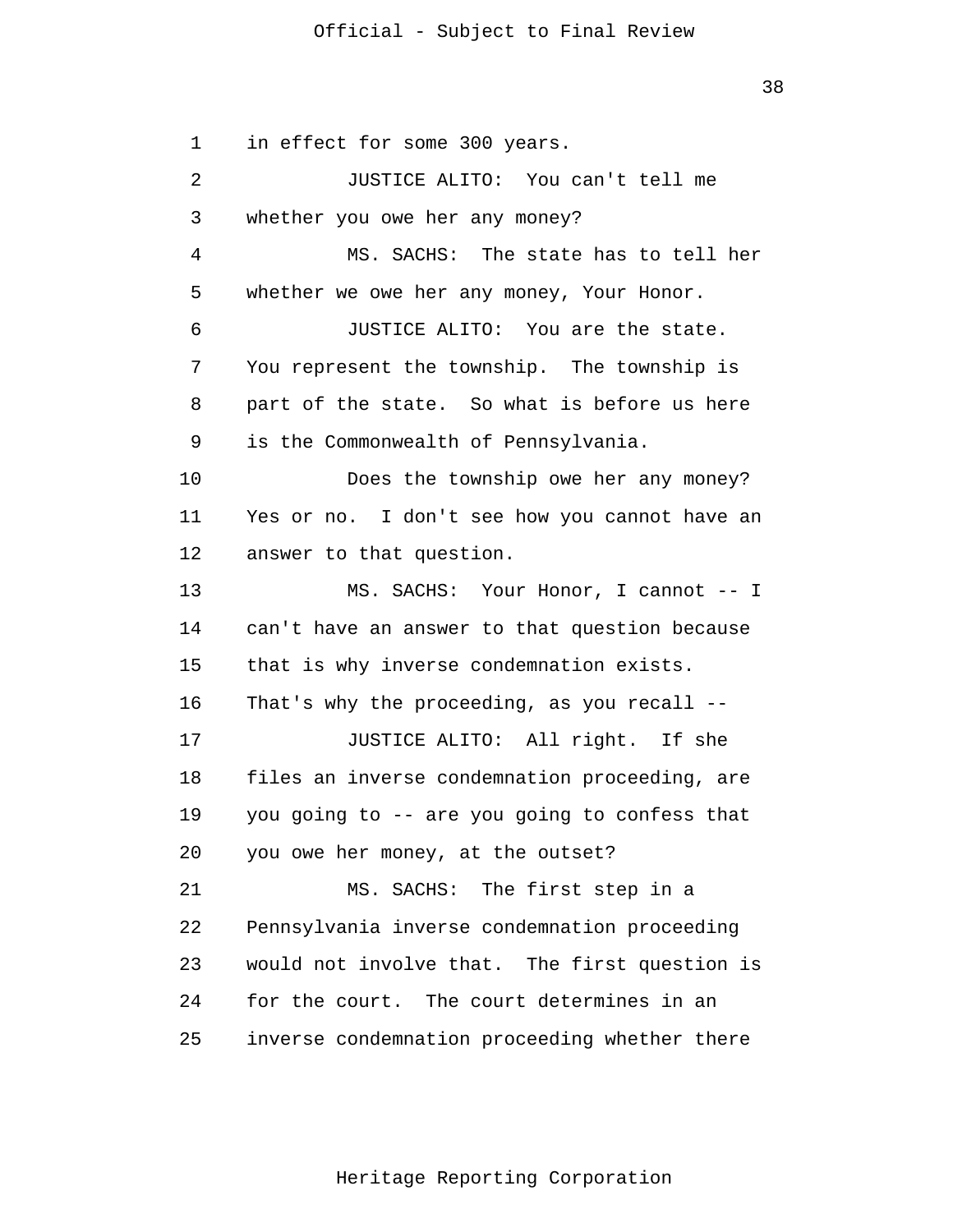in effect for some 300 years.

JUSTICE ALITO: You can't tell me whether you owe her any money?

MS. SACHS: The state has to tell her whether we owe her any money, Your Honor.

JUSTICE ALITO: You are the state. You represent the township. The township is part of the state. So what is before us here is the Commonwealth of Pennsylvania.

Does the township owe her any money? Yes or no. I don't see how you cannot have an answer to that question.

MS. SACHS: Your Honor, I cannot -- I can't have an answer to that question because that is why inverse condemnation exists. That's why the proceeding, as you recall --

JUSTICE ALITO: All right. If she files an inverse condemnation proceeding, are you going to -- are you going to confess that you owe her money, at the outset?

MS. SACHS: The first step in a Pennsylvania inverse condemnation proceeding would not involve that. The first question is for the court. The court determines in an inverse condemnation proceeding whether there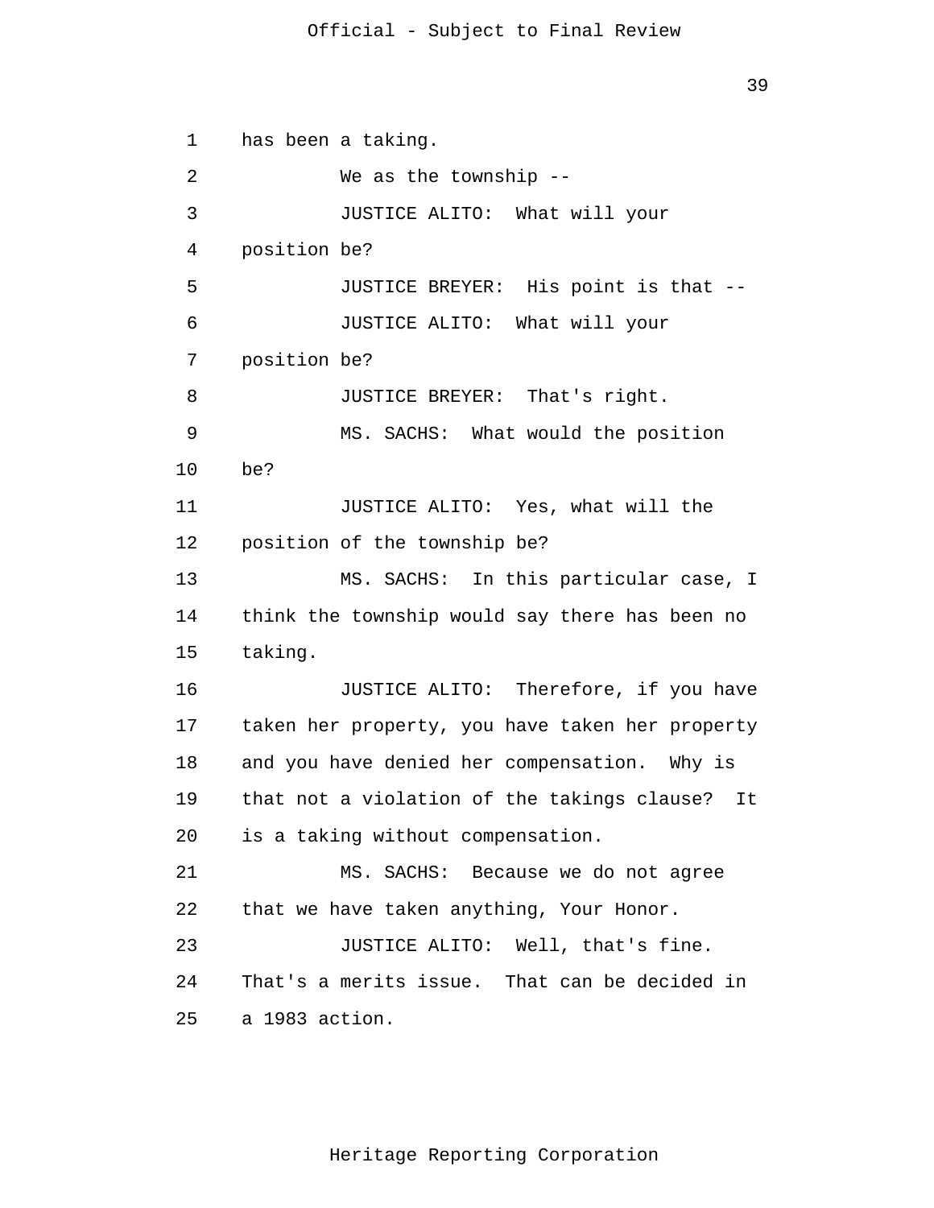has been a taking.

We as the township --

JUSTICE ALITO: What will your position be?

JUSTICE BREYER: His point is that --

JUSTICE ALITO: What will your position be?

JUSTICE BREYER: That's right.

MS. SACHS: What would the position be?

JUSTICE ALITO: Yes, what will the position of the township be?

MS. SACHS: In this particular case, I think the township would say there has been no taking.

JUSTICE ALITO: Therefore, if you have taken her property, you have taken her property and you have denied her compensation. Why is that not a violation of the takings clause? It is a taking without compensation.

MS. SACHS: Because we do not agree that we have taken anything, Your Honor.

JUSTICE ALITO: Well, that's fine. That's a merits issue. That can be decided in a 1983 action.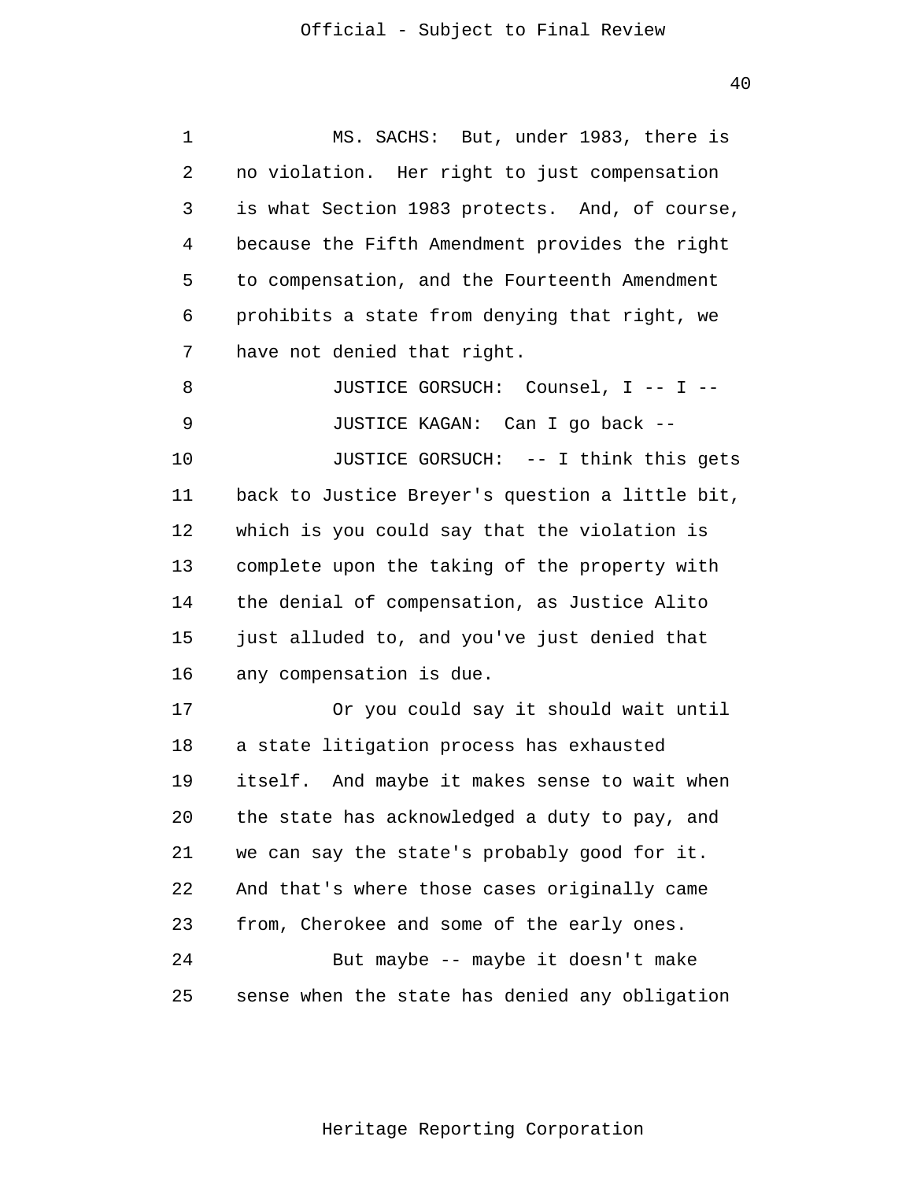MS. SACHS: But, under 1983, there is no violation. Her right to just compensation is what Section 1983 protects. And, of course, because the Fifth Amendment provides the right to compensation, and the Fourteenth Amendment prohibits a state from denying that right, we have not denied that right.

JUSTICE GORSUCH: Counsel, I -- I --

JUSTICE KAGAN: Can I go back --

JUSTICE GORSUCH: -- I think this gets back to Justice Breyer's question a little bit, which is you could say that the violation is complete upon the taking of the property with the denial of compensation, as Justice Alito just alluded to, and you've just denied that any compensation is due.

Or you could say it should wait until a state litigation process has exhausted itself. And maybe it makes sense to wait when the state has acknowledged a duty to pay, and we can say the state's probably good for it. And that's where those cases originally came from, Cherokee and some of the early ones.

But maybe -- maybe it doesn't make sense when the state has denied any obligation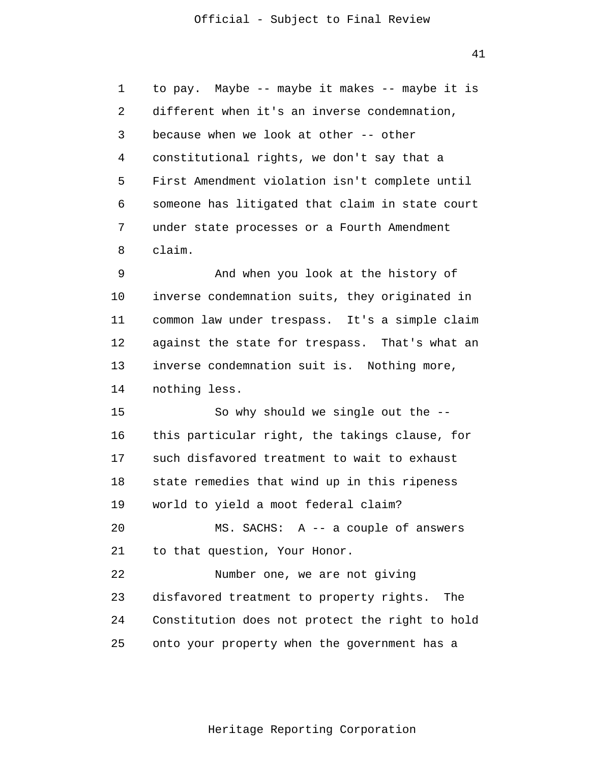to pay. Maybe -- maybe it makes -- maybe it is different when it's an inverse condemnation, because when we look at other -- other constitutional rights, we don't say that a First Amendment violation isn't complete until someone has litigated that claim in state court under state processes or a Fourth Amendment claim.

And when you look at the history of inverse condemnation suits, they originated in common law under trespass. It's a simple claim against the state for trespass. That's what an inverse condemnation suit is. Nothing more, nothing less.

So why should we single out the -- this particular right, the takings clause, for such disfavored treatment to wait to exhaust state remedies that wind up in this ripeness world to yield a moot federal claim?

MS. SACHS: A -- a couple of answers to that question, Your Honor.

Number one, we are not giving disfavored treatment to property rights. The Constitution does not protect the right to hold onto your property when the government has a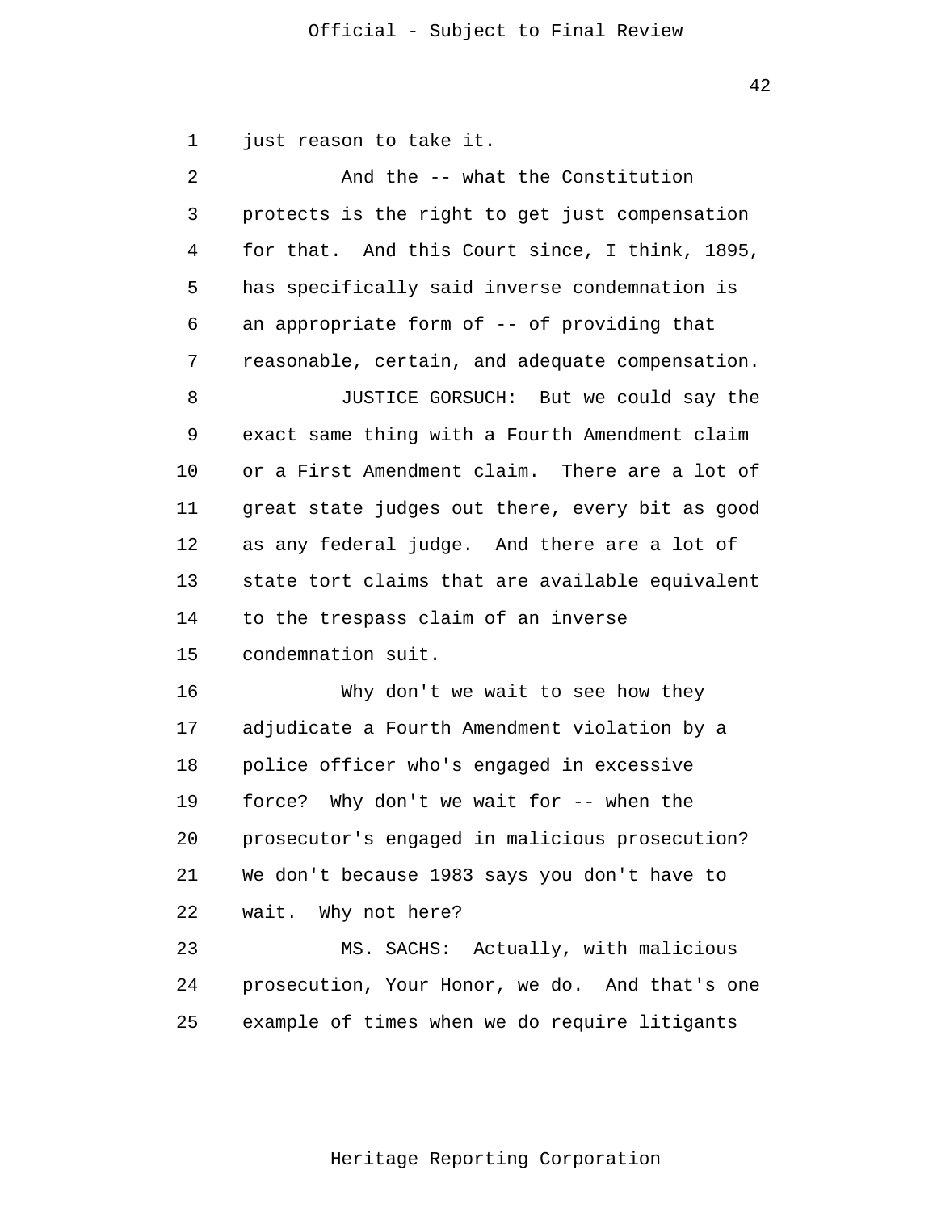just reason to take it.

And the -- what the Constitution protects is the right to get just compensation for that. And this Court since, I think, 1895, has specifically said inverse condemnation is an appropriate form of -- of providing that reasonable, certain, and adequate compensation.

JUSTICE GORSUCH: But we could say the exact same thing with a Fourth Amendment claim or a First Amendment claim. There are a lot of great state judges out there, every bit as good as any federal judge. And there are a lot of state tort claims that are available equivalent to the trespass claim of an inverse condemnation suit.

Why don't we wait to see how they adjudicate a Fourth Amendment violation by a police officer who's engaged in excessive force? Why don't we wait for -- when the prosecutor's engaged in malicious prosecution? We don't because 1983 says you don't have to wait. Why not here?

MS. SACHS: Actually, with malicious prosecution, Your Honor, we do. And that's one example of times when we do require litigants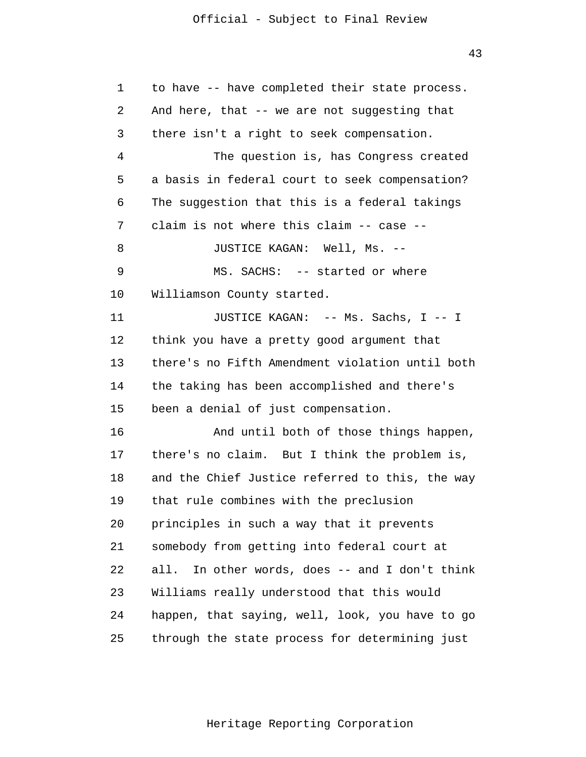to have -- have completed their state process. And here, that -- we are not suggesting that there isn't a right to seek compensation.

The question is, has Congress created a basis in federal court to seek compensation? The suggestion that this is a federal takings claim is not where this claim -- case --

JUSTICE KAGAN: Well, Ms. --

MS. SACHS: -- started or where Williamson County started.

JUSTICE KAGAN: -- Ms. Sachs, I -- I think you have a pretty good argument that there's no Fifth Amendment violation until both the taking has been accomplished and there's been a denial of just compensation.

And until both of those things happen, there's no claim. But I think the problem is, and the Chief Justice referred to this, the way that rule combines with the preclusion principles in such a way that it prevents somebody from getting into federal court at all. In other words, does -- and I don't think Williams really understood that this would happen, that saying, well, look, you have to go through the state process for determining just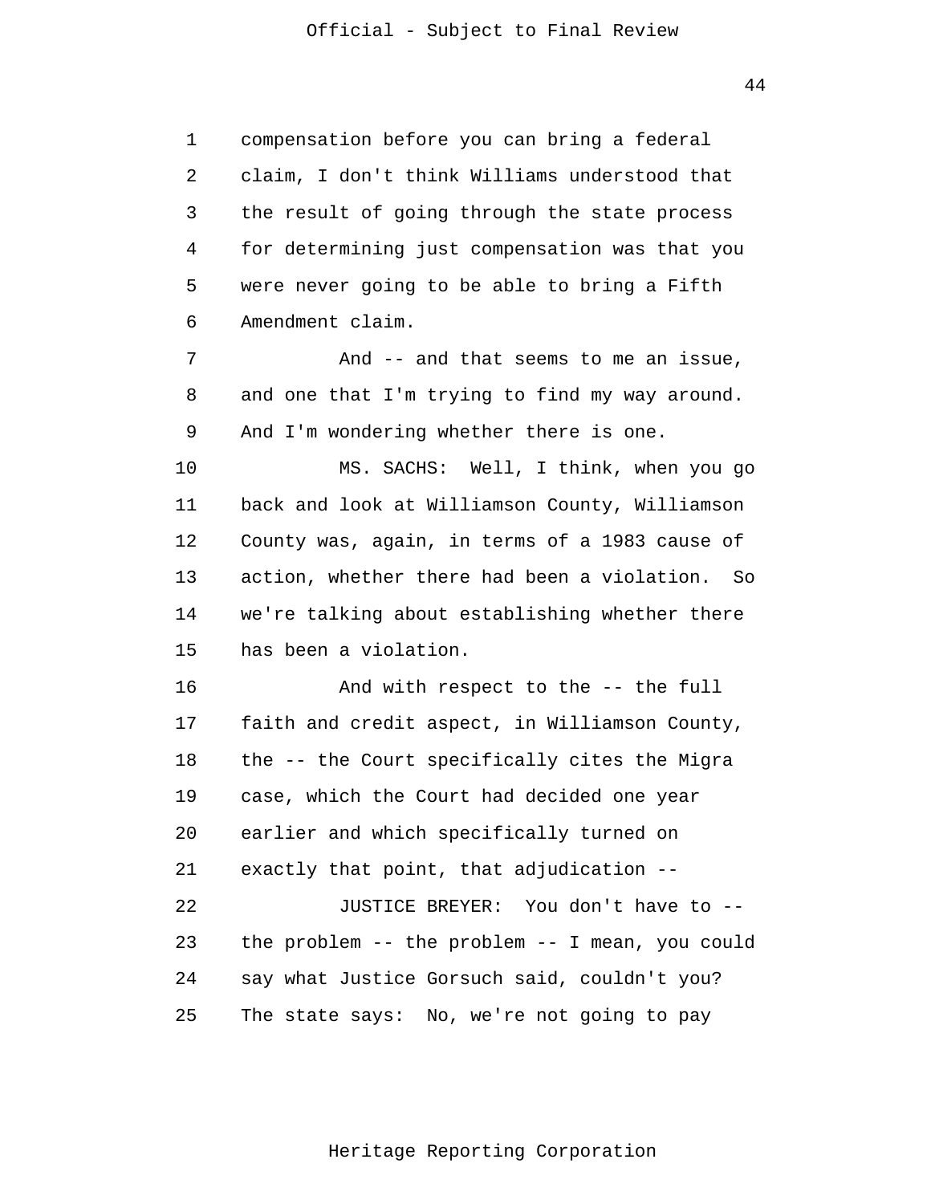compensation before you can bring a federal claim, I don't think Williams understood that the result of going through the state process for determining just compensation was that you were never going to be able to bring a Fifth Amendment claim.

And -- and that seems to me an issue, and one that I'm trying to find my way around. And I'm wondering whether there is one.

MS. SACHS: Well, I think, when you go back and look at Williamson County, Williamson County was, again, in terms of a 1983 cause of action, whether there had been a violation. So we're talking about establishing whether there has been a violation.

And with respect to the -- the full faith and credit aspect, in Williamson County, the -- the Court specifically cites the Migra case, which the Court had decided one year earlier and which specifically turned on exactly that point, that adjudication --

JUSTICE BREYER: You don't have to -- the problem -- the problem -- I mean, you could say what Justice Gorsuch said, couldn't you? The state says: No, we're not going to pay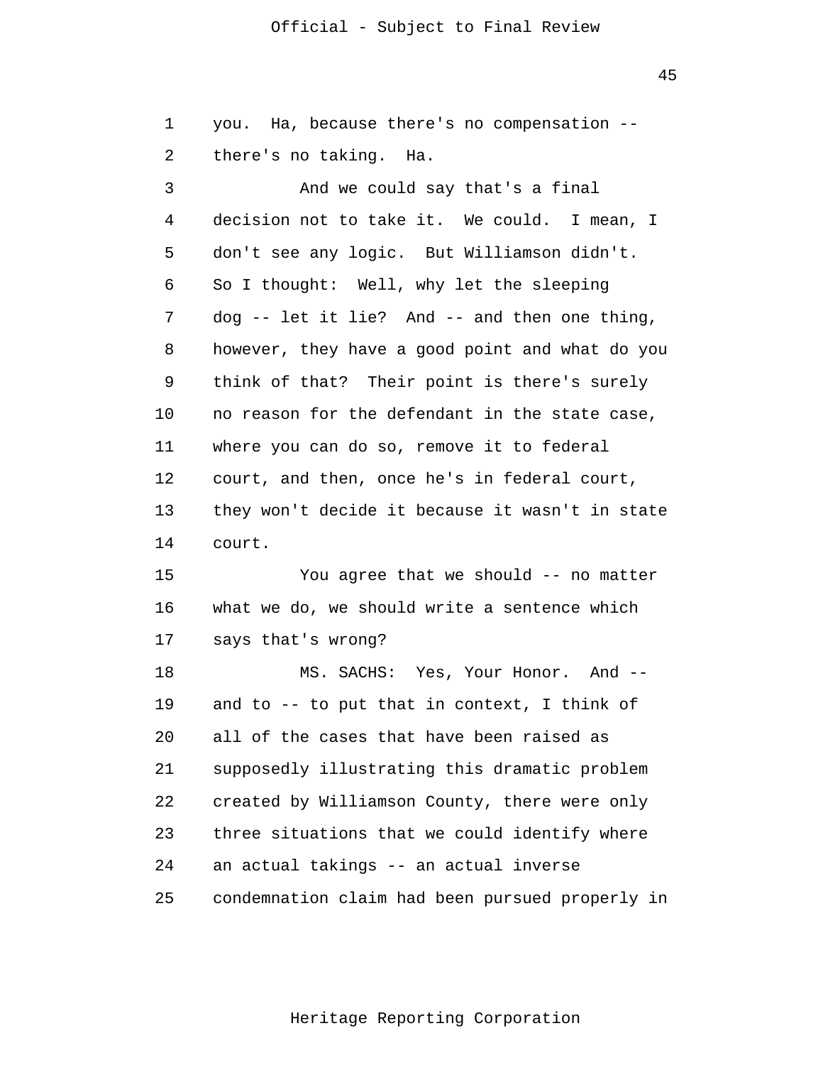you. Ha, because there's no compensation -- there's no taking. Ha.

And we could say that's a final decision not to take it. We could. I mean, I don't see any logic. But Williamson didn't. So I thought: Well, why let the sleeping dog -- let it lie? And -- and then one thing, however, they have a good point and what do you think of that? Their point is there's surely no reason for the defendant in the state case, where you can do so, remove it to federal court, and then, once he's in federal court, they won't decide it because it wasn't in state court.

You agree that we should -- no matter what we do, we should write a sentence which says that's wrong?

MS. SACHS: Yes, Your Honor. And -- and to -- to put that in context, I think of all of the cases that have been raised as supposedly illustrating this dramatic problem created by Williamson County, there were only three situations that we could identify where an actual takings -- an actual inverse condemnation claim had been pursued properly in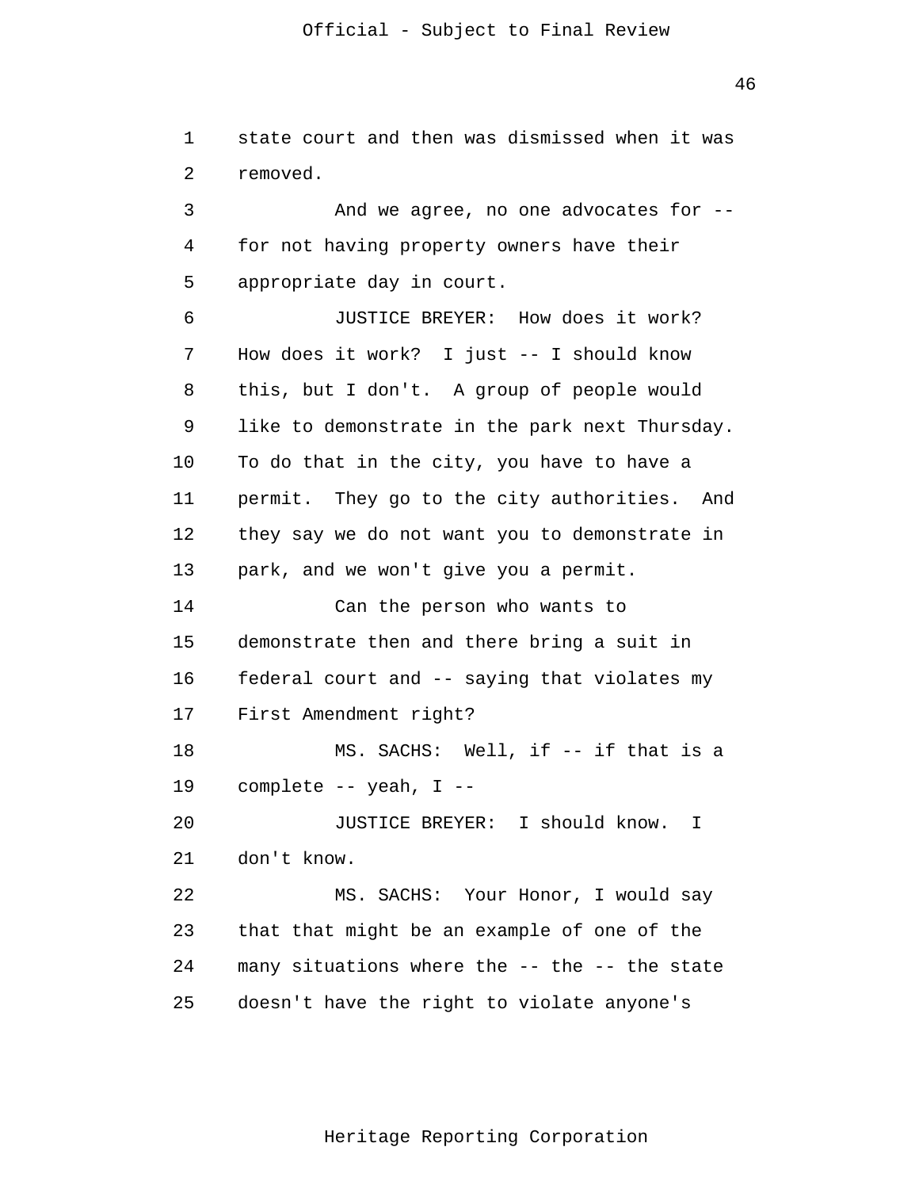state court and then was dismissed when it was removed.

And we agree, no one advocates for -- for not having property owners have their appropriate day in court.

JUSTICE BREYER: How does it work? How does it work? I just -- I should know this, but I don't. A group of people would like to demonstrate in the park next Thursday. To do that in the city, you have to have a permit. They go to the city authorities. And they say we do not want you to demonstrate in park, and we won't give you a permit.

Can the person who wants to demonstrate then and there bring a suit in federal court and -- saying that violates my First Amendment right?

MS. SACHS: Well, if -- if that is a complete -- yeah, I --

JUSTICE BREYER: I should know. I don't know.

MS. SACHS: Your Honor, I would say that that might be an example of one of the many situations where the -- the -- the state doesn't have the right to violate anyone's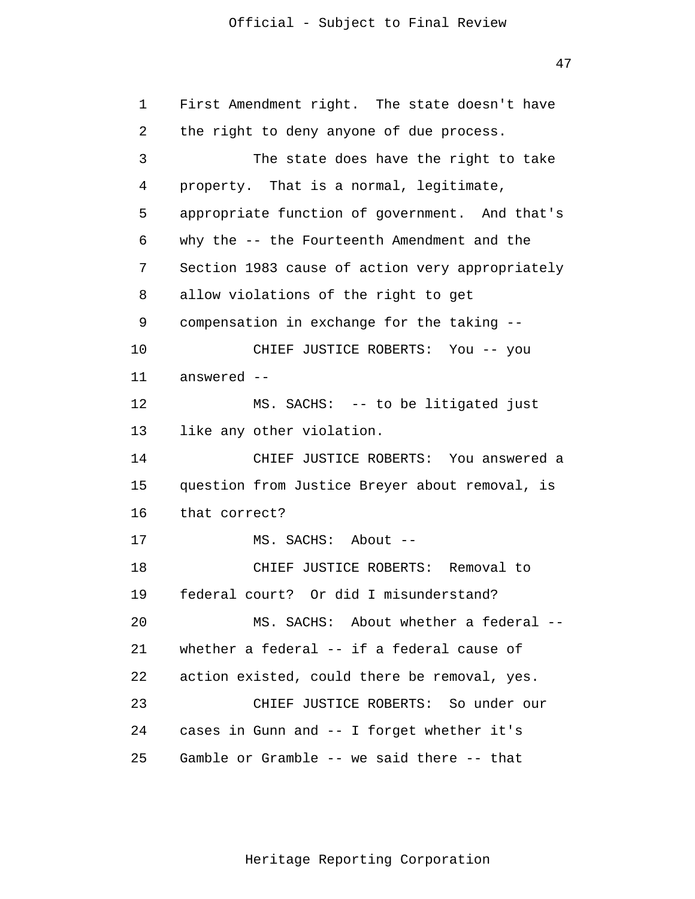First Amendment right. The state doesn't have the right to deny anyone of due process.

The state does have the right to take property. That is a normal, legitimate, appropriate function of government. And that's why the -- the Fourteenth Amendment and the Section 1983 cause of action very appropriately allow violations of the right to get compensation in exchange for the taking --

CHIEF JUSTICE ROBERTS: You -- you answered --

MS. SACHS: -- to be litigated just like any other violation.

CHIEF JUSTICE ROBERTS: You answered a question from Justice Breyer about removal, is that correct?

MS. SACHS: About --

CHIEF JUSTICE ROBERTS: Removal to federal court? Or did I misunderstand?

MS. SACHS: About whether a federal -- whether a federal -- if a federal cause of action existed, could there be removal, yes.

CHIEF JUSTICE ROBERTS: So under our cases in Gunn and -- I forget whether it's Gamble or Gramble -- we said there -- that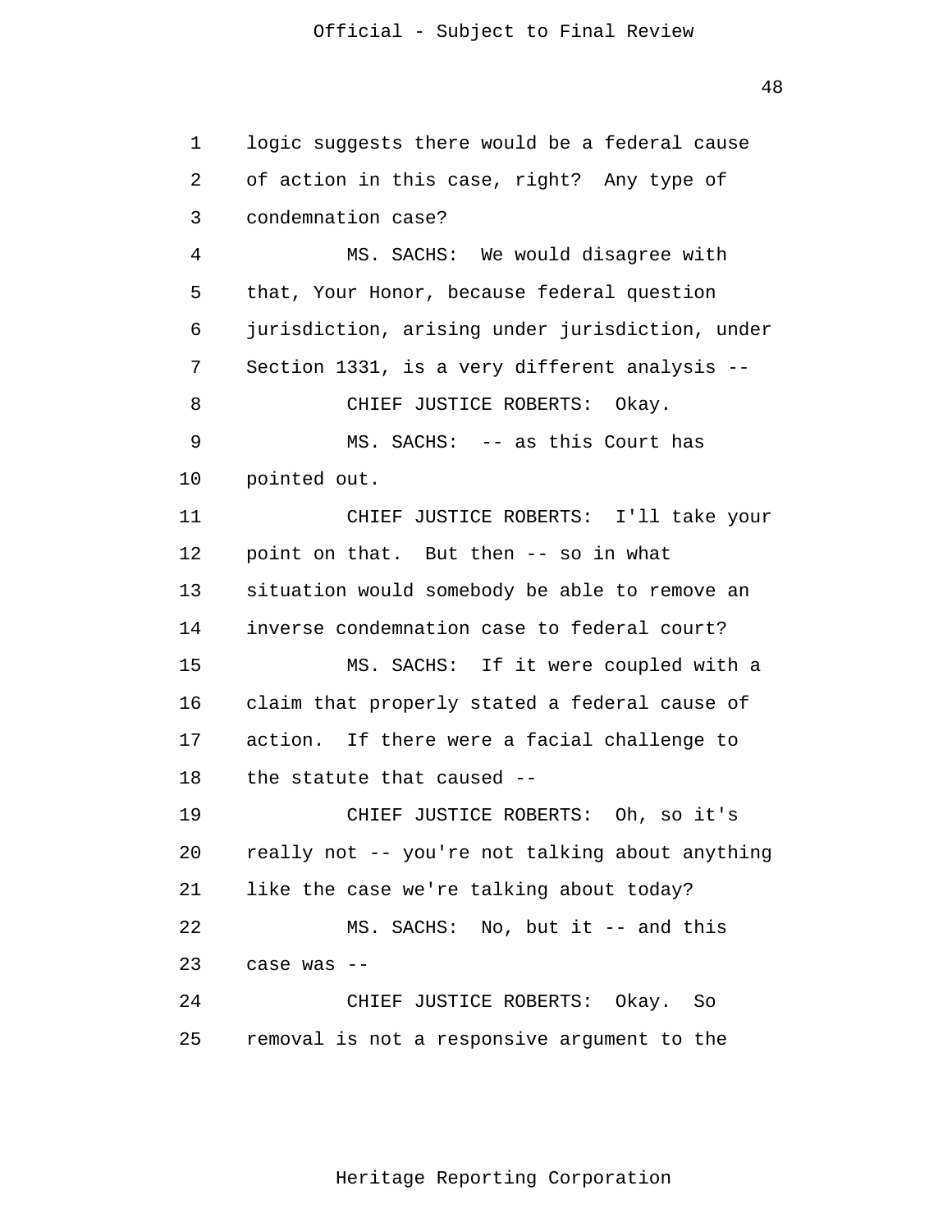logic suggests there would be a federal cause of action in this case, right? Any type of condemnation case?

MS. SACHS: We would disagree with that, Your Honor, because federal question jurisdiction, arising under jurisdiction, under Section 1331, is a very different analysis --

CHIEF JUSTICE ROBERTS: Okay.

MS. SACHS: -- as this Court has pointed out.

CHIEF JUSTICE ROBERTS: I'll take your point on that. But then -- so in what situation would somebody be able to remove an inverse condemnation case to federal court?

MS. SACHS: If it were coupled with a claim that properly stated a federal cause of action. If there were a facial challenge to the statute that caused --

CHIEF JUSTICE ROBERTS: Oh, so it's really not -- you're not talking about anything like the case we're talking about today?

MS. SACHS: No, but it -- and this case was --

CHIEF JUSTICE ROBERTS: Okay. So removal is not a responsive argument to the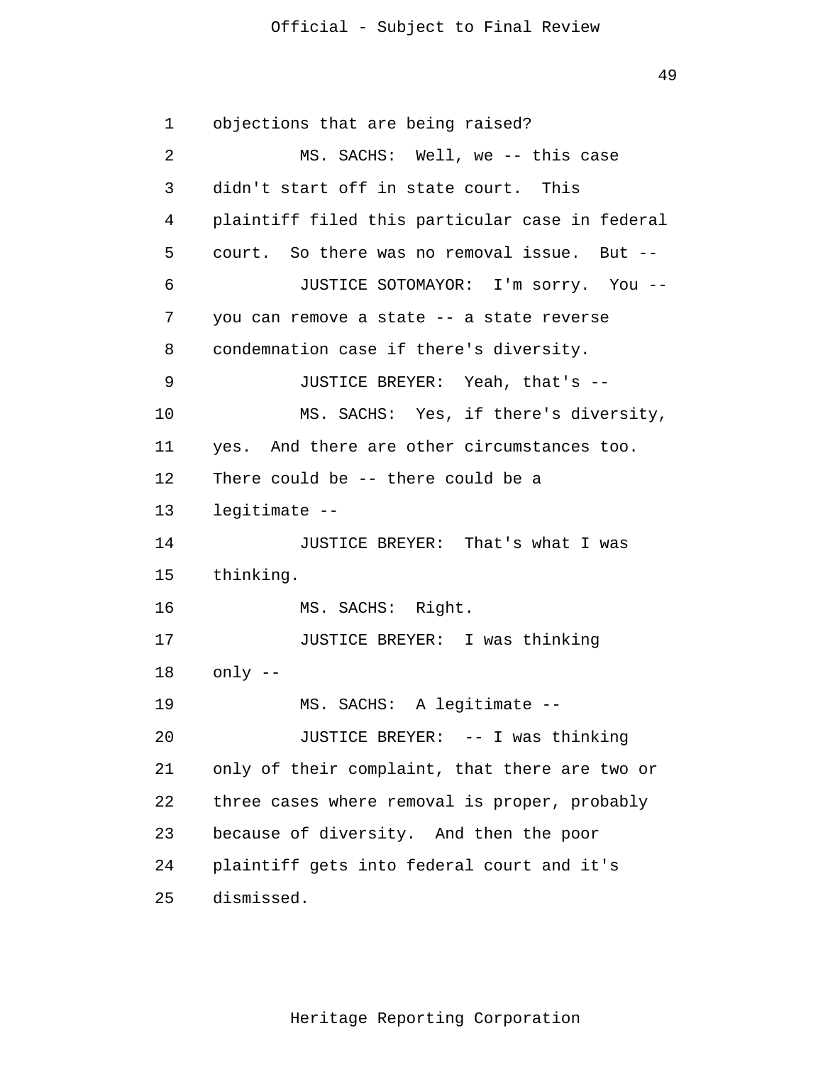objections that are being raised?

MS. SACHS: Well, we -- this case didn't start off in state court. This plaintiff filed this particular case in federal court. So there was no removal issue. But --

JUSTICE SOTOMAYOR: I'm sorry. You -- you can remove a state -- a state reverse condemnation case if there's diversity.

JUSTICE BREYER: Yeah, that's --

MS. SACHS: Yes, if there's diversity, yes. And there are other circumstances too. There could be -- there could be a legitimate --

JUSTICE BREYER: That's what I was thinking.

MS. SACHS: Right.

JUSTICE BREYER: I was thinking only --

MS. SACHS: A legitimate --

JUSTICE BREYER: -- I was thinking only of their complaint, that there are two or three cases where removal is proper, probably because of diversity. And then the poor plaintiff gets into federal court and it's dismissed.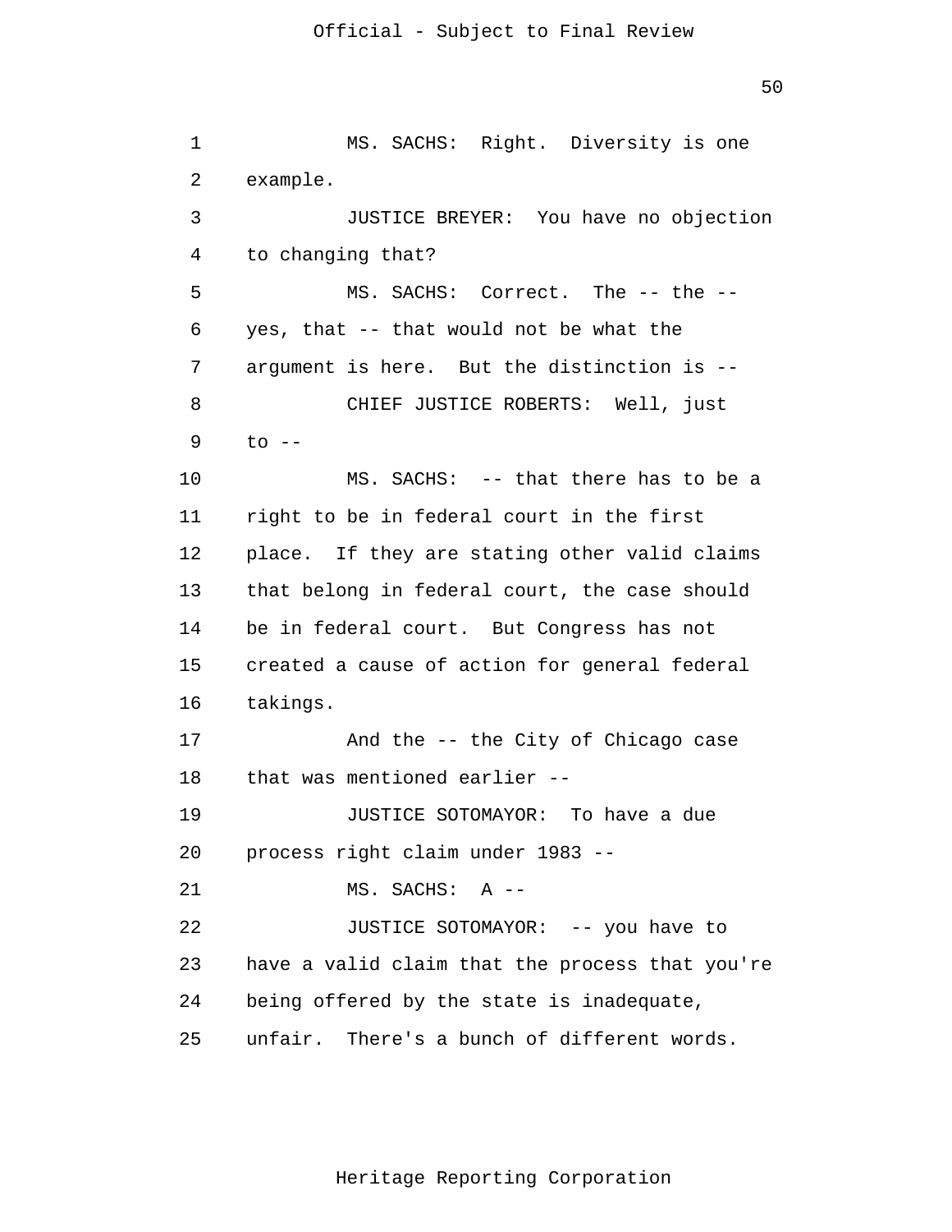MS. SACHS: Right. Diversity is one example.

JUSTICE BREYER: You have no objection to changing that?

MS. SACHS: Correct. The -- the -- yes, that -- that would not be what the argument is here. But the distinction is --

CHIEF JUSTICE ROBERTS: Well, just to --

MS. SACHS: -- that there has to be a right to be in federal court in the first place. If they are stating other valid claims that belong in federal court, the case should be in federal court. But Congress has not created a cause of action for general federal takings.

And the -- the City of Chicago case that was mentioned earlier --

JUSTICE SOTOMAYOR: To have a due process right claim under 1983 --

MS. SACHS: A --

JUSTICE SOTOMAYOR: -- you have to have a valid claim that the process that you're being offered by the state is inadequate, unfair. There's a bunch of different words.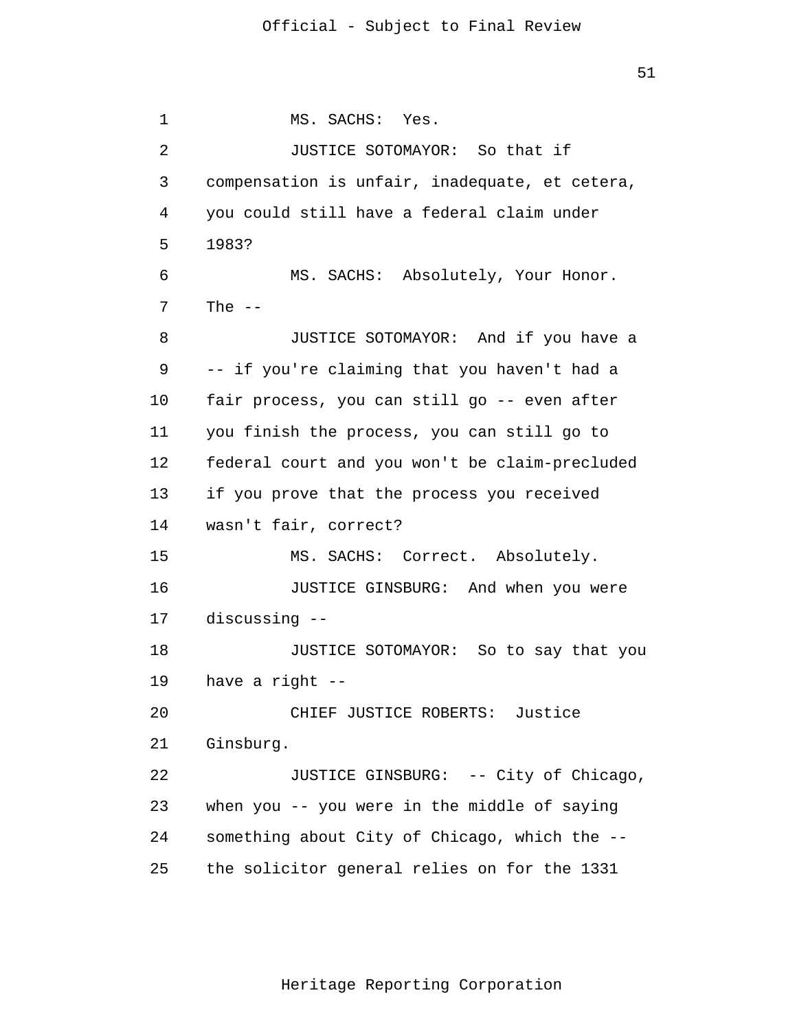1 MS. SACHS: Yes.

2 JUSTICE SOTOMAYOR: So that if

3 compensation is unfair, inadequate, et cetera,

4 you could still have a federal claim under

5 1983?

6 MS. SACHS: Absolutely, Your Honor.

7 The --

8 JUSTICE SOTOMAYOR: And if you have a

9 -- if you're claiming that you haven't had a

10 fair process, you can still go -- even after

11 you finish the process, you can still go to

12 federal court and you won't be claim-precluded

13 if you prove that the process you received

14 wasn't fair, correct?

15 MS. SACHS: Correct. Absolutely.

16 JUSTICE GINSBURG: And when you were

17 discussing --

18 JUSTICE SOTOMAYOR: So to say that you

19 have a right --

20 CHIEF JUSTICE ROBERTS: Justice

21 Ginsburg.

22 JUSTICE GINSBURG: -- City of Chicago,

23 when you -- you were in the middle of saying

24 something about City of Chicago, which the --

25 the solicitor general relies on for the 1331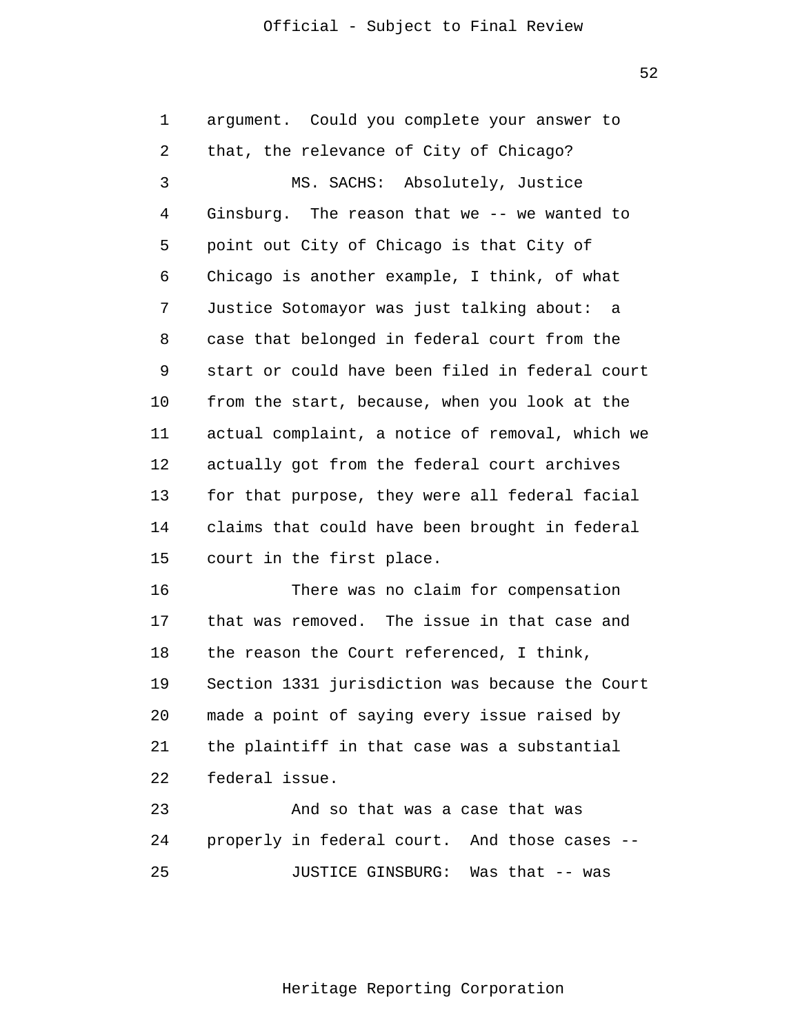argument. Could you complete your answer to that, the relevance of City of Chicago?

MS. SACHS: Absolutely, Justice Ginsburg. The reason that we -- we wanted to point out City of Chicago is that City of Chicago is another example, I think, of what Justice Sotomayor was just talking about: a case that belonged in federal court from the start or could have been filed in federal court from the start, because, when you look at the actual complaint, a notice of removal, which we actually got from the federal court archives for that purpose, they were all federal facial claims that could have been brought in federal court in the first place.

There was no claim for compensation that was removed. The issue in that case and the reason the Court referenced, I think, Section 1331 jurisdiction was because the Court made a point of saying every issue raised by the plaintiff in that case was a substantial federal issue.

And so that was a case that was properly in federal court. And those cases --

JUSTICE GINSBURG: Was that -- was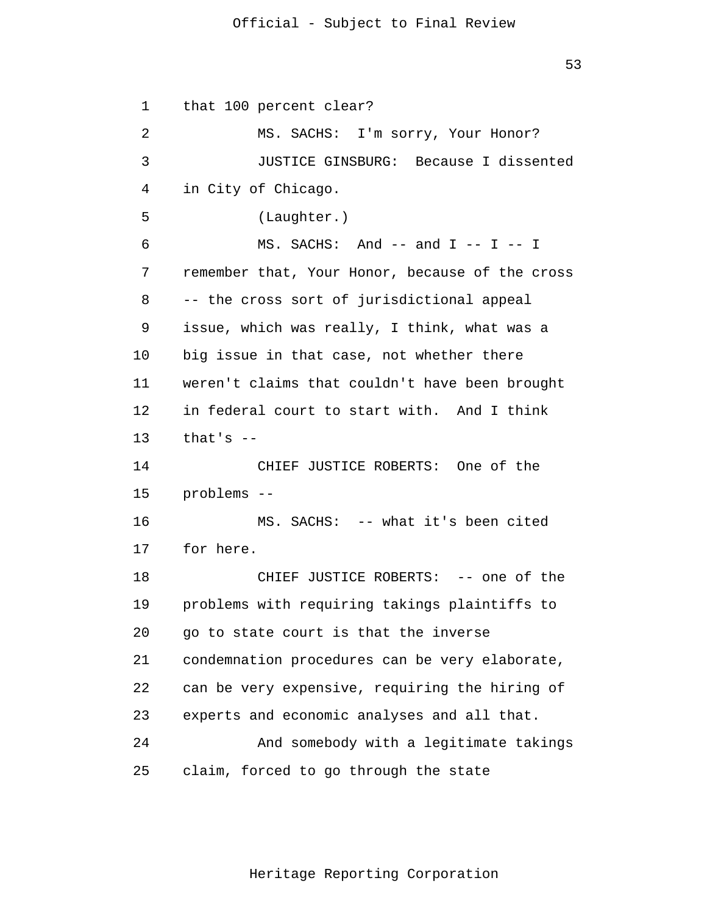that 100 percent clear?

MS. SACHS: I'm sorry, Your Honor?

JUSTICE GINSBURG: Because I dissented in City of Chicago.

(Laughter.)

MS. SACHS: And -- and I -- I -- I remember that, Your Honor, because of the cross -- the cross sort of jurisdictional appeal issue, which was really, I think, what was a big issue in that case, not whether there weren't claims that couldn't have been brought in federal court to start with. And I think that's --

CHIEF JUSTICE ROBERTS: One of the problems --

MS. SACHS: -- what it's been cited for here.

CHIEF JUSTICE ROBERTS: -- one of the problems with requiring takings plaintiffs to go to state court is that the inverse condemnation procedures can be very elaborate, can be very expensive, requiring the hiring of experts and economic analyses and all that.

And somebody with a legitimate takings claim, forced to go through the state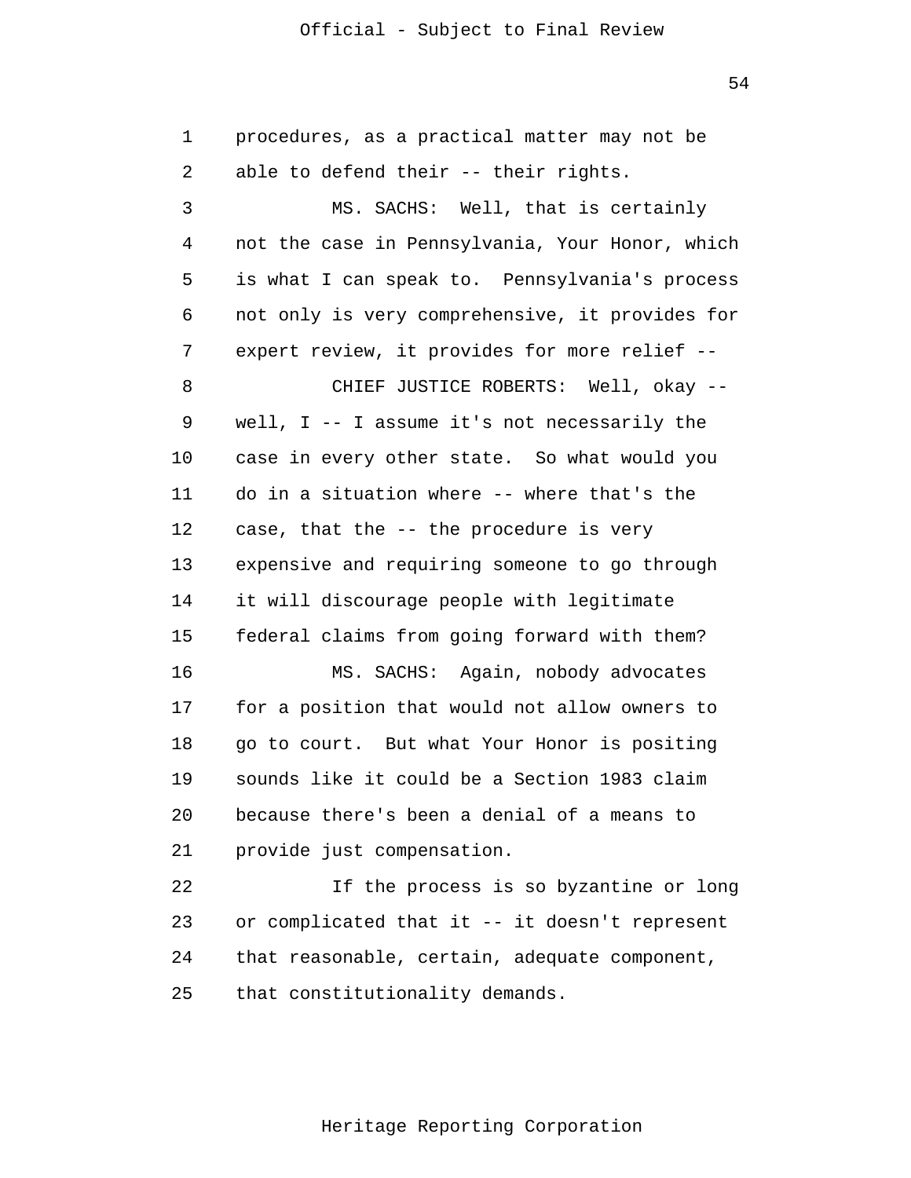procedures, as a practical matter may not be able to defend their -- their rights.

MS. SACHS: Well, that is certainly not the case in Pennsylvania, Your Honor, which is what I can speak to. Pennsylvania's process not only is very comprehensive, it provides for expert review, it provides for more relief --

CHIEF JUSTICE ROBERTS: Well, okay -- well, I -- I assume it's not necessarily the case in every other state. So what would you do in a situation where -- where that's the case, that the -- the procedure is very expensive and requiring someone to go through it will discourage people with legitimate federal claims from going forward with them?

MS. SACHS: Again, nobody advocates for a position that would not allow owners to go to court. But what Your Honor is positing sounds like it could be a Section 1983 claim because there's been a denial of a means to provide just compensation.

If the process is so byzantine or long or complicated that it -- it doesn't represent that reasonable, certain, adequate component, that constitutionality demands.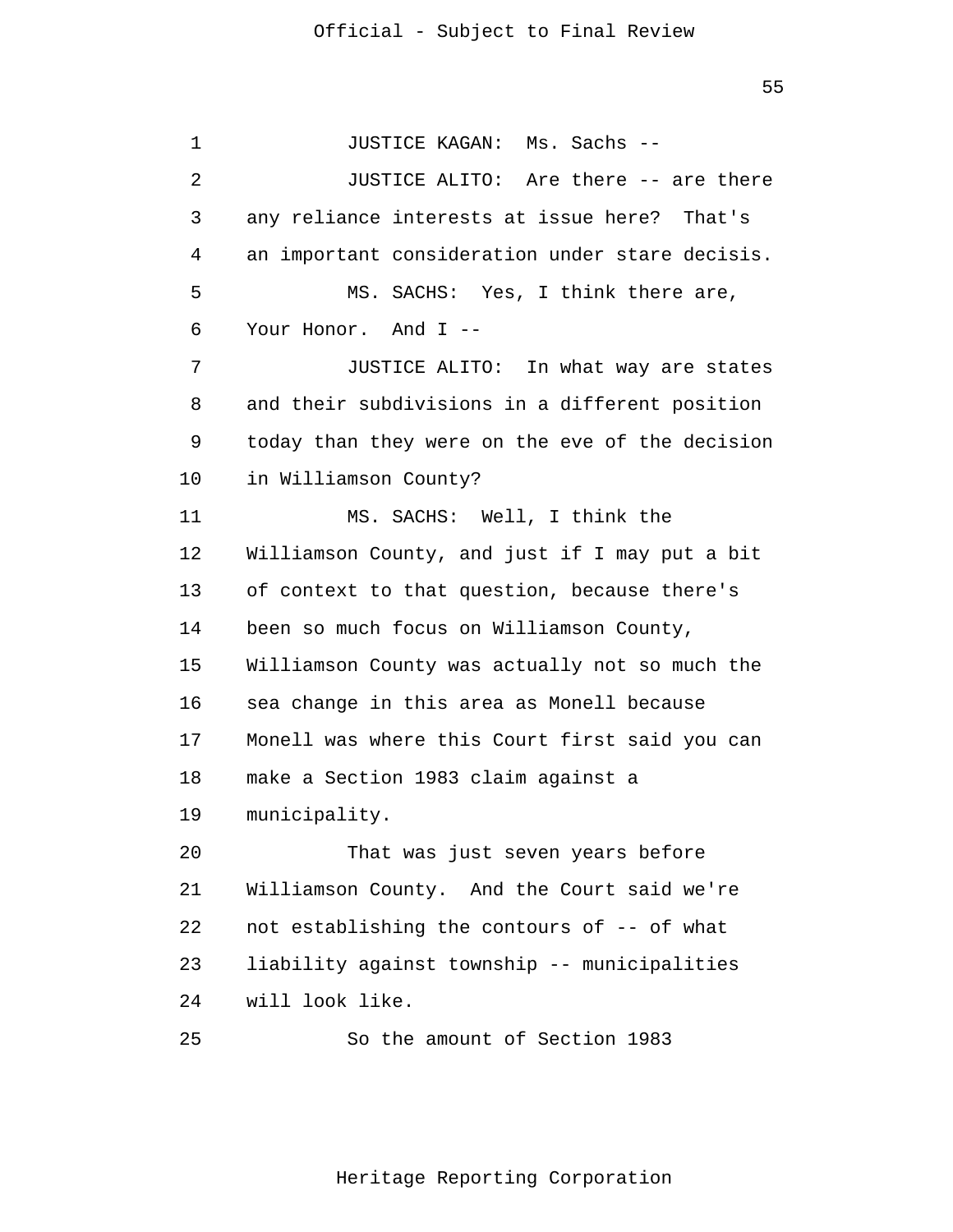JUSTICE KAGAN: Ms. Sachs --

JUSTICE ALITO: Are there -- are there any reliance interests at issue here? That's an important consideration under stare decisis.

MS. SACHS: Yes, I think there are, Your Honor. And I --

JUSTICE ALITO: In what way are states and their subdivisions in a different position today than they were on the eve of the decision in Williamson County?

MS. SACHS: Well, I think the Williamson County, and just if I may put a bit of context to that question, because there's been so much focus on Williamson County, Williamson County was actually not so much the sea change in this area as Monell because Monell was where this Court first said you can make a Section 1983 claim against a municipality.

That was just seven years before Williamson County. And the Court said we're not establishing the contours of -- of what liability against township -- municipalities will look like.

So the amount of Section 1983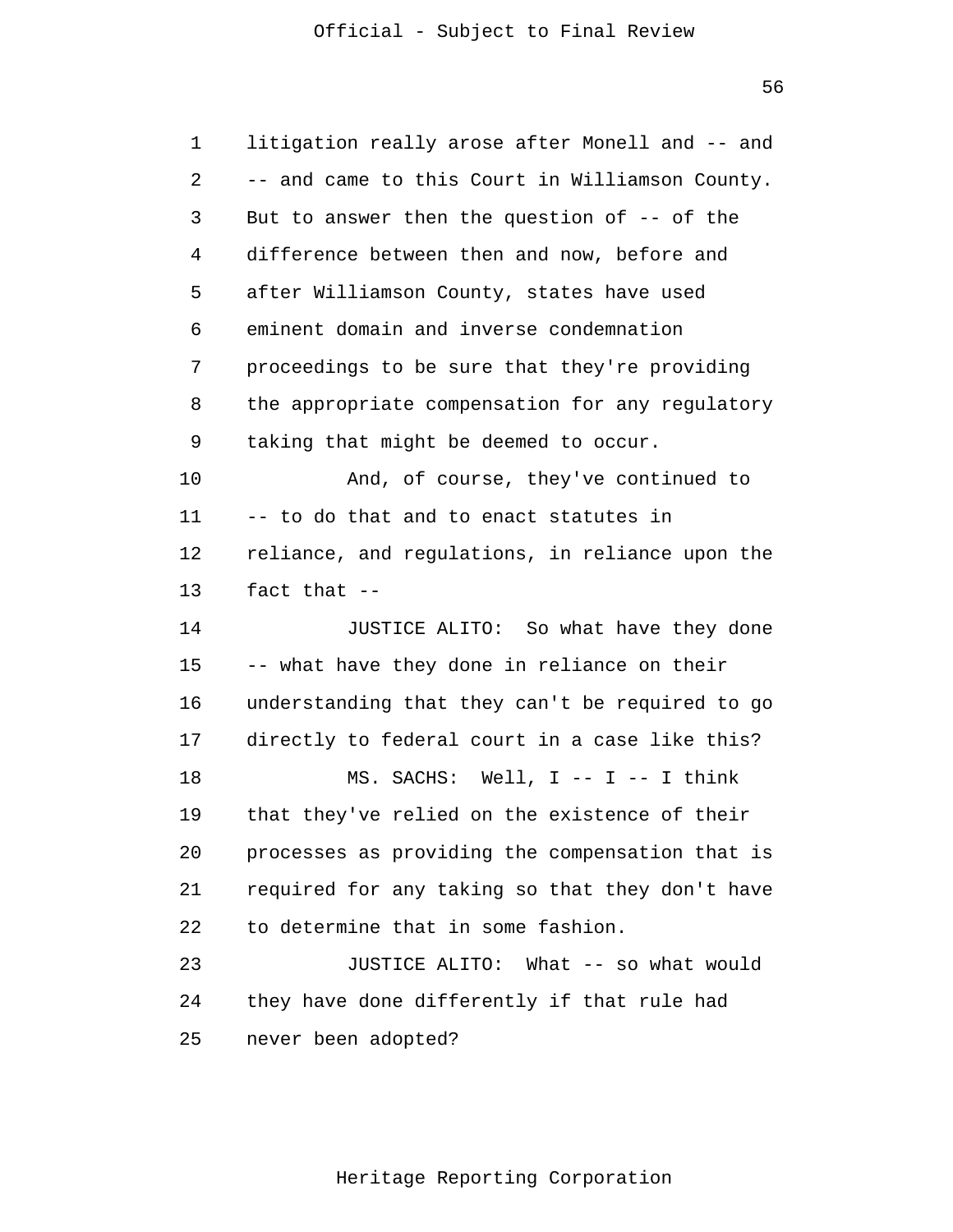litigation really arose after Monell and -- and -- and came to this Court in Williamson County. But to answer then the question of -- of the difference between then and now, before and after Williamson County, states have used eminent domain and inverse condemnation proceedings to be sure that they're providing the appropriate compensation for any regulatory taking that might be deemed to occur.

And, of course, they've continued to -- to do that and to enact statutes in reliance, and regulations, in reliance upon the fact that --

JUSTICE ALITO: So what have they done -- what have they done in reliance on their understanding that they can't be required to go directly to federal court in a case like this?

MS. SACHS: Well, I -- I -- I think that they've relied on the existence of their processes as providing the compensation that is required for any taking so that they don't have to determine that in some fashion.

JUSTICE ALITO: What -- so what would they have done differently if that rule had never been adopted?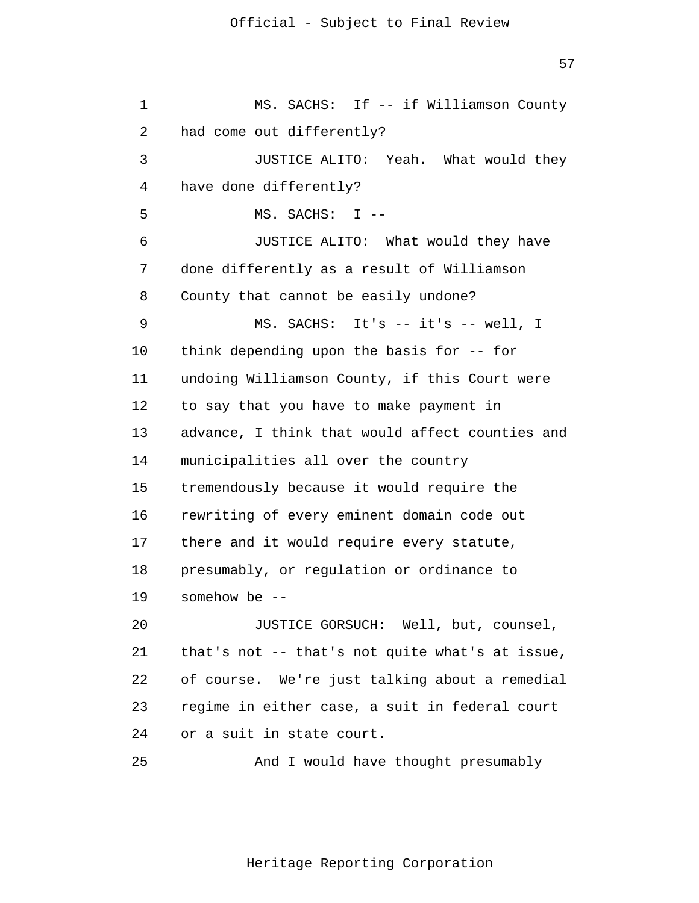MS. SACHS: If -- if Williamson County had come out differently?

JUSTICE ALITO: Yeah. What would they have done differently?

MS. SACHS: I --

JUSTICE ALITO: What would they have done differently as a result of Williamson County that cannot be easily undone?

MS. SACHS: It's -- it's -- well, I think depending upon the basis for -- for undoing Williamson County, if this Court were to say that you have to make payment in advance, I think that would affect counties and municipalities all over the country tremendously because it would require the rewriting of every eminent domain code out there and it would require every statute, presumably, or regulation or ordinance to somehow be --

JUSTICE GORSUCH: Well, but, counsel, that's not -- that's not quite what's at issue, of course. We're just talking about a remedial regime in either case, a suit in federal court or a suit in state court.

And I would have thought presumably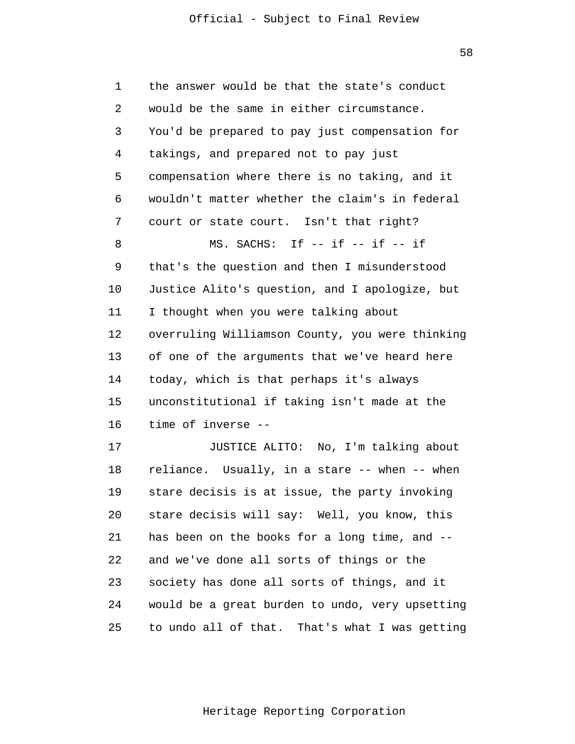the answer would be that the state's conduct would be the same in either circumstance. You'd be prepared to pay just compensation for takings, and prepared not to pay just compensation where there is no taking, and it wouldn't matter whether the claim's in federal court or state court. Isn't that right?

MS. SACHS: If -- if -- if -- if that's the question and then I misunderstood Justice Alito's question, and I apologize, but I thought when you were talking about overruling Williamson County, you were thinking of one of the arguments that we've heard here today, which is that perhaps it's always unconstitutional if taking isn't made at the time of inverse --

JUSTICE ALITO: No, I'm talking about reliance. Usually, in a stare -- when -- when stare decisis is at issue, the party invoking stare decisis will say: Well, you know, this has been on the books for a long time, and -- and we've done all sorts of things or the society has done all sorts of things, and it would be a great burden to undo, very upsetting to undo all of that. That's what I was getting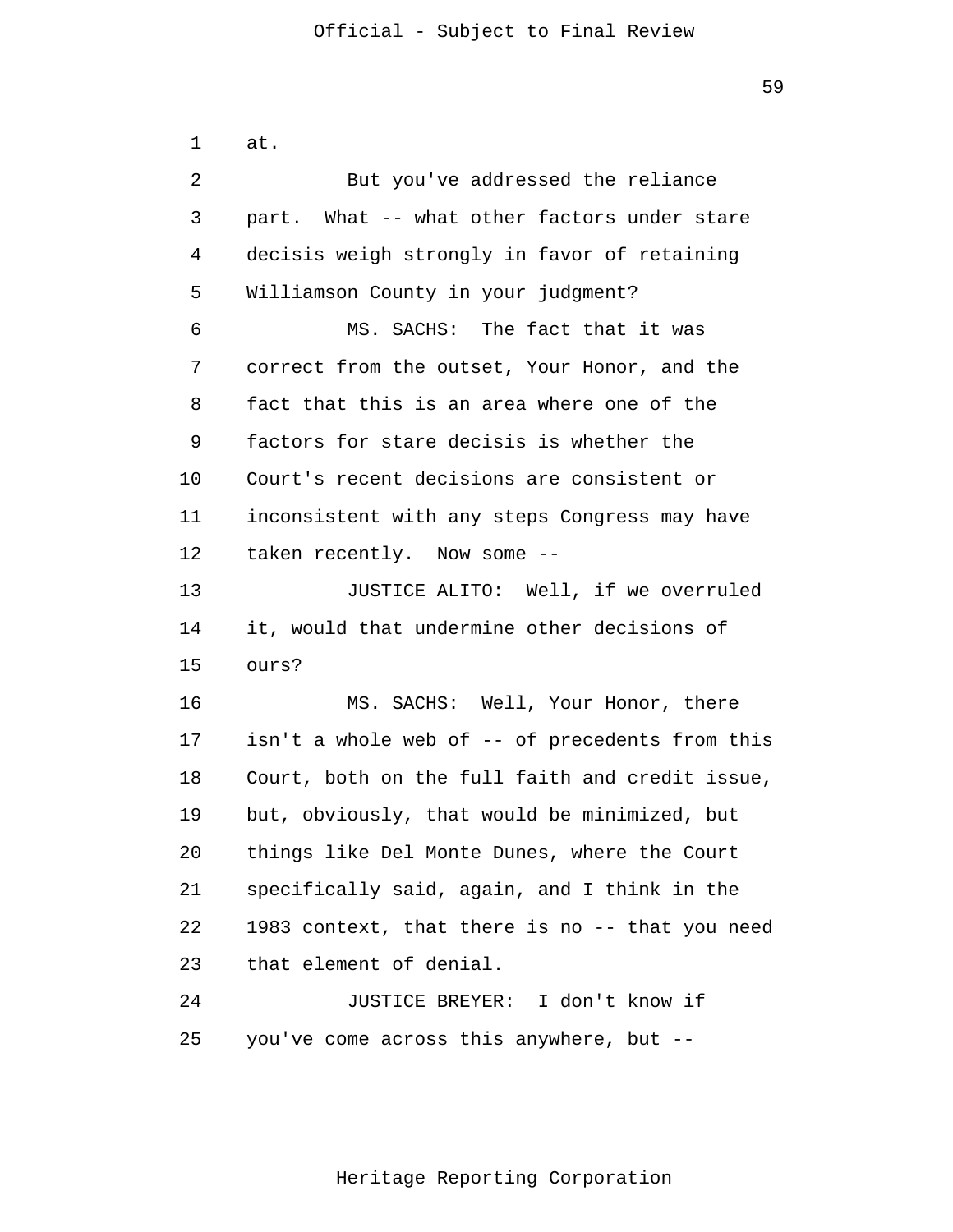at.

But you've addressed the reliance part. What -- what other factors under stare decisis weigh strongly in favor of retaining Williamson County in your judgment?

MS. SACHS: The fact that it was correct from the outset, Your Honor, and the fact that this is an area where one of the factors for stare decisis is whether the Court's recent decisions are consistent or inconsistent with any steps Congress may have taken recently. Now some --

JUSTICE ALITO: Well, if we overruled it, would that undermine other decisions of ours?

MS. SACHS: Well, Your Honor, there isn't a whole web of -- of precedents from this Court, both on the full faith and credit issue, but, obviously, that would be minimized, but things like Del Monte Dunes, where the Court specifically said, again, and I think in the 1983 context, that there is no -- that you need that element of denial.

JUSTICE BREYER: I don't know if you've come across this anywhere, but --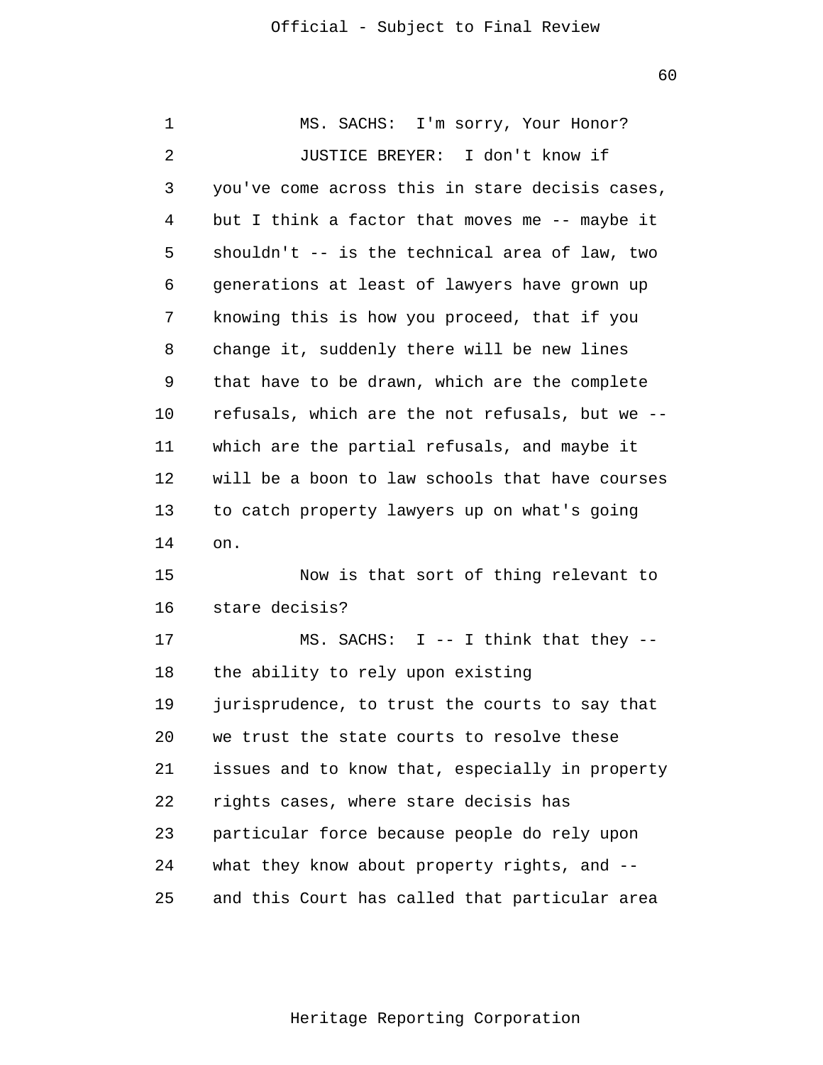MS. SACHS: I'm sorry, Your Honor?

JUSTICE BREYER: I don't know if you've come across this in stare decisis cases, but I think a factor that moves me -- maybe it shouldn't -- is the technical area of law, two generations at least of lawyers have grown up knowing this is how you proceed, that if you change it, suddenly there will be new lines that have to be drawn, which are the complete refusals, which are the not refusals, but we -- which are the partial refusals, and maybe it will be a boon to law schools that have courses to catch property lawyers up on what's going on.

Now is that sort of thing relevant to stare decisis?

MS. SACHS: I -- I think that they -- the ability to rely upon existing jurisprudence, to trust the courts to say that we trust the state courts to resolve these issues and to know that, especially in property rights cases, where stare decisis has particular force because people do rely upon what they know about property rights, and -- and this Court has called that particular area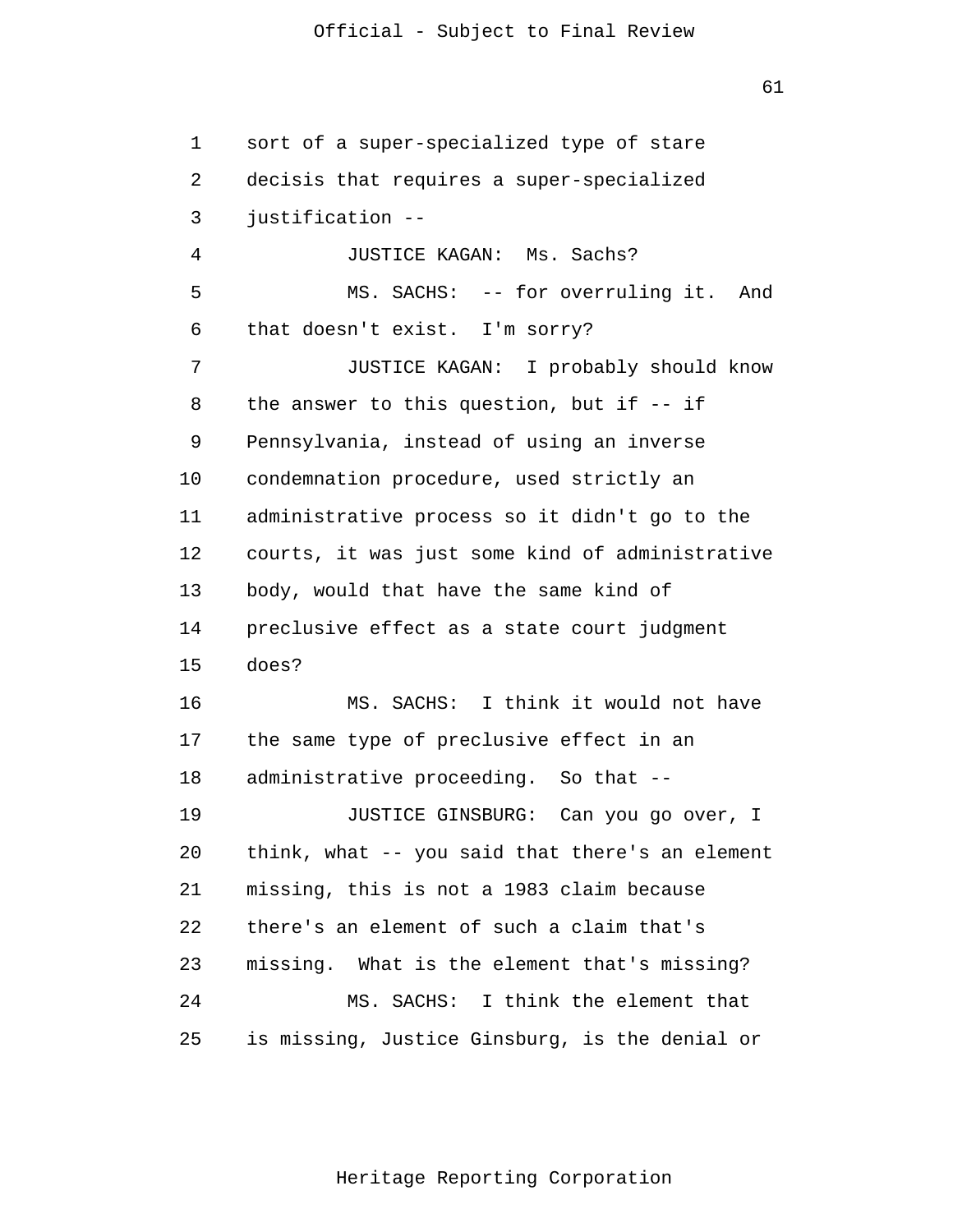1 sort of a super-specialized type of stare

2 decision that requires a super-specialized

3 justification --

4 JUSTICE KAGAN: Ms. Sachs?

5 MS. SACHS: -- for overruling it. And

6 that doesn't exist. I'm sorry?

7 JUSTICE KAGAN: I probably should know

8 the answer to this question, but if -- if

9 Pennsylvania, instead of using an inverse

10 condemnation procedure, used strictly an

11 administrative process so it didn't go to the

12 courts, it was just some kind of administrative

13 body, would that have the same kind of

14 preclusive effect as a state court judgment

15 does?

16 MS. SACHS: I think it would not have

17 the same type of preclusive effect in an

18 administrative proceeding. So that --

19 JUSTICE GINSBURG: Can you go over, I

20 think, what -- you said that there's an element

21 missing, this is not a 1983 claim because

22 there's an element of such a claim that's

23 missing. What is the element that's missing?

24 MS. SACHS: I think the element that

25 is missing, Justice Ginsburg, is the denial or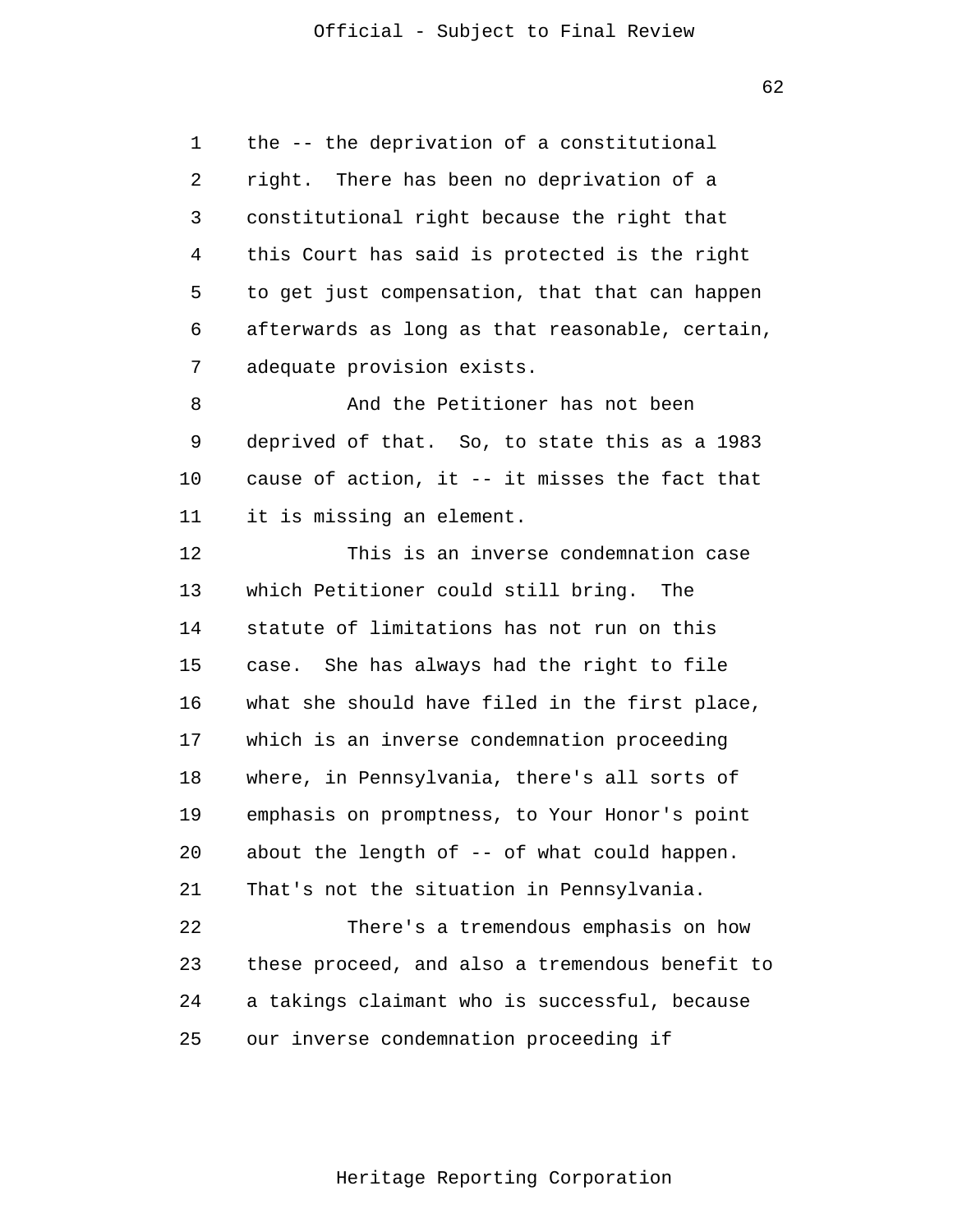the -- the deprivation of a constitutional right. There has been no deprivation of a constitutional right because the right that this Court has said is protected is the right to get just compensation, that that can happen afterwards as long as that reasonable, certain, adequate provision exists.

And the Petitioner has not been deprived of that. So, to state this as a 1983 cause of action, it -- it misses the fact that it is missing an element.

This is an inverse condemnation case which Petitioner could still bring. The statute of limitations has not run on this case. She has always had the right to file what she should have filed in the first place, which is an inverse condemnation proceeding where, in Pennsylvania, there's all sorts of emphasis on promptness, to Your Honor's point about the length of -- of what could happen. That's not the situation in Pennsylvania.

There's a tremendous emphasis on how these proceed, and also a tremendous benefit to a takings claimant who is successful, because our inverse condemnation proceeding if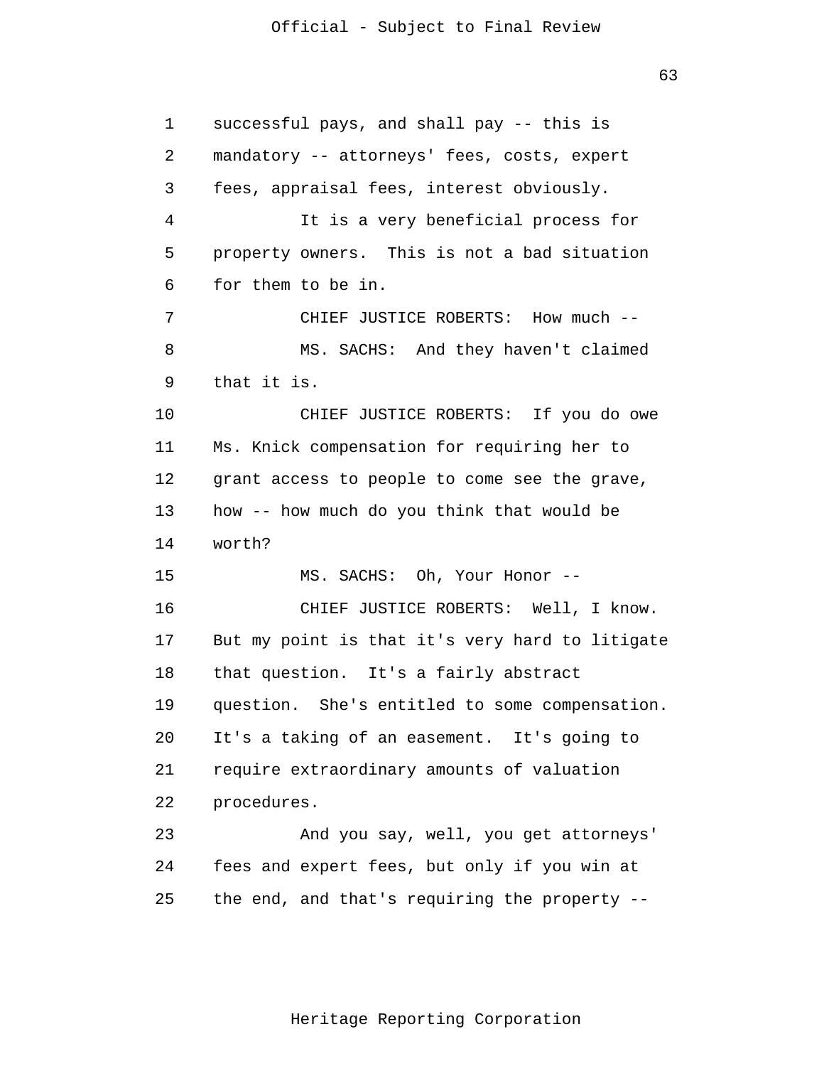successful pays, and shall pay -- this is mandatory -- attorneys' fees, costs, expert fees, appraisal fees, interest obviously.

It is a very beneficial process for property owners. This is not a bad situation for them to be in.

CHIEF JUSTICE ROBERTS: How much --

MS. SACHS: And they haven't claimed that it is.

CHIEF JUSTICE ROBERTS: If you do owe Ms. Knick compensation for requiring her to grant access to people to come see the grave, how -- how much do you think that would be worth?

MS. SACHS: Oh, Your Honor --

CHIEF JUSTICE ROBERTS: Well, I know. But my point is that it's very hard to litigate that question. It's a fairly abstract question. She's entitled to some compensation. It's a taking of an easement. It's going to require extraordinary amounts of valuation procedures.

And you say, well, you get attorneys' fees and expert fees, but only if you win at the end, and that's requiring the property --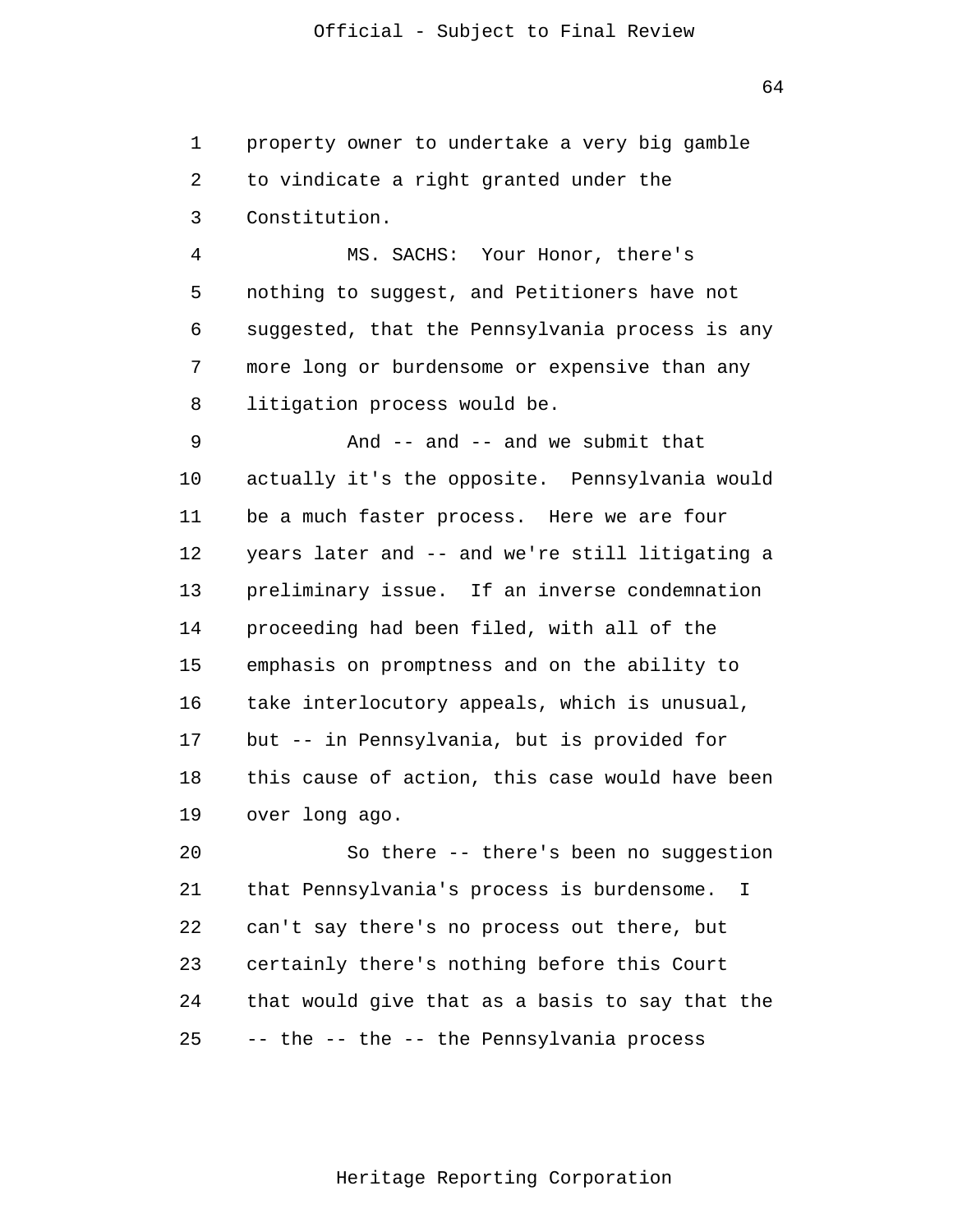property owner to undertake a very big gamble to vindicate a right granted under the Constitution.

MS. SACHS: Your Honor, there's nothing to suggest, and Petitioners have not suggested, that the Pennsylvania process is any more long or burdensome or expensive than any litigation process would be.

And -- and -- and we submit that actually it's the opposite. Pennsylvania would be a much faster process. Here we are four years later and -- and we're still litigating a preliminary issue. If an inverse condemnation proceeding had been filed, with all of the emphasis on promptness and on the ability to take interlocutory appeals, which is unusual, but -- in Pennsylvania, but is provided for this cause of action, this case would have been over long ago.

So there -- there's been no suggestion that Pennsylvania's process is burdensome. I can't say there's no process out there, but certainly there's nothing before this Court that would give that as a basis to say that the -- the -- the -- the Pennsylvania process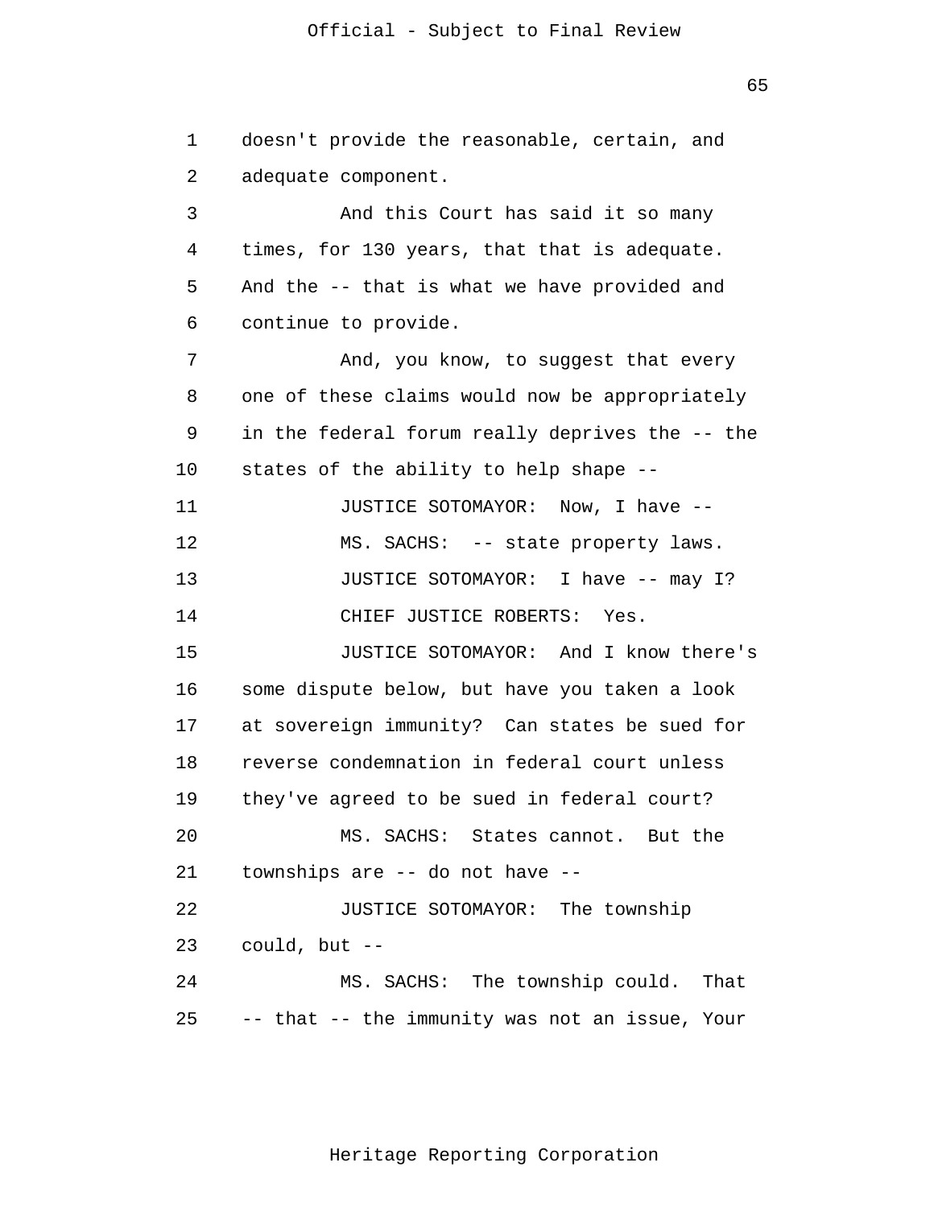doesn't provide the reasonable, certain, and adequate component.

And this Court has said it so many times, for 130 years, that that is adequate. And the -- that is what we have provided and continue to provide.

And, you know, to suggest that every one of these claims would now be appropriately in the federal forum really deprives the -- the states of the ability to help shape --

JUSTICE SOTOMAYOR: Now, I have --

MS. SACHS: -- state property laws.

JUSTICE SOTOMAYOR: I have -- may I?

CHIEF JUSTICE ROBERTS: Yes.

JUSTICE SOTOMAYOR: And I know there's some dispute below, but have you taken a look at sovereign immunity? Can states be sued for reverse condemnation in federal court unless they've agreed to be sued in federal court?

MS. SACHS: States cannot. But the townships are -- do not have --

JUSTICE SOTOMAYOR: The township could, but --

MS. SACHS: The township could. That -- that -- the immunity was not an issue, Your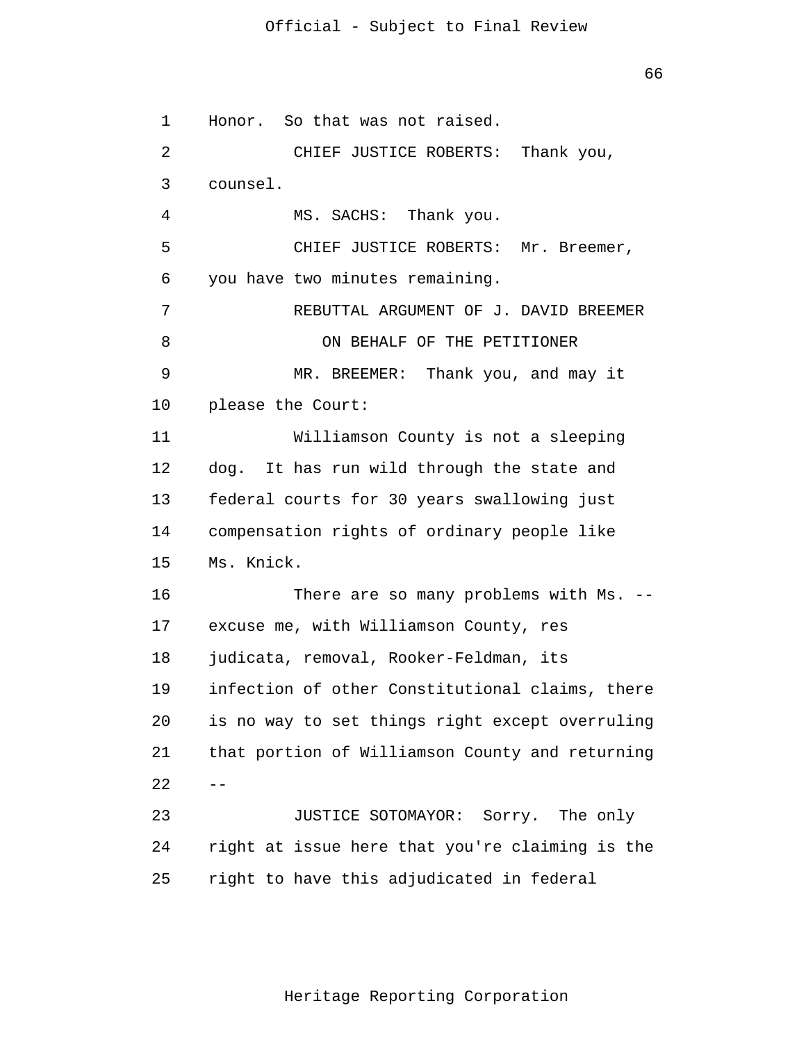Honor. So that was not raised.

CHIEF JUSTICE ROBERTS: Thank you, counsel.

MS. SACHS: Thank you.

CHIEF JUSTICE ROBERTS: Mr. Breemer, you have two minutes remaining.

REBUTTAL ARGUMENT OF J. DAVID BREEMER

ON BEHALF OF THE PETITIONER

MR. BREEMER: Thank you, and may it please the Court:

Williamson County is not a sleeping dog. It has run wild through the state and federal courts for 30 years swallowing just compensation rights of ordinary people like Ms. Knick.

There are so many problems with Ms. -- excuse me, with Williamson County, res judicata, removal, Rooker-Feldman, its infection of other Constitutional claims, there is no way to set things right except overruling that portion of Williamson County and returning --

JUSTICE SOTOMAYOR: Sorry. The only right at issue here that you're claiming is the right to have this adjudicated in federal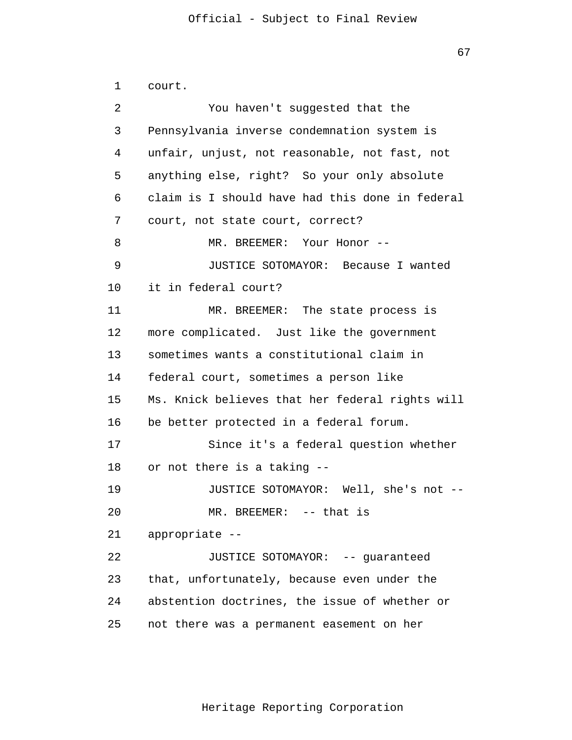court.

You haven't suggested that the Pennsylvania inverse condemnation system is unfair, unjust, not reasonable, not fast, not anything else, right? So your only absolute claim is I should have had this done in federal court, not state court, correct?

MR. BREEMER: Your Honor --

JUSTICE SOTOMAYOR: Because I wanted it in federal court?

MR. BREEMER: The state process is more complicated. Just like the government sometimes wants a constitutional claim in federal court, sometimes a person like Ms. Knick believes that her federal rights will be better protected in a federal forum.

Since it's a federal question whether or not there is a taking --

JUSTICE SOTOMAYOR: Well, she's not --

MR. BREEMER: -- that is appropriate --

JUSTICE SOTOMAYOR: -- guaranteed that, unfortunately, because even under the abstention doctrines, the issue of whether or not there was a permanent easement on her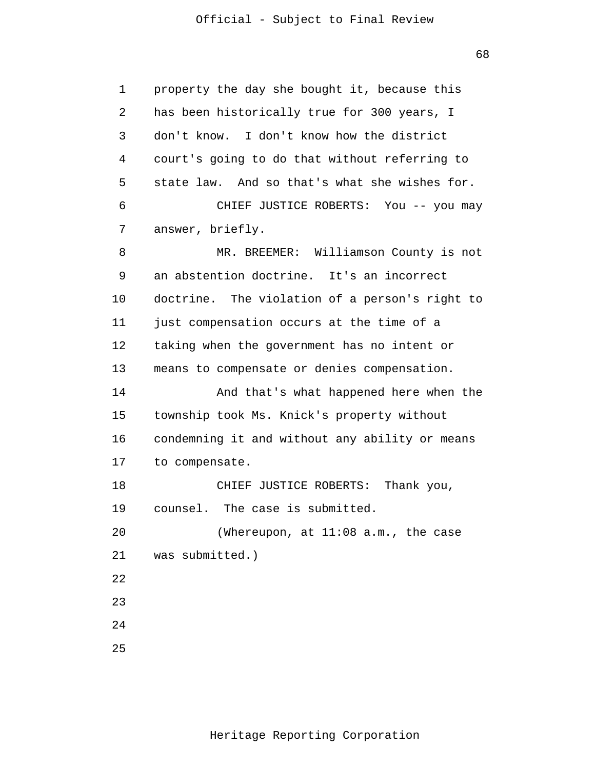property the day she bought it, because this has been historically true for 300 years, I don't know. I don't know how the district court's going to do that without referring to state law. And so that's what she wishes for.

CHIEF JUSTICE ROBERTS: You -- you may answer, briefly.

MR. BREEMER: Williamson County is not an abstention doctrine. It's an incorrect doctrine. The violation of a person's right to just compensation occurs at the time of a taking when the government has no intent or means to compensate or denies compensation.

And that's what happened here when the township took Ms. Knick's property without condemning it and without any ability or means to compensate.

CHIEF JUSTICE ROBERTS: Thank you, counsel. The case is submitted.

(Whereupon, at 11:08 a.m., the case was submitted.)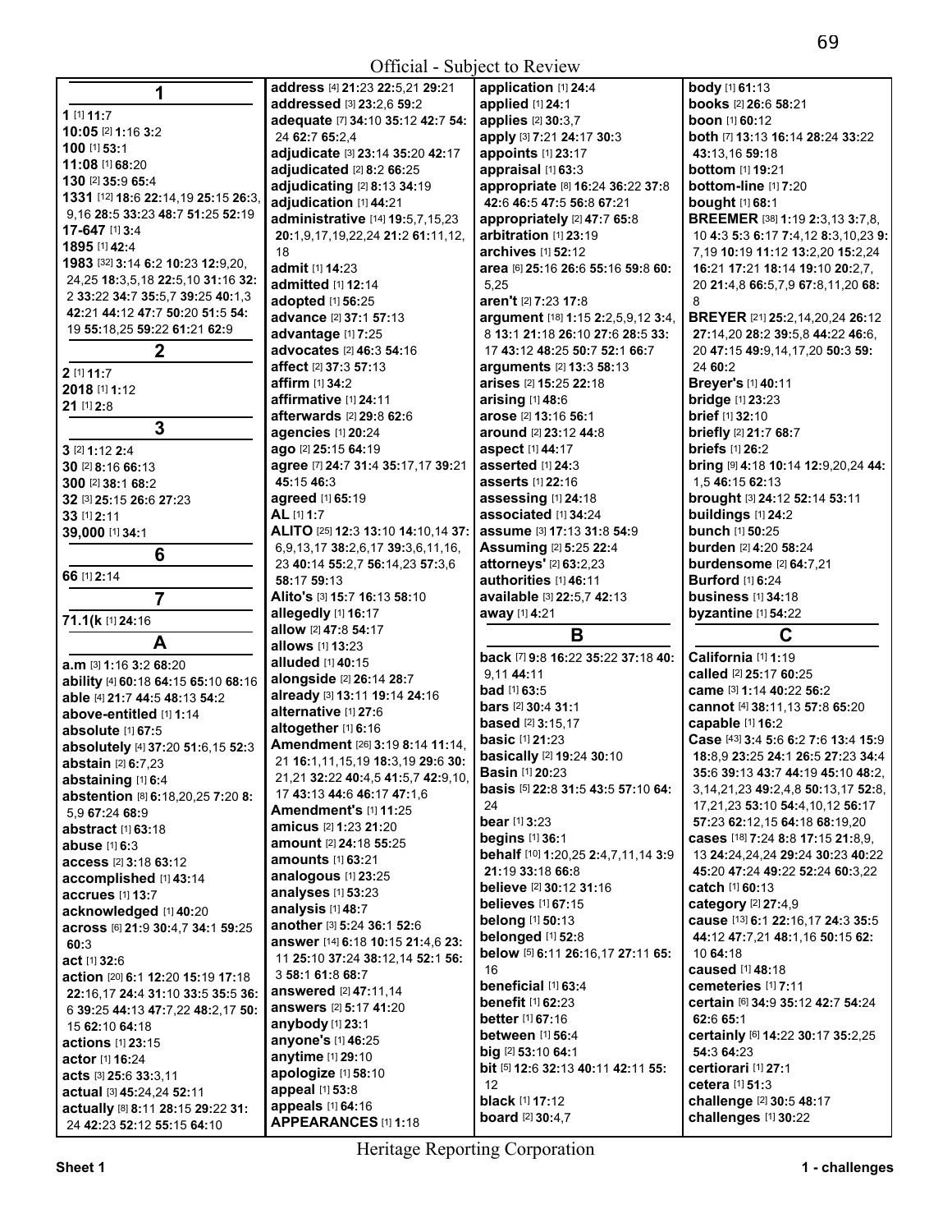Official - Subject to Review

## 1

**1** [1] **11:**7
**10:05** [2] **1:**16 **3:**2
**100** [1] **53:**1
**11:08** [1] **68:**20
**130** [2] **35:**9 **65:**4
**1331** [12] **18:**6 **22:**14,19 **25:**15 **26:**3, 9,16 **28:**5 **33:**23 **48:**7 **51:**25 **52:**19
**17-647** [1] **3:**4
**1895** [1] **42:**4
**1983** [32] **3:**14 **6:**2 **10:**23 **12:**9,20, 24,25 **18:**3,5,18 **22:**5,10 **31:**16 **32:** 2 **33:**22 **34:**7 **35:**5,7 **39:**25 **40:**1,3 **42:**21 **44:**12 **47:**7 **50:**20 **51:**5 **54:** 19 **55:**18,25 **59:**22 **61:**21 **62:**9

## 2

**2** [1] **11:**7
**2018** [1] **1:**12
**21** [1] **2:**8

## 3

**3** [2] **1:**12 **2:**4
**30** [2] **8:**16 **66:**13
**300** [2] **38:**1 **68:**2
**32** [3] **25:**15 **26:**6 **27:**23
**33** [1] **2:**11
**39,000** [1] **34:**1

## 6

**66** [1] **2:**14

## 7

**71.1(k** [1] **24:**16

## A

**a.m** [3] **1:**16 **3:**2 **68:**20
**ability** [4] **60:**18 **64:**15 **65:**10 **68:**16
**able** [4] **21:**7 **44:**5 **48:**13 **54:**2
**above-entitled** [1] **1:**14
**absolute** [1] **67:**5
**absolutely** [4] **37:**20 **51:**6,15 **52:**3
**abstain** [2] **6:**7,23
**abstaining** [1] **6:**4
**abstention** [8] **6:**18,20,25 **7:**20 **8:** 5,9 **67:**24 **68:**9
**abstract** [1] **63:**18
**abuse** [1] **6:**3
**access** [2] **3:**18 **63:**12
**accomplished** [1] **43:**14
**accrues** [1] **13:**7
**acknowledged** [1] **40:**20
**across** [6] **21:**9 **30:**4,7 **34:**1 **59:**25 **60:**3
**act** [1] **32:**6
**action** [20] **6:**1 **12:**20 **15:**19 **17:**18 **22:**16,17 **24:**4 **31:**10 **33:**5 **35:**5 **36:** 6 **39:**25 **44:**13 **47:**7,22 **48:**2,17 **50:** 15 **62:**10 **64:**18
**actions** [1] **23:**15
**actor** [1] **16:**24
**acts** [3] **25:**6 **33:**3,11
**actual** [3] **45:**24,24 **52:**11
**actually** [8] **8:**11 **28:**15 **29:**22 **31:** 24 **42:**23 **52:**12 **55:**15 **64:**10
**address** [4] **21:**23 **22:**5,21 **29:**21
**addressed** [3] **23:**2,6 **59:**2
**adequate** [7] **34:**10 **35:**12 **42:**7 **54:** 24 **62:**7 **65:**2,4
**adjudicate** [3] **23:**14 **35:**20 **42:**17
**adjudicated** [2] **8:**2 **66:**25
**adjudicating** [2] **8:**13 **34:**19
**adjudication** [1] **44:**21
**administrative** [14] **19:**5,7,15,23 **20:**1,9,17,19,22,24 **21:**2 **61:**11,12, 18
**admit** [1] **14:**23
**admitted** [1] **12:**14
**adopted** [1] **56:**25
**advance** [2] **37:**1 **57:**13
**advantage** [1] **7:**25
**advocates** [2] **46:**3 **54:**16
**affect** [2] **37:**3 **57:**13
**affirm** [1] **34:**2
**affirmative** [1] **24:**11
**afterwards** [2] **29:**8 **62:**6
**agencies** [1] **20:**24
**ago** [2] **25:**15 **64:**19
**agree** [7] **24:**7 **31:**4 **35:**17,17 **39:**21 **45:**15 **46:**3
**agreed** [1] **65:**19
**AL** [1] **1:**7
**ALITO** [25] **12:**3 **13:**10 **14:**10,14 **37:** 6,9,13,17 **38:**2,6,17 **39:**3,6,11,16, 23 **40:**14 **55:**2,7 **56:**14,23 **57:**3,6 **58:**17 **59:**13
**Alito's** [3] **15:**7 **16:**13 **58:**10
**allegedly** [1] **16:**17
**allow** [2] **47:**8 **54:**17
**allows** [1] **13:**23
**alluded** [1] **40:**15
**alongside** [2] **26:**14 **28:**7
**already** [3] **13:**11 **19:**14 **24:**16
**alternative** [1] **27:**6
**altogether** [1] **6:**16
**Amendment** [26] **3:**19 **8:**14 **11:**14, 21 **16:**1,11,15,19 **18:**3,19 **29:**6 **30:** 21,21 **32:**22 **40:**4,5 **41:**5,7 **42:**9,10, 17 **43:**13 **44:**6 **46:**17 **47:**1,6
**Amendment's** [1] **11:**25
**amicus** [2] **1:**23 **21:**20
**amount** [2] **24:**18 **55:**25
**amounts** [1] **63:**21
**analogous** [1] **23:**25
**analyses** [1] **53:**23
**analysis** [1] **48:**7
**another** [3] **5:**24 **36:**1 **52:**6
**answer** [14] **6:**18 **10:**15 **21:**4,6 **23:** 11 **25:**10 **37:**24 **38:**12,14 **52:**1 **56:** 3 **58:**1 **61:**8 **68:**7
**answered** [2] **47:**11,14
**answers** [2] **5:**17 **41:**20
**anybody** [1] **23:**1
**anyone's** [1] **46:**25
**anytime** [1] **29:**10
**apologize** [1] **58:**10
**appeal** [1] **53:**8
**appeals** [1] **64:**16
**APPEARANCES** [1] **1:**18
**application** [1] **24:**4
**applied** [1] **24:**1
**applies** [2] **30:**3,7
**apply** [3] **7:**21 **24:**17 **30:**3
**appoints** [1] **23:**17
**appraisal** [1] **63:**3
**appropriate** [8] **16:**24 **36:**22 **37:**8 **42:**6 **46:**5 **47:**5 **56:**8 **67:**21
**appropriately** [2] **47:**7 **65:**8
**arbitration** [1] **23:**19
**archives** [1] **52:**12
**area** [6] **25:**16 **26:**6 **55:**16 **59:**8 **60:** 5,25
**aren't** [2] **7:**23 **17:**8
**argument** [18] **1:**15 **2:**2,5,9,12 **3:**4, 8 **13:**1 **21:**18 **26:**10 **27:**6 **28:**5 **33:** 17 **43:**12 **48:**25 **50:**7 **52:**1 **66:**7
**arguments** [2] **13:**3 **58:**13
**arises** [2] **15:**25 **22:**18
**arising** [1] **48:**6
**arose** [2] **13:**16 **56:**1
**around** [2] **23:**12 **44:**8
**aspect** [1] **44:**17
**asserted** [1] **24:**3
**asserts** [1] **22:**16
**assessing** [1] **24:**18
**associated** [1] **34:**24
**assume** [3] **17:**13 **31:**8 **54:**9
**Assuming** [2] **5:**25 **22:**4
**attorneys'** [2] **63:**2,23
**authorities** [1] **46:**11
**available** [3] **22:**5,7 **42:**13
**away** [1] **4:**21

## B

**back** [7] **9:**8 **16:**22 **35:**22 **37:**18 **40:** 9,11 **44:**11
**bad** [1] **63:**5
**bars** [2] **30:**4 **31:**1
**based** [2] **3:**15,17
**basic** [1] **21:**23
**basically** [2] **19:**24 **30:**10
**Basin** [1] **20:**23
**basis** [5] **22:**8 **31:**5 **43:**5 **57:**10 **64:** 24
**bear** [1] **3:**23
**begins** [1] **36:**1
**behalf** [10] **1:**20,25 **2:**4,7,11,14 **3:**9 **21:**19 **33:**18 **66:**8
**believe** [2] **30:**12 **31:**16
**believes** [1] **67:**15
**belong** [1] **50:**13
**belonged** [1] **52:**8
**below** [5] **6:**11 **26:**16,17 **27:**11 **65:** 16
**beneficial** [1] **63:**4
**benefit** [1] **62:**23
**better** [1] **67:**16
**between** [1] **56:**4
**big** [2] **53:**10 **64:**1
**bit** [5] **12:**6 **32:**13 **40:**11 **42:**11 **55:** 12
**black** [1] **17:**12
**board** [2] **30:**4,7
**body** [1] **61:**13
**books** [2] **26:**6 **58:**21
**boon** [1] **60:**12
**both** [7] **13:**13 **16:**14 **28:**24 **33:**22 **43:**13,16 **59:**18
**bottom** [1] **19:**21
**bottom-line** [1] **7:**20
**bought** [1] **68:**1
**BREEMER** [38] **1:**19 **2:**3,13 **3:**7,8, 10 **4:**3 **5:**3 **6:**17 **7:**4,12 **8:**3,10,23 **9:** 7,19 **10:**19 **11:**12 **13:**2,20 **15:**2,24 **16:**21 **17:**21 **18:**14 **19:**10 **20:**2,7, 20 **21:**4,8 **66:**5,7,9 **67:**8,11,20 **68:** 8
**BREYER** [21] **25:**2,14,20,24 **26:**12 **27:**14,20 **28:**2 **39:**5,8 **44:**22 **46:**6, 20 **47:**15 **49:**9,14,17,20 **50:**3 **59:** 24 **60:**2
**Breyer's** [1] **40:**11
**bridge** [1] **23:**23
**brief** [1] **32:**10
**briefly** [2] **21:**7 **68:**7
**briefs** [1] **26:**2
**bring** [9] **4:**18 **10:**14 **12:**9,20,24 **44:** 1,5 **46:**15 **62:**13
**brought** [3] **24:**12 **52:**14 **53:**11
**buildings** [1] **24:**2
**bunch** [1] **50:**25
**burden** [2] **4:**20 **58:**24
**burdensome** [2] **64:**7,21
**Burford** [1] **6:**24
**business** [1] **34:**18
**byzantine** [1] **54:**22

## C

**California** [1] **1:**19
**called** [2] **25:**17 **60:**25
**came** [3] **1:**14 **40:**22 **56:**2
**cannot** [4] **38:**11,13 **57:**8 **65:**20
**capable** [1] **16:**2
**Case** [43] **3:**4 **5:**6 **6:**2 **7:**6 **13:**4 **15:**9 **18:**8,9 **23:**25 **24:**1 **26:**5 **27:**23 **34:**4 **35:**6 **39:**13 **43:**7 **44:**19 **45:**10 **48:**2, 3,14,21,23 **49:**2,4,8 **50:**13,17 **52:**8, 17,21,23 **53:**10 **54:**4,10,12 **56:**17 **57:**23 **62:**12,15 **64:**18 **68:**19,20
**cases** [18] **7:**24 **8:**8 **17:**15 **21:**8,9, 13 **24:**24,24 **29:**24 **30:**23 **40:**22 **45:**20 **47:**24 **49:**22 **52:**24 **60:**3,22
**catch** [1] **60:**13
**category** [2] **27:**4,9
**cause** [13] **6:**1 **22:**16,17 **24:**3 **35:**5 **44:**12 **47:**7,21 **48:**1,16 **50:**15 **62:** 10 **64:**18
**caused** [1] **48:**18
**cemeteries** [1] **7:**11
**certain** [6] **34:**9 **35:**12 **42:**7 **54:**24 **62:**6 **65:**1
**certainly** [6] **14:**22 **30:**17 **35:**2,25 **54:**3 **64:**23
**certiorari** [1] **27:**1
**cetera** [1] **51:**3
**challenge** [2] **30:**5 **48:**17
**challenges** [1] **30:**22

Heritage Reporting Corporation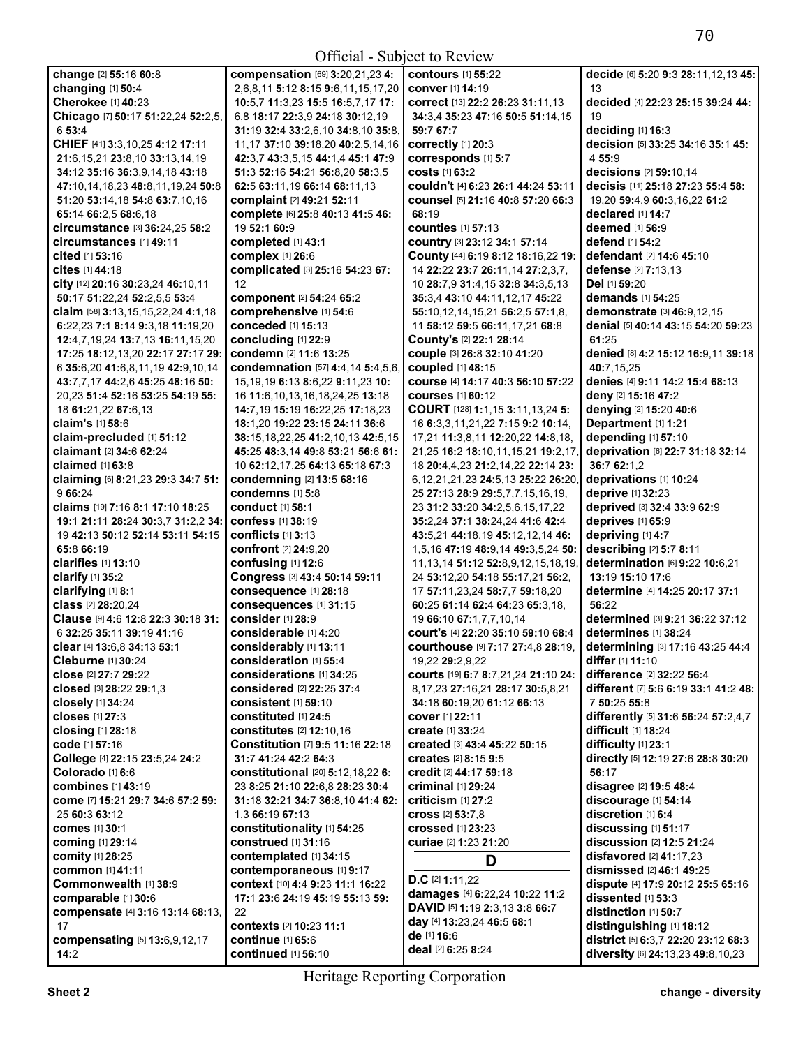**change** [2] **55**:16 **60**:8
**changing** [1] **50**:4
**Cherokee** [1] **40**:23
**Chicago** [7] **50**:17 **51**:22,24 **52**:2,5,6 **53**:4
**CHIEF** [41] **3**:3,10,25 **4**:12 **17**:11 **21**:6,15,21 **23**:8,10 **33**:13,14,19 **34**:12 **35**:16 **36**:3,9,14,18 **43**:18 **47**:10,14,18,23 **48**:8,11,19,24 **50**:8 **51**:20 **53**:14,18 **54**:8 **63**:7,10,16 **65**:14 **66**:2,5 **68**:6,18
**circumstance** [3] **36**:24,25 **58**:2
**circumstances** [1] **49**:11
**cited** [1] **53**:16
**cites** [1] **44**:18
**city** [12] **20**:16 **30**:23,24 **46**:10,11 **50**:17 **51**:22,24 **52**:2,5,5 **53**:4
**claim** [58] **3**:13,15,15,22,24 **4**:1,18 **6**:22,23 **7**:1 **8**:14 **9**:3,18 **11**:19,20 **12**:4,7,19,24 **13**:7,13 **16**:11,15,20 **17**:25 **18**:12,13,20 **22**:17 **27**:17 **29**:6 **35**:6,20 **41**:6,8,11,19 **42**:9,10,14 **43**:7,7,17 **44**:2,6 **45**:25 **48**:16 **50**:20,23 **51**:4 **52**:16 **53**:25 **54**:19 **55**:18 **61**:21,22 **67**:6,13
**claim's** [1] **58**:6
**claim-precluded** [1] **51**:12
**claimant** [2] **34**:6 **62**:24
**claimed** [1] **63**:8
**claiming** [6] **8**:21,23 **29**:3 **34**:7 **51**:9 **66**:24
**claims** [19] **7**:16 **8**:1 **17**:10 **18**:25 **19**:1 **21**:11 **28**:24 **30**:3,7 **31**:2,2 **34**:19 **42**:13 **50**:12 **52**:14 **53**:11 **54**:15 **65**:8 **66**:19
**clarifies** [1] **13**:10
**clarify** [1] **35**:2
**clarifying** [1] **8**:1
**class** [2] **28**:20,24
**Clause** [9] **4**:6 **12**:8 **22**:3 **30**:18 **31**:6 **32**:25 **35**:11 **39**:19 **41**:16
**clear** [4] **13**:6,8 **34**:13 **53**:1
**Cleburne** [1] **30**:24
**close** [2] **27**:7 **29**:22
**closed** [3] **28**:22 **29**:1,3
**closely** [1] **34**:24
**closes** [1] **27**:3
**closing** [1] **28**:18
**code** [1] **57**:16
**College** [4] **22**:15 **23**:5,24 **24**:2
**Colorado** [1] **6**:6
**combines** [1] **43**:19
**come** [7] **15**:21 **29**:7 **34**:6 **57**:2 **59**:25 **60**:3 **63**:12
**comes** [1] **30**:1
**coming** [1] **29**:14
**comity** [1] **28**:25
**common** [1] **41**:11
**Commonwealth** [1] **38**:9
**comparable** [1] **30**:6
**compensate** [4] **3**:16 **13**:14 **68**:13,17
**compensating** [5] **13**:6,9,12,17 **14**:2
**compensation** [69] **3**:20,21,23 **4**:2,6,8,11 **5**:12 **8**:15 **9**:6,11,15,17,20 **10**:5,7 **11**:3,23 **15**:5 **16**:5,7,17 **17**:6,8 **18**:17 **22**:3,9 **24**:18 **30**:12,19 **31**:19 **32**:4 **33**:2,6,10 **34**:8,10 **35**:8,11,17 **37**:10 **39**:18,20 **40**:2,5,14,16 **42**:3,7 **43**:3,5,15 **44**:1,4 **45**:1 **47**:9 **51**:3 **52**:16 **54**:21 **56**:8,20 **58**:3,5 **62**:5 **63**:11,19 **66**:14 **68**:11,13
**complaint** [2] **49**:21 **52**:11
**complete** [6] **25**:8 **40**:13 **41**:5 **46**:19 **52**:1 **60**:9
**completed** [1] **43**:1
**complex** [1] **26**:6
**complicated** [3] **25**:16 **54**:23 **67**:12
**component** [2] **54**:24 **65**:2
**comprehensive** [1] **54**:6
**conceded** [1] **15**:13
**concluding** [1] **22**:9
**condemn** [2] **11**:6 **13**:25
**condemnation** [57] **4**:4,14 **5**:4,5,6,15,19,19 **6**:13 **8**:6,22 **9**:11,23 **10**:16 **11**:6,10,13,16,18,24,25 **13**:18 **14**:7,19 **15**:19 **16**:22,25 **17**:18,23 **18**:1,20 **19**:22 **23**:15 **24**:11 **36**:6 **38**:15,18,22,25 **41**:2,10,13 **42**:5,15 **45**:25 **46**:3,14 **49**:8 **53**:21 **56**:6 **61**:10 **62**:12,17,25 **64**:13 **65**:18 **67**:3
**condemning** [2] **13**:5 **68**:16
**condemns** [1] **5**:8
**conduct** [1] **58**:1
**confess** [1] **38**:19
**conflicts** [1] **3**:13
**confront** [2] **24**:9,20
**confusing** [1] **12**:6
**Congress** [3] **43**:4 **50**:14 **59**:11
**consequence** [1] **28**:18
**consequences** [1] **31**:15
**consider** [1] **28**:9
**considerable** [1] **4**:20
**considerably** [1] **13**:11
**consideration** [1] **55**:4
**considerations** [1] **34**:25
**considered** [2] **22**:25 **37**:4
**consistent** [1] **59**:10
**constituted** [1] **24**:5
**constitutes** [2] **12**:10,16
**Constitution** [7] **9**:5 **11**:16 **22**:18 **31**:7 **41**:24 **42**:2 **64**:3
**constitutional** [20] **5**:12,18,22 **6**:23 **8**:25 **21**:10 **22**:6,8 **28**:23 **30**:4 **31**:18 **32**:21 **34**:7 **36**:8,10 **41**:4 **62**:1,3 **66**:19 **67**:13
**constitutionality** [1] **54**:25
**construed** [1] **31**:16
**contemplated** [1] **34**:15
**contemporaneous** [1] **9**:17
**context** [10] **4**:4 **9**:23 **11**:1 **16**:22 **17**:1 **23**:6 **24**:19 **45**:19 **55**:13 **59**:22
**contexts** [2] **10**:23 **11**:1
**continue** [1] **65**:6
**continued** [1] **56**:10
**contours** [1] **55**:22
**conver** [1] **14**:19
**correct** [13] **22**:2 **26**:23 **31**:11,13 **34**:3,4 **35**:23 **47**:16 **50**:5 **51**:14,15 **59**:7 **67**:7
**correctly** [1] **20**:3
**corresponds** [1] **5**:7
**costs** [1] **63**:2
**couldn't** [4] **6**:23 **26**:1 **44**:24 **53**:11
**counsel** [5] **21**:16 **40**:8 **57**:20 **66**:3 **68**:19
**counties** [1] **57**:13
**country** [3] **23**:12 **34**:1 **57**:14
**County** [44] **6**:19 **8**:12 **18**:16,22 **19**:14 **22**:22 **23**:7 **26**:11,14 **27**:2,3,7,10 **28**:7,9 **31**:4,15 **32**:8 **34**:3,5,13 **35**:3,4 **43**:10 **44**:11,12,17 **45**:22 **55**:10,12,14,15,21 **56**:2,5 **57**:1,8,11 **58**:12 **59**:5 **66**:11,17,21 **68**:8
**County's** [2] **22**:1 **28**:14
**couple** [3] **26**:8 **32**:10 **41**:20
**coupled** [1] **48**:15
**course** [4] **14**:17 **40**:3 **56**:10 **57**:22
**courses** [1] **60**:12
**COURT** [128] **1**:1,15 **3**:11,13,24 **5**:16 **6**:3,3,11,21,22 **7**:15 **9**:2 **10**:14,17,21 **11**:3,8,11 **12**:20,22 **14**:8,18,21,25 **16**:2 **18**:10,11,15,21 **19**:2,17,18 **20**:4,4,23 **21**:2,14,22 **22**:14 **23**:6,12,21,21,23 **24**:5,13 **25**:22 **26**:20,25 **27**:13 **28**:9 **29**:5,7,7,15,16,19,23 **31**:2 **33**:20 **34**:2,5,6,15,17,22 **35**:2,24 **37**:1 **38**:24,24 **41**:6 **42**:4 **43**:5,21 **44**:18,19 **45**:12,12,14 **46**:1,5,16 **47**:19 **48**:9,14 **49**:3,5,24 **50**:11,13,14 **51**:12 **52**:8,9,12,15,18,19,24 **53**:12,20 **54**:18 **55**:17,21 **56**:2,17 **57**:11,23,24 **58**:7,7 **59**:18,20 **60**:25 **61**:14 **62**:4 **64**:23 **65**:3,18,19 **66**:10 **67**:1,7,7,10,14
**court's** [4] **22**:20 **35**:10 **59**:10 **68**:4
**courthouse** [9] **7**:17 **27**:4,8 **28**:19,19,22 **29**:2,9,22
**courts** [19] **6**:7 **8**:7,21,24 **21**:10 **24**:8,17,23 **27**:16,21 **28**:17 **30**:5,8,21 **34**:18 **60**:19,20 **61**:12 **66**:13
**cover** [1] **22**:11
**create** [1] **33**:24
**created** [3] **43**:4 **45**:22 **50**:15
**creates** [2] **8**:15 **9**:5
**credit** [2] **44**:17 **59**:18
**criminal** [1] **29**:24
**criticism** [1] **27**:2
**cross** [2] **53**:7,8
**crossed** [1] **23**:23
**curiae** [2] **1**:23 **21**:20

## D

**D.C** [2] **1**:11,22
**damages** [4] **6**:22,24 **10**:22 **11**:2
**DAVID** [5] **1**:19 **2**:3,13 **3**:8 **66**:7
**day** [4] **13**:23,24 **46**:5 **68**:1
**de** [1] **16**:6
**deal** [2] **6**:25 **8**:24
**decide** [6] **5**:20 **9**:3 **28**:11,12,13 **45**:13
**decided** [4] **22**:23 **25**:15 **39**:24 **44**:19
**deciding** [1] **16**:3
**decision** [5] **33**:25 **34**:16 **35**:1 **45**:4 **55**:9
**decisions** [2] **59**:10,14
**decisis** [11] **25**:18 **27**:23 **55**:4 **58**:19,20 **59**:4,9 **60**:3,16,22 **61**:2
**declared** [1] **14**:7
**deemed** [1] **56**:9
**defend** [1] **54**:2
**defendant** [2] **14**:6 **45**:10
**defense** [2] **7**:13,13
**Del** [1] **59**:20
**demands** [1] **54**:25
**demonstrate** [3] **46**:9,12,15
**denial** [5] **40**:14 **43**:15 **54**:20 **59**:23 **61**:25
**denied** [8] **4**:2 **15**:12 **16**:9,11 **39**:18 **40**:7,15,25
**denies** [4] **9**:11 **14**:2 **15**:4 **68**:13
**deny** [2] **15**:16 **47**:2
**denying** [2] **15**:20 **40**:6
**Department** [1] **1**:21
**depending** [1] **57**:10
**deprivation** [6] **22**:7 **31**:18 **32**:14 **36**:7 **62**:1,2
**deprivations** [1] **10**:24
**deprive** [1] **32**:23
**deprived** [3] **32**:4 **33**:9 **62**:9
**deprives** [1] **65**:9
**depriving** [1] **4**:7
**describing** [2] **5**:7 **8**:11
**determination** [6] **9**:22 **10**:6,21 **13**:19 **15**:10 **17**:6
**determine** [4] **14**:25 **20**:17 **37**:1 **56**:22
**determined** [3] **9**:21 **36**:22 **37**:12
**determines** [1] **38**:24
**determining** [3] **17**:16 **43**:25 **44**:4
**differ** [1] **11**:10
**difference** [2] **32**:22 **56**:4
**different** [7] **5**:6 **6**:19 **33**:1 **41**:2 **48**:7 **50**:25 **55**:8
**differently** [5] **31**:6 **56**:24 **57**:2,4,7
**difficult** [1] **18**:24
**difficulty** [1] **23**:1
**directly** [5] **12**:19 **27**:6 **28**:8 **30**:20 **56**:17
**disagree** [2] **19**:5 **48**:4
**discourage** [1] **54**:14
**discretion** [1] **6**:4
**discussing** [1] **51**:17
**discussion** [2] **12**:5 **21**:24
**disfavored** [2] **41**:17,23
**dismissed** [2] **46**:1 **49**:25
**dispute** [4] **17**:9 **20**:12 **25**:5 **65**:16
**dissented** [1] **53**:3
**distinction** [1] **50**:7
**distinguishing** [1] **18**:12
**district** [5] **6**:3,7 **22**:20 **23**:12 **68**:3
**diversity** [6] **24**:13,23 **49**:8,10,23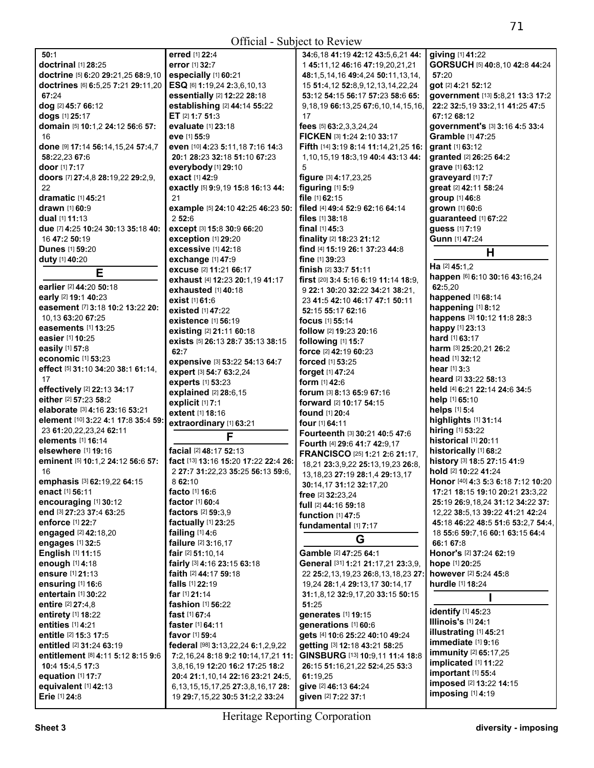50:1
**doctrinal** [1] **28:**25
**doctrine** [5] **6:**20 **29:**21,25 **68:**9,10
**doctrines** [6] **6:**5,25 **7:**21 **29:**11,20 **67:**24
**dog** [2] **45:**7 **66:**12
**dogs** [1] **25:**17
**domain** [5] **10:**1,2 **24:**12 **56:**6 **57:**16
**done** [9] **17:**14 **56:**14,15,24 **57:**4,7 **58:**22,23 **67:**6
**door** [1] **7:**17
**doors** [7] **27:**4,8 **28:**19,22 **29:**2,9, 22
**dramatic** [1] **45:**21
**drawn** [1] **60:**9
**dual** [1] **11:**13
**due** [7] **4:**25 **10:**24 **30:**13 **35:**18 **40:**16 **47:**2 **50:**19
**Dunes** [1] **59:**20
**duty** [1] **40:**20

## E

**earlier** [2] **44:**20 **50:**18
**early** [2] **19:**1 **40:**23
**easement** [7] **3:**18 **10:**2 **13:**22 **20:**10,13 **63:**20 **67:**25
**easements** [1] **13:**25
**easier** [1] **10:**25
**easily** [1] **57:**8
**economic** [1] **53:**23
**effect** [5] **31:**10 **34:**20 **38:**1 **61:**14, 17
**effectively** [2] **22:**13 **34:**17
**either** [2] **57:**23 **58:**2
**elaborate** [3] **4:**16 **23:**16 **53:**21
**element** [10] **3:**22 **4:**1 **17:**8 **35:**4 **59:**23 **61:**20,22,23,24 **62:**11
**elements** [1] **16:**14
**elsewhere** [1] **19:**16
**eminent** [5] **10:**1,2 **24:**12 **56:**6 **57:**16
**emphasis** [3] **62:**19,22 **64:**15
**enact** [1] **56:**11
**encouraging** [1] **30:**12
**end** [3] **27:**23 **37:**4 **63:**25
**enforce** [1] **22:**7
**engaged** [2] **42:**18,20
**engages** [1] **32:**5
**English** [1] **11:**15
**enough** [1] **4:**18
**ensure** [1] **21:**13
**ensuring** [1] **16:**6
**entertain** [1] **30:**22
**entire** [2] **27:**4,8
**entirety** [1] **18:**22
**entities** [1] **4:**21
**entitle** [2] **15:**3 **17:**5
**entitled** [2] **31:**24 **63:**19
**entitlement** [8] **4:**11 **5:**12 **8:**15 **9:**6 **10:**4 **15:**4,5 **17:**3
**equation** [1] **17:**7
**equivalent** [1] **42:**13
**Erie** [1] **24:**8
**erred** [1] **22:**4
**error** [1] **32:**7
**especially** [1] **60:**21
**ESQ** [6] **1:**19,24 **2:**3,6,10,13
**essentially** [2] **12:**22 **28:**18
**establishing** [2] **44:**14 **55:**22
**ET** [2] **1:**7 **51:**3
**evaluate** [1] **23:**18
**eve** [1] **55:**9
**even** [10] **4:**23 **5:**11,18 **7:**16 **14:**3 **20:**1 **28:**23 **32:**18 **51:**10 **67:**23
**everybody** [1] **29:**10
**exact** [1] **42:**9
**exactly** [5] **9:**9,19 **15:**8 **16:**13 **44:**21
**example** [5] **24:**10 **42:**25 **46:**23 **50:**2 **52:**6
**except** [3] **15:**8 **30:**9 **66:**20
**exception** [1] **29:**20
**excessive** [1] **42:**18
**exchange** [1] **47:**9
**excuse** [2] **11:**21 **66:**17
**exhaust** [4] **12:**23 **20:**1,19 **41:**17
**exhausted** [1] **40:**18
**exist** [1] **61:**6
**existed** [1] **47:**22
**existence** [1] **56:**19
**existing** [2] **21:**11 **60:**18
**exists** [5] **26:**13 **28:**7 **35:**13 **38:**15 **62:**7
**expensive** [3] **53:**22 **54:**13 **64:**7
**expert** [3] **54:**7 **63:**2,24
**experts** [1] **53:**23
**explained** [2] **28:**6,15
**explicit** [1] **7:**1
**extent** [1] **18:**16
**extraordinary** [1] **63:**21

## F

**facial** [2] **48:**17 **52:**13
**fact** [13] **13:**16 **15:**20 **17:**22 **22:**4 **26:**2 **27:**7 **31:**22,23 **35:**25 **56:**13 **59:**6, 8 **62:**10
**facto** [1] **16:**6
**factor** [1] **60:**4
**factors** [2] **59:**3,9
**factually** [1] **23:**25
**failing** [1] **4:**6
**failure** [2] **3:**16,17
**fair** [2] **51:**10,14
**fairly** [3] **4:**16 **23:**15 **63:**18
**faith** [2] **44:**17 **59:**18
**falls** [1] **22:**19
**far** [1] **21:**14
**fashion** [1] **56:**22
**fast** [1] **67:**4
**faster** [1] **64:**11
**favor** [1] **59:**4
**federal** [98] **3:**13,22,24 **6:**1,2,9,22 **7:**2,16,24 **8:**18 **9:**2 **10:**14,17,21 **11:**3,8,16,19 **12:**20 **16:**2 **17:**25 **18:**2 **20:**4 **21:**1,10,14 **22:**16 **23:**21 **24:**5, 6,13,15,15,17,25 **27:**3,8,16,17 **28:**19 **29:**7,15,22 **30:**5 **31:**2,2 **33:**24 **34:**6,18 **41:**19 **42:**12 **43:**5,6,21 **44:**1 **45:**11,12 **46:**16 **47:**19,20,21,21 **48:**1,5,14,16 **49:**4,24 **50:**11,13,14, 15 **51:**4,12 **52:**8,9,12,13,14,22,24 **53:**12 **54:**15 **56:**17 **57:**23 **58:**6 **65:**9,18,19 **66:**13,25 **67:**6,10,14,15,16, 17
**fees** [5] **63:**2,3,3,24,24
**FICKEN** [3] **1:**24 **2:**10 **33:**17
**Fifth** [14] **3:**19 **8:**14 **11:**14,21,25 **16:**1,10,15,19 **18:**3,19 **40:**4 **43:**13 **44:**5
**figure** [3] **4:**17,23,25
**figuring** [1] **5:**9
**file** [1] **62:**15
**filed** [4] **49:**4 **52:**9 **62:**16 **64:**14
**files** [1] **38:**18
**final** [1] **45:**3
**finality** [2] **18:**23 **21:**12
**find** [4] **15:**19 **26:**1 **37:**23 **44:**8
**fine** [1] **39:**23
**finish** [2] **33:**7 **51:**11
**first** [20] **3:**4 **5:**16 **6:**19 **11:**14 **18:**9, 9 **22:**1 **30:**20 **32:**22 **34:**21 **38:**21, 23 **41:**5 **42:**10 **46:**17 **47:**1 **50:**11 **52:**15 **55:**17 **62:**16
**focus** [1] **55:**14
**follow** [2] **19:**23 **20:**16
**following** [1] **15:**7
**force** [2] **42:**19 **60:**23
**forced** [1] **53:**25
**forget** [1] **47:**24
**form** [1] **42:**6
**forum** [3] **8:**13 **65:**9 **67:**16
**forward** [2] **10:**17 **54:**15
**found** [1] **20:**4
**four** [1] **64:**11
**Fourteenth** [3] **30:**21 **40:**5 **47:**6
**Fourth** [4] **29:**6 **41:**7 **42:**9,17
**FRANCISCO** [25] **1:**21 **2:**6 **21:**17, 18,21 **23:**3,9,22 **25:**13,19,23 **26:**8, 13,18,23 **27:**19 **28:**1,4 **29:**13,17 **30:**14,17 **31:**12 **32:**17,20
**free** [2] **32:**23,24
**full** [2] **44:**16 **59:**18
**function** [1] **47:**5
**fundamental** [1] **7:**17

## G

**Gamble** [2] **47:**25 **64:**1
**General** [31] **1:**21 **21:**17,21 **23:**3,9, 22 **25:**2,13,19,23 **26:**8,13,18,23 **27:**19,24 **28:**1,4 **29:**13,17 **30:**14,17 **31:**1,8,12 **32:**9,17,20 **33:**15 **50:**15 **51:**25
**generates** [1] **19:**15
**generations** [1] **60:**6
**gets** [4] **10:**6 **25:**22 **40:**10 **49:**24
**getting** [3] **12:**18 **43:**21 **58:**25
**GINSBURG** [13] **10:**9,11 **11:**4 **18:**8 **26:**15 **51:**16,21,22 **52:**4,25 **53:**3 **61:**19,25
**give** [2] **46:**13 **64:**24
**given** [2] **7:**22 **37:**1
**giving** [1] **41:**22
**GORSUCH** [5] **40:**8,10 **42:**8 **44:**24 **57:**20
**got** [2] **4:**21 **52:**12
**government** [13] **5:**8,21 **13:**3 **17:**2 **22:**2 **32:**5,19 **33:**2,11 **41:**25 **47:**5 **67:**12 **68:**12
**government's** [3] **3:**16 **4:**5 **33:**4
**Gramble** [1] **47:**25
**grant** [1] **63:**12
**granted** [2] **26:**25 **64:**2
**grave** [1] **63:**12
**graveyard** [1] **7:**7
**great** [2] **42:**11 **58:**24
**group** [1] **46:**8
**grown** [1] **60:**6
**guaranteed** [1] **67:**22
**guess** [1] **7:**19
**Gunn** [1] **47:**24

## H

**Ha** [2] **45:**1,2
**happen** [6] **6:**10 **30:**16 **43:**16,24 **62:**5,20
**happened** [1] **68:**14
**happening** [1] **8:**12
**happens** [3] **10:**12 **11:**8 **28:**3
**happy** [1] **23:**13
**hard** [1] **63:**17
**harm** [3] **25:**20,21 **26:**2
**head** [1] **32:**12
**hear** [1] **3:**3
**heard** [2] **33:**22 **58:**13
**held** [4] **6:**21 **22:**14 **24:**6 **34:**5
**help** [1] **65:**10
**helps** [1] **5:**4
**highlights** [1] **31:**14
**hiring** [1] **53:**22
**historical** [1] **20:**11
**historically** [1] **68:**2
**history** [3] **18:**5 **27:**15 **41:**9
**hold** [2] **10:**22 **41:**24
**Honor** [40] **4:**3 **5:**3 **6:**18 **7:**12 **10:**20 **17:**21 **18:**15 **19:**10 **20:**21 **23:**3,22 **25:**19 **26:**9,18,24 **31:**12 **34:**22 **37:**12,22 **38:**5,13 **39:**22 **41:**21 **42:**24 **45:**18 **46:**22 **48:**5 **51:**6 **53:**2,7 **54:**4, 18 **55:**6 **59:**7,16 **60:**1 **63:**15 **64:**4 **66:**1 **67:**8
**Honor's** [2] **37:**24 **62:**19
**hope** [1] **20:**25
**however** [2] **5:**24 **45:**8
**hurdle** [1] **18:**24

## I

**identify** [1] **45:**23
**Illinois's** [1] **24:**1
**illustrating** [1] **45:**21
**immediate** [1] **9:**16
**immunity** [2] **65:**17,25
**implicated** [1] **11:**22
**important** [1] **55:**4
**imposed** [2] **13:**22 **14:**15
**imposing** [1] **4:**19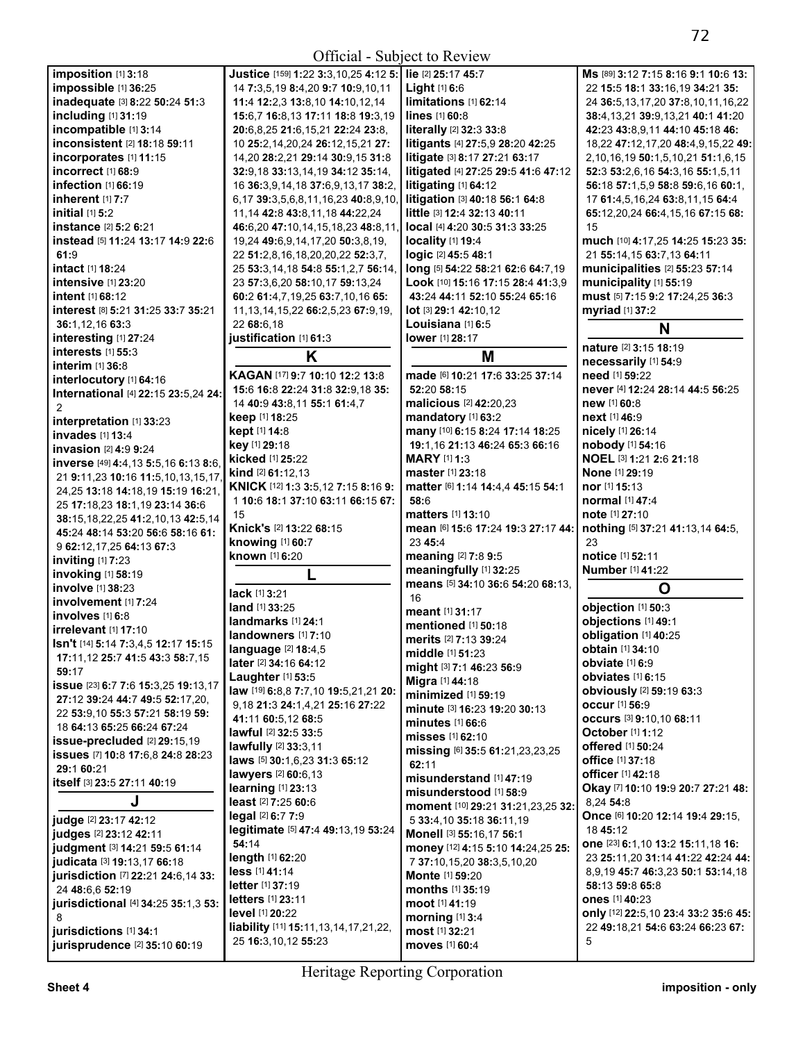**imposition** [1] **3:**18
**impossible** [1] **36:**25
**inadequate** [3] **8:**22 **50:**24 **51:**3
**including** [1] **31:**19
**incompatible** [1] **3:**14
**inconsistent** [2] **18:**18 **59:**11
**incorporates** [1] **11:**15
**incorrect** [1] **68:**9
**infection** [1] **66:**19
**inherent** [1] **7:**7
**initial** [1] **5:**2
**instance** [2] **5:**2 **6:**21
**instead** [5] **11:**24 **13:**17 **14:**9 **22:**6 **61:**9
**intact** [1] **18:**24
**intensive** [1] **23:**20
**intent** [1] **68:**12
**interest** [8] **5:**21 **31:**25 **33:**7 **35:**21 **36:**1,12,16 **63:**3
**interesting** [1] **27:**24
**interests** [1] **55:**3
**interim** [1] **36:**8
**interlocutory** [1] **64:**16
**International** [4] **22:**15 **23:**5,24 **24:**2
**interpretation** [1] **33:**23
**invades** [1] **13:**4
**invasion** [2] **4:**9 **9:**24
**inverse** [49] **4:**4,13 **5:**5,16 **6:**13 **8:**6,21 **9:**11,23 **10:**16 **11:**5,10,13,15,17,24,25 **13:**18 **14:**18,19 **15:**19 **16:**21,25 **17:**18,23 **18:**1,19 **23:**14 **36:**6 **38:**15,18,22,25 **41:**2,10,13 **42:**5,14 **45:**24 **48:**14 **53:**20 **56:**6 **58:**16 **61:**9 **62:**12,17,25 **64:**13 **67:**3
**inviting** [1] **7:**23
**invoking** [1] **58:**19
**involve** [1] **38:**23
**involvement** [1] **7:**24
**involves** [1] **6:**8
**irrelevant** [1] **17:**10
**Isn't** [14] **5:**14 **7:**3,4,5 **12:**17 **15:**15 **17:**11,22 **25:**7 **41:**5 **43:**3 **58:**7,15 **59:**17
**issue** [23] **6:**7 **7:**6 **15:**3,25 **19:**13,17 **27:**12 **39:**24 **44:**7 **49:**5 **52:**17,20,22 **53:**9,10 **55:**3 **57:**21 **58:**19 **59:**18 **64:**13 **65:**25 **66:**24 **67:**24
**issue-precluded** [2] **29:**15,19
**issues** [7] **10:**8 **17:**6,8 **24:**8 **28:**23 **29:**1 **60:**21
**itself** [3] **23:**5 **27:**11 **40:**19

## J

**judge** [2] **23:**17 **42:**12
**judges** [2] **23:**12 **42:**11
**judgment** [3] **14:**21 **59:**5 **61:**14
**judicata** [3] **19:**13,17 **66:**18
**jurisdiction** [7] **22:**21 **24:**6,14 **33:**24 **48:**6,6 **52:**19
**jurisdictional** [4] **34:**25 **35:**1,3 **53:**8
**jurisdictions** [1] **34:**1
**jurisprudence** [2] **35:**10 **60:**19
**Justice** [159] **1:**22 **3:**3,10,25 **4:**12 **5:**14 **7:**3,5,19 **8:**4,20 **9:**7 **10:**9,10,11 **11:**4 **12:**2,3 **13:**8,10 **14:**10,12,14 **15:**6,7 **16:**8,13 **17:**11 **18:**8 **19:**3,19 **20:**6,8,25 **21:**6,15,21 **22:**24 **23:**8,10 **25:**2,14,20,24 **26:**12,15,21 **27:**14,20 **28:**2,21 **29:**14 **30:**9,15 **31:**8 **32:**9,18 **33:**13,14,19 **34:**12 **35:**14,16 **36:**3,9,14,18 **37:**6,9,13,17 **38:**2,6,17 **39:**3,5,6,8,11,16,23 **40:**8,9,10,11,14 **42:**8 **43:**8,11,18 **44:**22,24 **46:**6,20 **47:**10,14,15,18,23 **48:**8,11,19,24 **49:**6,9,14,17,20 **50:**3,8,19,22 **51:**2,8,16,18,20,20,22 **52:**3,7,25 **53:**3,14,18 **54:**8 **55:**1,2,7 **56:**14,23 **57:**3,6,20 **58:**10,17 **59:**13,24 **60:**2 **61:**4,7,19,25 **63:**7,10,16 **65:**11,13,14,15,22 **66:**2,5,23 **67:**9,19,22 **68:**6,18
**justification** [1] **61:**3

## K

**KAGAN** [17] **9:**7 **10:**10 **12:**2 **13:**8 **15:**6 **16:**8 **22:**24 **31:**8 **32:**9,18 **35:**14 **40:**9 **43:**8,11 **55:**1 **61:**4,7
**keep** [1] **18:**25
**kept** [1] **14:**8
**key** [1] **29:**18
**kicked** [1] **25:**22
**kind** [2] **61:**12,13
**KNICK** [12] **1:**3 **3:**5,12 **7:**15 **8:**16 **9:**1 **10:**6 **18:**1 **37:**10 **63:**11 **66:**15 **67:**15
**Knick's** [2] **13:**22 **68:**15
**knowing** [1] **60:**7
**known** [1] **6:**20

## L

**lack** [1] **3:**21
**land** [1] **33:**25
**landmarks** [1] **24:**1
**landowners** [1] **7:**10
**language** [2] **18:**4,5
**later** [2] **34:**16 **64:**12
**Laughter** [1] **53:**5
**law** [19] **6:**8,8 **7:**7,10 **19:**5,21,21 **20:**9,18 **21:**3 **24:**1,4,21 **25:**16 **27:**22 **41:**11 **60:**5,12 **68:**5
**lawful** [2] **32:**5 **33:**5
**lawfully** [2] **33:**3,11
**laws** [5] **30:**1,6,23 **31:**3 **65:**12
**lawyers** [2] **60:**6,13
**learning** [1] **23:**13
**least** [2] **7:**25 **60:**6
**legal** [2] **6:**7 **7:**9
**legitimate** [5] **47:**4 **49:**13,19 **53:**24 **54:**14
**length** [1] **62:**20
**less** [1] **41:**14
**letter** [1] **37:**19
**letters** [1] **23:**11
**level** [1] **20:**22
**liability** [11] **15:**11,13,14,17,21,22,25 **16:**3,10,12 **55:**23
**lie** [2] **25:**17 **45:**7
**Light** [1] **6:**6
**limitations** [1] **62:**14
**lines** [1] **60:**8
**literally** [2] **32:**3 **33:**8
**litigants** [4] **27:**5,9 **28:**20 **42:**25
**litigate** [3] **8:**17 **27:**21 **63:**17
**litigated** [4] **27:**25 **29:**5 **41:**6 **47:**12
**litigating** [1] **64:**12
**litigation** [3] **40:**18 **56:**1 **64:**8
**little** [3] **12:**4 **32:**13 **40:**11
**local** [4] **4:**20 **30:**5 **31:**3 **33:**25
**locality** [1] **19:**4
**logic** [2] **45:**5 **48:**1
**long** [5] **54:**22 **58:**21 **62:**6 **64:**7,19
**Look** [10] **15:**16 **17:**15 **28:**4 **41:**3,9 **43:**24 **44:**11 **52:**10 **55:**24 **65:**16
**lot** [3] **29:**1 **42:**10,12
**Louisiana** [1] **6:**5
**lower** [1] **28:**17

## M

**made** [6] **10:**21 **17:**6 **33:**25 **37:**14 **52:**20 **58:**15
**malicious** [2] **42:**20,23
**mandatory** [1] **63:**2
**many** [10] **6:**15 **8:**24 **17:**14 **18:**25 **19:**1,16 **21:**13 **46:**24 **65:**3 **66:**16
**MARY** [1] **1:**3
**master** [1] **23:**18
**matter** [6] **1:**14 **14:**4,4 **45:**15 **54:**1 **58:**6
**matters** [1] **13:**10
**mean** [6] **15:**6 **17:**24 **19:**3 **27:**17 **44:**23 **45:**4
**meaning** [2] **7:**8 **9:**5
**meaningfully** [1] **32:**25
**means** [5] **34:**10 **36:**6 **54:**20 **68:**13,16
**meant** [1] **31:**17
**mentioned** [1] **50:**18
**merits** [2] **7:**13 **39:**24
**middle** [1] **51:**23
**might** [3] **7:**1 **46:**23 **56:**9
**Migra** [1] **44:**18
**minimized** [1] **59:**19
**minute** [3] **16:**23 **19:**20 **30:**13
**minutes** [1] **66:**6
**misses** [1] **62:**10
**missing** [6] **35:**5 **61:**21,23,23,25 **62:**11
**misunderstand** [1] **47:**19
**misunderstood** [1] **58:**9
**moment** [10] **29:**21 **31:**21,23,25 **32:**5 **33:**4,10 **35:**18 **36:**11,19
**Monell** [3] **55:**16,17 **56:**1
**money** [12] **4:**15 **5:**10 **14:**24,25 **25:**7 **37:**10,15,20 **38:**3,5,10,20
**Monte** [1] **59:**20
**months** [1] **35:**19
**moot** [1] **41:**19
**morning** [1] **3:**4
**most** [1] **32:**21
**moves** [1] **60:**4
**Ms** [89] **3:**12 **7:**15 **8:**16 **9:**1 **10:**6 **13:**22 **15:**5 **18:**1 **33:**16,19 **34:**21 **35:**24 **36:**5,13,17,20 **37:**8,10,11,16,22 **38:**4,13,21 **39:**9,13,21 **40:**1 **41:**20 **42:**23 **43:**8,9,11 **44:**10 **45:**18 **46:**18,22 **47:**12,17,20 **48:**4,9,15,22 **49:**2,10,16,19 **50:**1,5,10,21 **51:**1,6,15 **52:**3 **53:**2,6,16 **54:**3,16 **55:**1,5,11 **56:**18 **57:**1,5,9 **58:**8 **59:**6,16 **60:**1,17 **61:**4,5,16,24 **63:**8,11,15 **64:**4 **65:**12,20,24 **66:**4,15,16 **67:**15 **68:**15
**much** [10] **4:**17,25 **14:**25 **15:**23 **35:**21 **55:**14,15 **63:**7,13 **64:**11
**municipalities** [2] **55:**23 **57:**14
**municipality** [1] **55:**19
**must** [5] **7:**15 **9:**2 **17:**24,25 **36:**3
**myriad** [1] **37:**2

## N

**nature** [2] **3:**15 **18:**19
**necessarily** [1] **54:**9
**need** [1] **59:**22
**never** [4] **12:**24 **28:**14 **44:**5 **56:**25
**new** [1] **60:**8
**next** [1] **46:**9
**nicely** [1] **26:**14
**nobody** [1] **54:**16
**NOEL** [3] **1:**21 **2:**6 **21:**18
**None** [1] **29:**19
**nor** [1] **15:**13
**normal** [1] **47:**4
**note** [1] **27:**10
**nothing** [5] **37:**21 **41:**13,14 **64:**5,23
**notice** [1] **52:**11
**Number** [1] **41:**22

## O

**objection** [1] **50:**3
**objections** [1] **49:**1
**obligation** [1] **40:**25
**obtain** [1] **34:**10
**obviate** [1] **6:**9
**obviates** [1] **6:**15
**obviously** [2] **59:**19 **63:**3
**occur** [1] **56:**9
**occurs** [3] **9:**10,10 **68:**11
**October** [1] **1:**12
**offered** [1] **50:**24
**office** [1] **37:**18
**officer** [1] **42:**18
**Okay** [7] **10:**10 **19:**9 **20:**7 **27:**21 **48:**8,24 **54:**8
**Once** [6] **10:**20 **12:**14 **19:**4 **29:**15,18 **45:**12
**one** [23] **6:**1,10 **13:**2 **15:**11,18 **16:**23 **25:**11,20 **31:**14 **41:**22 **42:**24 **44:**8,9,19 **45:**7 **46:**3,23 **50:**1 **53:**14,18 **58:**13 **59:**8 **65:**8
**ones** [1] **40:**23
**only** [12] **22:**5,10 **23:**4 **33:**2 **35:**6 **45:**22 **49:**18,21 **54:**6 **63:**24 **66:**23 **67:**5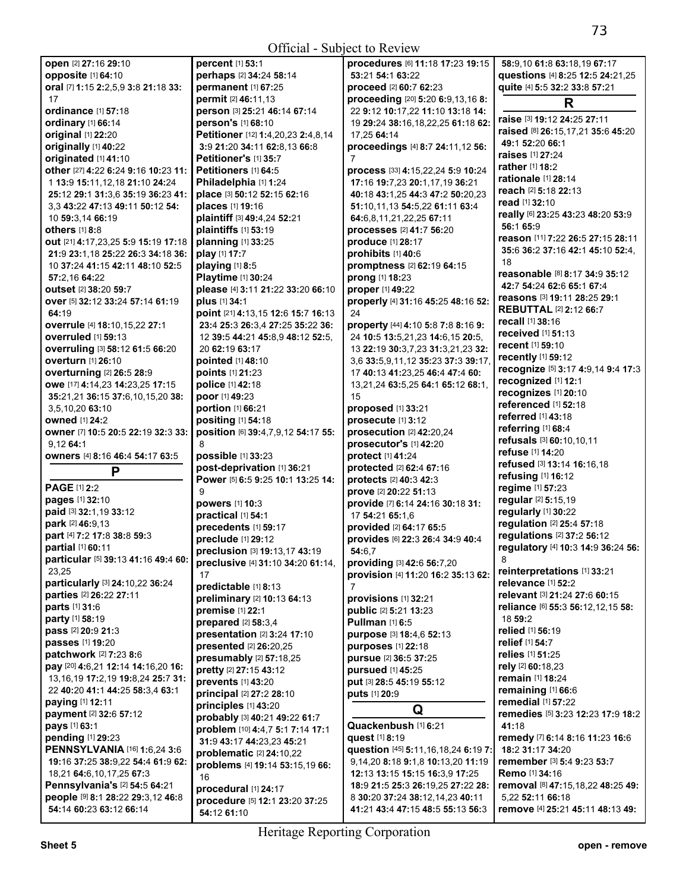Official - Subject to Review

**open** [2] **27:**16 **29:**10
**opposite** [1] **64:**10
**oral** [7] **1:**15 **2:**2,5,9 **3:**8 **21:**18 **33:** 17
**ordinance** [1] **57:**18
**ordinary** [1] **66:**14
**original** [1] **22:**20
**originally** [1] **40:**22
**originated** [1] **41:**10
**other** [27] **4:**22 **6:**24 **9:**16 **10:**23 **11:** 1 **13:**9 **15:**11,12,18 **21:**10 **24:**24 **25:**12 **29:**1 **31:**3,6 **35:**19 **36:**23 **41:** 3,3 **43:**22 **47:**13 **49:**11 **50:**12 **54:** 10 **59:**3,14 **66:**19
**others** [1] **8:**8
**out** [21] **4:**17,23,25 **5:**9 **15:**19 **17:**18 **21:**9 **23:**1,18 **25:**22 **26:**3 **34:**18 **36:** 10 **37:**24 **41:**15 **42:**11 **48:**10 **52:**5 **57:**2,16 **64:**22
**outset** [2] **38:**20 **59:**7
**over** [5] **32:**12 **33:**24 **57:**14 **61:**19 **64:**19
**overrule** [4] **18:**10,15,22 **27:**1
**overruled** [1] **59:**13
**overruling** [3] **58:**12 **61:**5 **66:**20
**overturn** [1] **26:**10
**overturning** [2] **26:**5 **28:**9
**owe** [17] **4:**14,23 **14:**23,25 **17:**15 **35:**21,21 **36:**15 **37:**6,10,15,20 **38:** 3,5,10,20 **63:**10
**owned** [1] **24:**2
**owner** [7] **10:**5 **20:**5 **22:**19 **32:**3 **33:** 9,12 **64:**1
**owners** [4] **8:**16 **46:**4 **54:**17 **63:**5

## P

**PAGE** [1] **2:**2
**pages** [1] **32:**10
**paid** [3] **32:**1,19 **33:**12
**park** [2] **46:**9,13
**part** [4] **7:**2 **17:**8 **38:**8 **59:**3
**partial** [1] **60:**11
**particular** [5] **39:**13 **41:**16 **49:**4 **60:** 23,25
**particularly** [3] **24:**10,22 **36:**24
**parties** [2] **26:**22 **27:**11
**parts** [1] **31:**6
**party** [1] **58:**19
**pass** [2] **20:**9 **21:**3
**passes** [1] **19:**20
**patchwork** [2] **7:**23 **8:**6
**pay** [20] **4:**6,21 **12:**14 **14:**16,20 **16:** 13,16,19 **17:**2,19 **19:**8,24 **25:**7 **31:** 22 **40:**20 **41:**1 **44:**25 **58:**3,4 **63:**1
**paying** [1] **12:**11
**payment** [2] **32:**6 **57:**12
**pays** [1] **63:**1
**pending** [1] **29:**23
**PENNSYLVANIA** [16] **1:**6,24 **3:**6 **19:**16 **37:**25 **38:**9,22 **54:**4 **61:**9 **62:** 18,21 **64:**6,10,17,25 **67:**3
**Pennsylvania's** [2] **54:**5 **64:**21
**people** [9] **8:**1 **28:**22 **29:**3,12 **46:**8 **54:**14 **60:**23 **63:**12 **66:**14
**percent** [1] **53:**1
**perhaps** [2] **34:**24 **58:**14
**permanent** [1] **67:**25
**permit** [2] **46:**11,13
**person** [3] **25:**21 **46:**14 **67:**14
**person's** [1] **68:**10
**Petitioner** [12] **1:**4,20,23 **2:**4,8,14 **3:**9 **21:**20 **34:**11 **62:**8,13 **66:**8
**Petitioner's** [1] **35:**7
**Petitioners** [1] **64:**5
**Philadelphia** [1] **1:**24
**place** [3] **50:**12 **52:**15 **62:**16
**places** [1] **19:**16
**plaintiff** [3] **49:**4,24 **52:**21
**plaintiffs** [1] **53:**19
**planning** [1] **33:**25
**play** [1] **17:**7
**playing** [1] **8:**5
**Playtime** [1] **30:**24
**please** [4] **3:**11 **21:**22 **33:**20 **66:**10
**plus** [1] **34:**1
**point** [21] **4:**13,15 **12:**6 **15:**7 **16:**13 **23:**4 **25:**3 **26:**3,4 **27:**25 **35:**22 **36:** 12 **39:**5 **44:**21 **45:**8,9 **48:**12 **52:**5, 20 **62:**19 **63:**17
**pointed** [1] **48:**10
**points** [1] **21:**23
**police** [1] **42:**18
**poor** [1] **49:**23
**portion** [1] **66:**21
**positing** [1] **54:**18
**position** [6] **39:**4,7,9,12 **54:**17 **55:** 8
**possible** [1] **33:**23
**post-deprivation** [1] **36:**21
**Power** [5] **6:**5 **9:**25 **10:**1 **13:**25 **14:** 9
**powers** [1] **10:**3
**practical** [1] **54:**1
**precedents** [1] **59:**17
**preclude** [1] **29:**12
**preclusion** [3] **19:**13,17 **43:**19
**preclusive** [4] **31:**10 **34:**20 **61:**14, 17
**predictable** [1] **8:**13
**preliminary** [2] **10:**13 **64:**13
**premise** [1] **22:**1
**prepared** [2] **58:**3,4
**presentation** [2] **3:**24 **17:**10
**presented** [2] **26:**20,25
**presumably** [2] **57:**18,25
**pretty** [2] **27:**15 **43:**12
**prevents** [1] **43:**20
**principal** [2] **27:**2 **28:**10
**principles** [1] **43:**20
**probably** [3] **40:**21 **49:**22 **61:**7
**problem** [10] **4:**4,7 **5:**1 **7:**14 **17:**1 **31:**9 **43:**17 **44:**23,23 **45:**21
**problematic** [2] **24:**10,22
**problems** [4] **19:**14 **53:**15,19 **66:** 16
**procedural** [1] **24:**17
**procedure** [5] **12:**1 **23:**20 **37:**25 **54:**12 **61:**10
**procedures** [6] **11:**18 **17:**23 **19:**15 **53:**21 **54:**1 **63:**22
**proceed** [2] **60:**7 **62:**23
**proceeding** [20] **5:**20 **6:**9,13,16 **8:** 22 **9:**12 **10:**17,22 **11:**10 **13:**18 **14:** 19 **29:**24 **38:**16,18,22,25 **61:**18 **62:** 17,25 **64:**14
**proceedings** [4] **8:**7 **24:**11,12 **56:** 7
**process** [33] **4:**15,22,24 **5:**9 **10:**24 **17:**16 **19:**7,23 **20:**1,17,19 **36:**21 **40:**18 **43:**1,25 **44:**3 **47:**2 **50:**20,23 **51:**10,11,13 **54:**5,22 **61:**11 **63:**4 **64:**6,8,11,21,22,25 **67:**11
**processes** [2] **41:**7 **56:**20
**produce** [1] **28:**17
**prohibits** [1] **40:**6
**promptness** [2] **62:**19 **64:**15
**prong** [1] **18:**23
**proper** [1] **49:**22
**properly** [4] **31:**16 **45:**25 **48:**16 **52:** 24
**property** [44] **4:**10 **5:**8 **7:**8 **8:**16 **9:** 24 **10:**5 **13:**5,21,23 **14:**6,15 **20:**5, 13 **22:**19 **30:**3,7,23 **31:**3,21,23 **32:** 3,6 **33:**5,9,11,12 **35:**23 **37:**3 **39:**17, 17 **40:**13 **41:**23,25 **46:**4 **47:**4 **60:** 13,21,24 **63:**5,24 **64:**1 **65:**12 **68:**1, 15
**proposed** [1] **33:**21
**prosecute** [1] **3:**12
**prosecution** [2] **42:**20,24
**prosecutor's** [1] **42:**20
**protect** [1] **41:**24
**protected** [2] **62:**4 **67:**16
**protects** [2] **40:**3 **42:**3
**prove** [2] **20:**22 **51:**13
**provide** [7] **6:**14 **24:**16 **30:**18 **31:** 17 **54:**21 **65:**1,6
**provided** [2] **64:**17 **65:**5
**provides** [6] **22:**3 **26:**4 **34:**9 **40:**4 **54:**6,7
**providing** [3] **42:**6 **56:**7,20
**provision** [4] **11:**20 **16:**2 **35:**13 **62:** 7
**provisions** [1] **32:**21
**public** [2] **5:**21 **13:**23
**Pullman** [1] **6:**5
**purpose** [3] **18:**4,6 **52:**13
**purposes** [1] **22:**18
**pursue** [2] **36:**5 **37:**25
**pursued** [1] **45:**25
**put** [3] **28:**5 **45:**19 **55:**12
**puts** [1] **20:**9

## Q

**Quackenbush** [1] **6:**21
**quest** [1] **8:**19
**question** [45] **5:**11,16,18,24 **6:**19 **7:** 9,14,20 **8:**18 **9:**1,8 **10:**13,20 **11:**19 **12:**13 **13:**15 **15:**15 **16:**3,9 **17:**25 **18:**9 **21:**5 **25:**3 **26:**19,25 **27:**22 **28:** 8 **30:**20 **37:**24 **38:**12,14,23 **40:**11 **41:**21 **43:**4 **47:**15 **48:**5 **55:**13 **56:**3 **58:**9,10 **61:**8 **63:**18,19 **67:**17
**questions** [4] **8:**25 **12:**5 **24:**21,25
**quite** [4] **5:**5 **32:**2 **33:**8 **57:**21

## R

**raise** [3] **19:**12 **24:**25 **27:**11
**raised** [8] **26:**15,17,21 **35:**6 **45:**20 **49:**1 **52:**20 **66:**1
**raises** [1] **27:**24
**rather** [1] **18:**2
**rationale** [1] **28:**14
**reach** [2] **5:**18 **22:**13
**read** [1] **32:**10
**really** [6] **23:**25 **43:**23 **48:**20 **53:**9 **56:**1 **65:**9
**reason** [11] **7:**22 **26:**5 **27:**15 **28:**11 **35:**6 **36:**2 **37:**16 **42:**1 **45:**10 **52:**4, 18
**reasonable** [8] **8:**17 **34:**9 **35:**12 **42:**7 **54:**24 **62:**6 **65:**1 **67:**4
**reasons** [3] **19:**11 **28:**25 **29:**1
**REBUTTAL** [2] **2:**12 **66:**7
**recall** [1] **38:**16
**received** [1] **51:**13
**recent** [1] **59:**10
**recently** [1] **59:**12
**recognize** [5] **3:**17 **4:**9,14 **9:**4 **17:**3
**recognized** [1] **12:**1
**recognizes** [1] **20:**10
**referenced** [1] **52:**18
**referred** [1] **43:**18
**referring** [1] **68:**4
**refusals** [3] **60:**10,10,11
**refuse** [1] **14:**20
**refused** [3] **13:**14 **16:**16,18
**refusing** [1] **16:**12
**regime** [1] **57:**23
**regular** [2] **5:**15,19
**regularly** [1] **30:**22
**regulation** [2] **25:**4 **57:**18
**regulations** [2] **37:**2 **56:**12
**regulatory** [4] **10:**3 **14:**9 **36:**24 **56:** 8
**reinterpretations** [1] **33:**21
**relevance** [1] **52:**2
**relevant** [3] **21:**24 **27:**6 **60:**15
**reliance** [6] **55:**3 **56:**12,12,15 **58:** 18 **59:**2
**relied** [1] **56:**19
**relief** [1] **54:**7
**relies** [1] **51:**25
**rely** [2] **60:**18,23
**remain** [1] **18:**24
**remaining** [1] **66:**6
**remedial** [1] **57:**22
**remedies** [5] **3:**23 **12:**23 **17:**9 **18:**2 **41:**18
**remedy** [7] **6:**14 **8:**16 **11:**23 **16:**6 **18:**2 **31:**17 **34:**20
**remember** [3] **5:**4 **9:**23 **53:**7
**Remo** [1] **34:**16
**removal** [8] **47:**15,18,22 **48:**25 **49:** 5,22 **52:**11 **66:**18
**remove** [4] **25:**21 **45:**11 **48:**13 **49:**

Heritage Reporting Corporation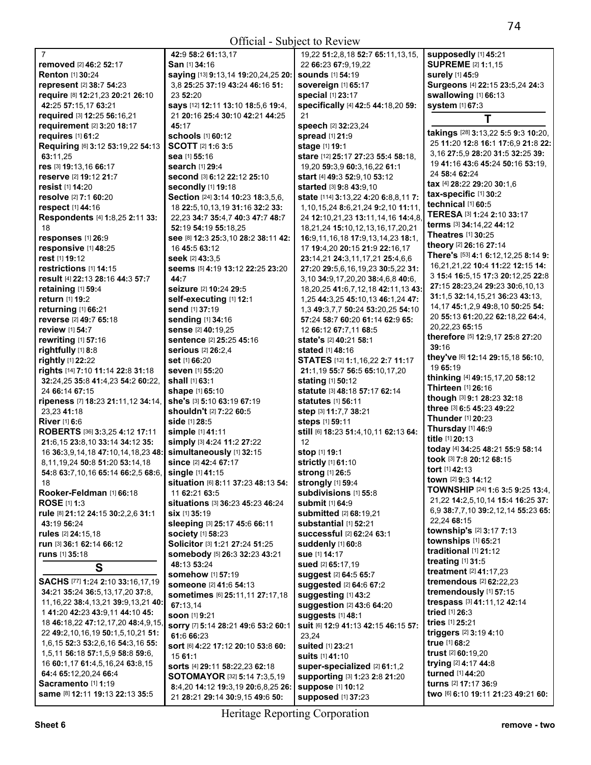7
**removed** [2] **46:**2 **52:**17
**Renton** [1] **30:**24
**represent** [2] **38:**7 **54:**23
**require** [8] **12:**21,23 **20:**21 **26:**10 **42:**25 **57:**15,17 **63:**21
**required** [3] **12:**25 **56:**16,21
**requirement** [2] **3:**20 **18:**17
**requires** [1] **61:**2
**Requiring** [6] **3:**12 **53:**19,22 **54:**13 **63:**11,25
**res** [3] **19:**13,16 **66:**17
**reserve** [2] **19:**12 **21:**7
**resist** [1] **14:**20
**resolve** [2] **7:**1 **60:**20
**respect** [1] **44:**16
**Respondents** [4] **1:**8,25 **2:**11 **33:**18
**responses** [1] **26:**9
**responsive** [1] **48:**25
**rest** [1] **19:**12
**restrictions** [1] **14:**15
**result** [4] **22:**13 **28:**16 **44:**3 **57:**7
**retaining** [1] **59:**4
**return** [1] **19:**2
**returning** [1] **66:**21
**reverse** [2] **49:**7 **65:**18
**review** [1] **54:**7
**rewriting** [1] **57:**16
**rightfully** [1] **8:**8
**rightly** [1] **22:**22
**rights** [14] **7:**10 **11:**14 **22:**8 **31:**18 **32:**24,25 **35:**8 **41:**4,23 **54:**2 **60:**22,24 **66:**14 **67:**15
**ripeness** [7] **18:**23 **21:**11,12 **34:**14,23,23 **41:**18
**River** [1] **6:**6
**ROBERTS** [36] **3:**3,25 **4:**12 **17:**11 **21:**6,15 **23:**8,10 **33:**14 **34:**12 **35:**16 **36:**3,9,14,18 **47:**10,14,18,23 **48:**8,11,19,24 **50:**8 **51:**20 **53:**14,18 **54:**8 **63:**7,10,16 **65:**14 **66:**2,5 **68:**6,18
**Rooker-Feldman** [1] **66:**18
**ROSE** [1] **1:**3
**rule** [8] **21:**12 **24:**15 **30:**2,2,6 **31:**1 **43:**19 **56:**24
**rules** [2] **24:**15,18
**run** [3] **36:**1 **62:**14 **66:**12
**runs** [1] **35:**18

## S

**SACHS** [77] **1:**24 **2:**10 **33:**16,17,19 **34:**21 **35:**24 **36:**5,13,17,20 **37:**8,11,16,22 **38:**4,13,21 **39:**13,21 **40:**1 **41:**20 **42:**23 **43:**9,11 **44:**10 **45:**18 **46:**18,22 **47:**12,17,20 **48:**4,9,15,22 **49:**2,10,16,19 **50:**1,5,10,21 **51:**1,6,15 **52:**3 **53:**2,6,16 **54:**3,16 **55:**1,5,11 **56:**18 **57:**1,5,9 **58:**8 **59:**6,16 **60:**1,17 **61:**4,5,16,24 **63:**8,15 **64:**4 **65:**12,20,24 **66:**4
**Sacramento** [1] **1:**19
**same** [8] **12:**11 **19:**13 **22:**13 **35:**5 **42:**9 **58:**2 **61:**13,17
**San** [1] **34:**16
**saying** [13] **9:**13,14 **19:**20,24,25 **20:**3,8 **25:**25 **37:**19 **43:**24 **46:**16 **51:**23 **52:**20
**says** [12] **12:**11 **13:**10 **18:**5,6 **19:**4,21 **20:**16 **25:**4 **30:**10 **42:**21 **44:**25 **45:**17
**schools** [1] **60:**12
**SCOTT** [2] **1:**6 **3:**5
**sea** [1] **55:**16
**search** [1] **29:**4
**second** [3] **6:**12 **22:**12 **25:**10
**secondly** [1] **19:**18
**Section** [24] **3:**14 **10:**23 **18:**3,5,6,18 **22:**5,10,13,19 **31:**16 **32:**2 **33:**22,23 **34:**7 **35:**4,7 **40:**3 **47:**7 **48:**7 **52:**19 **54:**19 **55:**18,25
**see** [8] **12:**3 **25:**3,10 **28:**2 **38:**11 **42:**16 **45:**5 **63:**12
**seek** [2] **43:**3,5
**seems** [5] **4:**19 **13:**12 **22:**25 **23:**20 **44:**7
**seizure** [2] **10:**24 **29:**5
**self-executing** [1] **12:**1
**send** [1] **37:**19
**sending** [1] **34:**16
**sense** [2] **40:**19,25
**sentence** [2] **25:**25 **45:**16
**serious** [2] **26:**2,4
**set** [1] **66:**20
**seven** [1] **55:**20
**shall** [1] **63:**1
**shape** [1] **65:**10
**she's** [3] **5:**10 **63:**19 **67:**19
**shouldn't** [2] **7:**22 **60:**5
**side** [1] **28:**5
**simple** [1] **41:**11
**simply** [3] **4:**24 **11:**2 **27:**22
**simultaneously** [1] **32:**15
**since** [2] **42:**4 **67:**17
**single** [1] **41:**15
**situation** [6] **8:**11 **37:**23 **48:**13 **54:**11 **62:**21 **63:**5
**situations** [3] **36:**23 **45:**23 **46:**24
**six** [1] **35:**19
**sleeping** [3] **25:**17 **45:**6 **66:**11
**society** [1] **58:**23
**Solicitor** [3] **1:**21 **27:**24 **51:**25
**somebody** [5] **26:**3 **32:**23 **43:**21 **48:**13 **53:**24
**somehow** [1] **57:**19
**someone** [2] **41:**6 **54:**13
**sometimes** [6] **25:**11,11 **27:**17,18 **67:**13,14
**soon** [1] **9:**21
**sorry** [7] **5:**14 **28:**21 **49:**6 **53:**2 **60:**1 **61:**6 **66:**23
**sort** [6] **4:**22 **17:**12 **20:**10 **53:**8 **60:**15 **61:**1
**sorts** [4] **29:**11 **58:**22,23 **62:**18
**SOTOMAYOR** [32] **5:**14 **7:**3,5,19 **8:**4,20 **14:**12 **19:**3,19 **20:**6,8,25 **26:**21 **28:**21 **29:**14 **30:**9,15 **49:**6 **50:**19,22 **51:**2,8,18 **52:**7 **65:**11,13,15,22 **66:**23 **67:**9,19,22
**sounds** [1] **54:**19
**sovereign** [1] **65:**17
**special** [1] **23:**17
**specifically** [4] **42:**5 **44:**18,20 **59:**21
**speech** [2] **32:**23,24
**spread** [1] **21:**9
**stage** [1] **19:**1
**stare** [12] **25:**17 **27:**23 **55:**4 **58:**18,19,20 **59:**3,9 **60:**3,16,22 **61:**1
**start** [4] **49:**3 **52:**9,10 **53:**12
**started** [3] **9:**8 **43:**9,10
**state** [114] **3:**13,22 **4:**20 **6:**8,8,11 **7:**1,10,15,24 **8:**6,21,24 **9:**2,10 **11:**11,24 **12:**10,21,23 **13:**11,14,16 **14:**4,8,18,21,24 **15:**10,12,13,16,17,20,21 **16:**9,11,16,18 **17:**9,13,14,23 **18:**1,17 **19:**4,20 **20:**15 **21:**9 **22:**16,17 **23:**14,21 **24:**3,11,17,21 **25:**4,6,6 **27:**20 **29:**5,6,16,19,23 **30:**5,22 **31:**3,10 **34:**9,17,20,20 **38:**4,6,8 **40:**6,18,20,25 **41:**6,7,12,18 **42:**11,13 **43:**1,25 **44:**3,25 **45:**10,13 **46:**1,24 **47:**1,3 **49:**3,7,7 **50:**24 **53:**20,25 **54:**10 **57:**24 **58:**7 **60:**20 **61:**14 **62:**9 **65:**12 **66:**12 **67:**7,11 **68:**5
**state's** [2] **40:**21 **58:**1
**stated** [1] **48:**16
**STATES** [12] **1:**1,16,22 **2:**7 **11:**17 **21:**1,19 **55:**7 **56:**5 **65:**10,17,20
**stating** [1] **50:**12
**statute** [3] **48:**18 **57:**17 **62:**14
**statutes** [1] **56:**11
**step** [3] **11:**7,7 **38:**21
**steps** [1] **59:**11
**still** [6] **18:**23 **51:**4,10,11 **62:**13 **64:**12
**stop** [1] **19:**1
**strictly** [1] **61:**10
**strong** [1] **26:**5
**strongly** [1] **59:**4
**subdivisions** [1] **55:**8
**submit** [1] **64:**9
**submitted** [2] **68:**19,21
**substantial** [1] **52:**21
**successful** [2] **62:**24 **63:**1
**suddenly** [1] **60:**8
**sue** [1] **14:**17
**sued** [2] **65:**17,19
**suggest** [2] **64:**5 **65:**7
**suggested** [2] **64:**6 **67:**2
**suggesting** [1] **43:**2
**suggestion** [2] **43:**6 **64:**20
**suggests** [1] **48:**1
**suit** [6] **12:**9 **41:**13 **42:**15 **46:**15 **57:**23,24
**suited** [1] **23:**21
**suits** [1] **41:**10
**super-specialized** [2] **61:**1,2
**supporting** [3] **1:**23 **2:**8 **21:**20
**suppose** [1] **10:**12
**supposed** [1] **37:**23
**supposedly** [1] **45:**21
**SUPREME** [2] **1:**1,15
**surely** [1] **45:**9
**Surgeons** [4] **22:**15 **23:**5,24 **24:**3
**swallowing** [1] **66:**13
**system** [1] **67:**3

## T

**takings** [28] **3:**13,22 **5:**5 **9:**3 **10:**20,25 **11:**20 **12:**8 **16:**1 **17:**6,9 **21:**8 **22:**3,16 **27:**5,9 **28:**20 **31:**5 **32:**25 **39:**19 **41:**16 **43:**6 **45:**24 **50:**16 **53:**19,24 **58:**4 **62:**24
**tax** [4] **28:**22 **29:**20 **30:**1,6
**tax-specific** [1] **30:**2
**technical** [1] **60:**5
**TERESA** [3] **1:**24 **2:**10 **33:**17
**terms** [3] **34:**14,22 **44:**12
**Theatres** [1] **30:**25
**theory** [2] **26:**16 **27:**14
**There's** [53] **4:**1 **6:**12,12,25 **8:**14 **9:**16,21,21,22 **10:**4 **11:**22 **12:**15 **14:**3 **15:**4 **16:**5,15 **17:**3 **20:**12,25 **22:**8 **27:**15 **28:**23,24 **29:**23 **30:**6,10,13 **31:**1,5 **32:**14,15,21 **36:**23 **43:**13,14,17 **45:**1,2,9 **49:**8,10 **50:**25 **54:**20 **55:**13 **61:**20,22 **62:**18,22 **64:**4,20,22,23 **65:**15
**therefore** [5] **12:**9,17 **25:**8 **27:**20 **39:**16
**they've** [6] **12:**14 **29:**15,18 **56:**10,19 **65:**19
**thinking** [4] **49:**15,17,20 **58:**12
**Thirteen** [1] **26:**16
**though** [3] **9:**1 **28:**23 **32:**18
**three** [3] **6:**5 **45:**23 **49:**22
**Thunder** [1] **20:**23
**Thursday** [1] **46:**9
**title** [1] **20:**13
**today** [4] **34:**25 **48:**21 **55:**9 **58:**14
**took** [3] **7:**8 **20:**12 **68:**15
**tort** [1] **42:**13
**town** [2] **9:**3 **14:**12
**TOWNSHIP** [24] **1:**6 **3:**5 **9:**25 **13:**4,21,22 **14:**2,5,10,14 **15:**4 **16:**25 **37:**6,9 **38:**7,7,10 **39:**2,12,14 **55:**23 **65:**22,24 **68:**15
**township's** [2] **3:**17 **7:**13
**townships** [1] **65:**21
**traditional** [1] **21:**12
**treating** [1] **31:**5
**treatment** [2] **41:**17,23
**tremendous** [2] **62:**22,23
**tremendously** [1] **57:**15
**trespass** [3] **41:**11,12 **42:**14
**tried** [1] **26:**3
**tries** [1] **25:**21
**triggers** [2] **3:**19 **4:**10
**true** [1] **68:**2
**trust** [2] **60:**19,20
**trying** [2] **4:**17 **44:**8
**turned** [1] **44:**20
**turns** [2] **17:**17 **36:**9
**two** [6] **6:**10 **19:**11 **21:**23 **49:**21 **60:**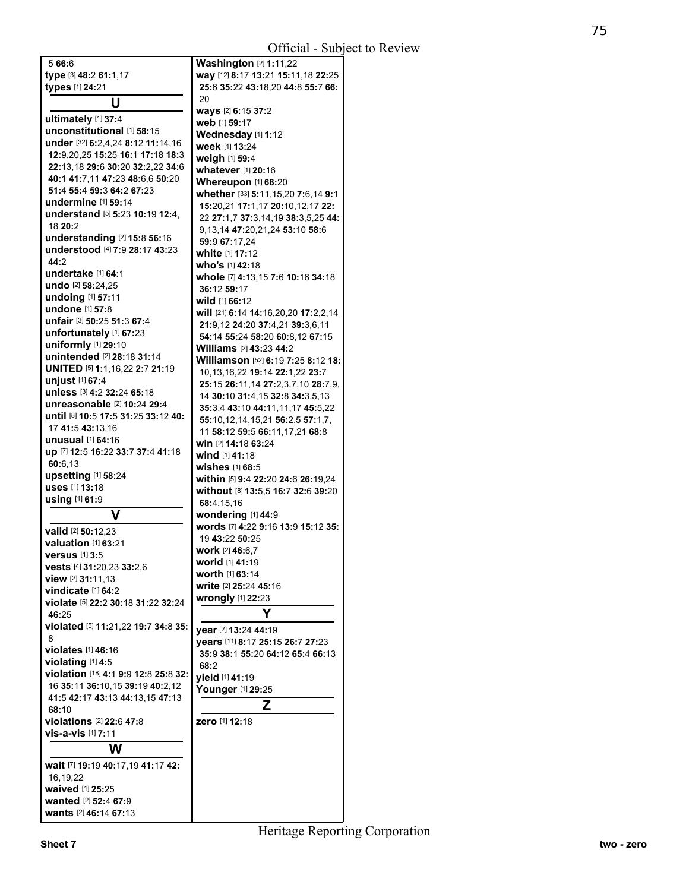5 **66:**6
**type** [3] **48:**2 **61:**1,17
**types** [1] **24:**21

## U

**ultimately** [1] **37:**4
**unconstitutional** [1] **58:**15
**under** [32] **6:**2,4,24 **8:**12 **11:**14,16 **12:**9,20,25 **15:**25 **16:**1 **17:**18 **18:**3 **22:**13,18 **29:**6 **30:**20 **32:**2,22 **34:**6 **40:**1 **41:**7,11 **47:**23 **48:**6,6 **50:**20 **51:**4 **55:**4 **59:**3 **64:**2 **67:**23
**undermine** [1] **59:**14
**understand** [5] **5:**23 **10:**19 **12:**4, 18 **20:**2
**understanding** [2] **15:**8 **56:**16
**understood** [4] **7:**9 **28:**17 **43:**23 **44:**2
**undertake** [1] **64:**1
**undo** [2] **58:**24,25
**undoing** [1] **57:**11
**undone** [1] **57:**8
**unfair** [3] **50:**25 **51:**3 **67:**4
**unfortunately** [1] **67:**23
**uniformly** [1] **29:**10
**unintended** [2] **28:**18 **31:**14
**UNITED** [5] **1:**1,16,22 **2:**7 **21:**19
**unjust** [1] **67:**4
**unless** [3] **4:**2 **32:**24 **65:**18
**unreasonable** [2] **10:**24 **29:**4
**until** [8] **10:**5 **17:**5 **31:**25 **33:**12 **40:**17 **41:**5 **43:**13,16
**unusual** [1] **64:**16
**up** [7] **12:**5 **16:**22 **33:**7 **37:**4 **41:**18 **60:**6,13
**upsetting** [1] **58:**24
**uses** [1] **13:**18
**using** [1] **61:**9

## V

**valid** [2] **50:**12,23
**valuation** [1] **63:**21
**versus** [1] **3:**5
**vests** [4] **31:**20,23 **33:**2,6
**view** [2] **31:**11,13
**vindicate** [1] **64:**2
**violate** [5] **22:**2 **30:**18 **31:**22 **32:**24 **46:**25
**violated** [5] **11:**21,22 **19:**7 **34:**8 **35:**8
**violates** [1] **46:**16
**violating** [1] **4:**5
**violation** [18] **4:**1 **9:**9 **12:**8 **25:**8 **32:**16 **35:**11 **36:**10,15 **39:**19 **40:**2,12 **41:**5 **42:**17 **43:**13 **44:**13,15 **47:**13 **68:**10
**violations** [2] **22:**6 **47:**8
**vis-a-vis** [1] **7:**11

## W

**wait** [7] **19:**19 **40:**17,19 **41:**17 **42:**16,19,22
**waived** [1] **25:**25
**wanted** [2] **52:**4 **67:**9
**wants** [2] **46:**14 **67:**13
**Washington** [2] **1:**11,22
**way** [12] **8:**17 **13:**21 **15:**11,18 **22:**25 **25:**6 **35:**22 **43:**18,20 **44:**8 **55:**7 **66:**20
**ways** [2] **6:**15 **37:**2
**web** [1] **59:**17
**Wednesday** [1] **1:**12
**week** [1] **13:**24
**weigh** [1] **59:**4
**whatever** [1] **20:**16
**Whereupon** [1] **68:**20
**whether** [33] **5:**11,15,20 **7:**6,14 **9:**1 **15:**20,21 **17:**1,17 **20:**10,12,17 **22:**22 **27:**1,7 **37:**3,14,19 **38:**3,5,25 **44:**9,13,14 **47:**20,21,24 **53:**10 **58:**6 **59:**9 **67:**17,24
**white** [1] **17:**12
**who's** [1] **42:**18
**whole** [7] **4:**13,15 **7:**6 **10:**16 **34:**18 **36:**12 **59:**17
**wild** [1] **66:**12
**will** [21] **6:**14 **14:**16,20,20 **17:**2,2,14 **21:**9,12 **24:**20 **37:**4,21 **39:**3,6,11 **54:**14 **55:**24 **58:**20 **60:**8,12 **67:**15
**Williams** [2] **43:**23 **44:**2
**Williamson** [52] **6:**19 **7:**25 **8:**12 **18:**10,13,16,22 **19:**14 **22:**1,22 **23:**7 **25:**15 **26:**11,14 **27:**2,3,7,10 **28:**7,9,14 **30:**10 **31:**4,15 **32:**8 **34:**3,5,13 **35:**3,4 **43:**10 **44:**11,11,17 **45:**5,22 **55:**10,12,14,15,21 **56:**2,5 **57:**1,7,11 **58:**12 **59:**5 **66:**11,17,21 **68:**8
**win** [2] **14:**18 **63:**24
**wind** [1] **41:**18
**wishes** [1] **68:**5
**within** [5] **9:**4 **22:**20 **24:**6 **26:**19,24
**without** [8] **13:**5,5 **16:**7 **32:**6 **39:**20 **68:**4,15,16
**wondering** [1] **44:**9
**words** [7] **4:**22 **9:**16 **13:**9 **15:**12 **35:**19 **43:**22 **50:**25
**work** [2] **46:**6,7
**world** [1] **41:**19
**worth** [1] **63:**14
**write** [2] **25:**24 **45:**16
**wrongly** [1] **22:**23

## Y

**year** [2] **13:**24 **44:**19
**years** [11] **8:**17 **25:**15 **26:**7 **27:**23 **35:**9 **38:**1 **55:**20 **64:**12 **65:**4 **66:**13 **68:**2
**yield** [1] **41:**19
**Younger** [1] **29:**25

## Z

**zero** [1] **12:**18